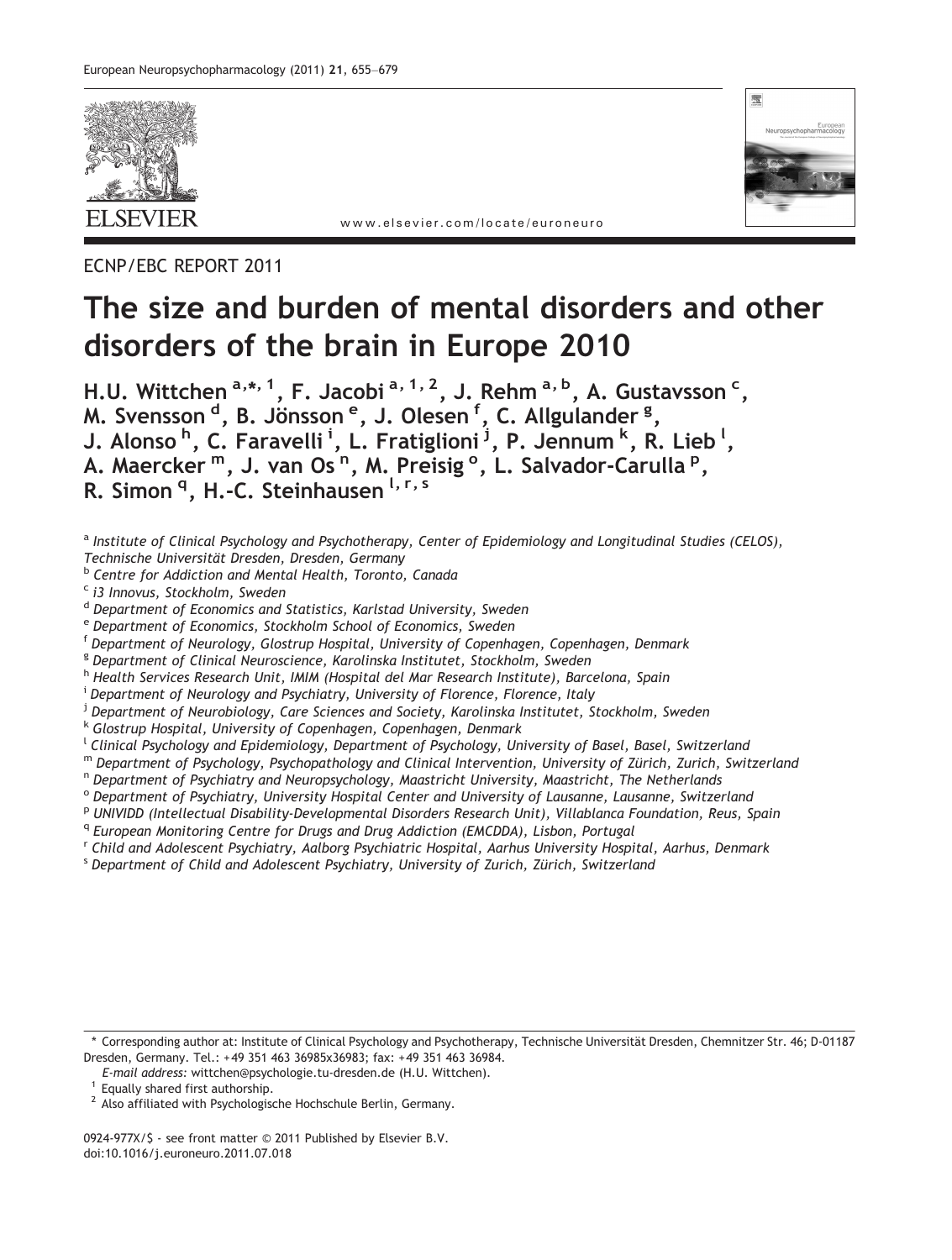ECNP/EBC REPORT 2011

# The size and burden of mental disorders and other disorders of the brain in Europe 2010

**H.U. Wittchen [a,*,1], F. Jacobi [a,1,2], J. Rehm [a,b], A. Gustavsson [c], M. Svensson [d], B. Jönsson [e], J. Olesen [f], C. Allgulander [g], J. Alonso [h], C. Faravelli [i], L. Fratiglioni [j], P. Jennum [k], R. Lieb [l], A. Maercker [m], J. van Os [n], M. Preisig [o], L. Salvador-Carulla [p], R. Simon [q], H.-C. Steinhausen [l,r,s]**

[a] *Institute of Clinical Psychology and Psychotherapy, Center of Epidemiology and Longitudinal Studies (CELOS), Technische Universität Dresden, Dresden, Germany*
[b] *Centre for Addiction and Mental Health, Toronto, Canada*
[c] *i3 Innovus, Stockholm, Sweden*
[d] *Department of Economics and Statistics, Karlstad University, Sweden*
[e] *Department of Economics, Stockholm School of Economics, Sweden*
[f] *Department of Neurology, Glostrup Hospital, University of Copenhagen, Copenhagen, Denmark*
[g] *Department of Clinical Neuroscience, Karolinska Institutet, Stockholm, Sweden*
[h] *Health Services Research Unit, IMIM (Hospital del Mar Research Institute), Barcelona, Spain*
[i] *Department of Neurology and Psychiatry, University of Florence, Florence, Italy*
[j] *Department of Neurobiology, Care Sciences and Society, Karolinska Institutet, Stockholm, Sweden*
[k] *Glostrup Hospital, University of Copenhagen, Copenhagen, Denmark*
[l] *Clinical Psychology and Epidemiology, Department of Psychology, University of Basel, Basel, Switzerland*
[m] *Department of Psychology, Psychopathology and Clinical Intervention, University of Zürich, Zurich, Switzerland*
[n] *Department of Psychiatry and Neuropsychology, Maastricht University, Maastricht, The Netherlands*
[o] *Department of Psychiatry, University Hospital Center and University of Lausanne, Lausanne, Switzerland*
[p] *UNIVIDD (Intellectual Disability-Developmental Disorders Research Unit), Villablanca Foundation, Reus, Spain*
[q] *European Monitoring Centre for Drugs and Drug Addiction (EMCDDA), Lisbon, Portugal*
[r] *Child and Adolescent Psychiatry, Aalborg Psychiatric Hospital, Aarhus University Hospital, Aarhus, Denmark*
[s] *Department of Child and Adolescent Psychiatry, University of Zurich, Zürich, Switzerland*

\* Corresponding author at: Institute of Clinical Psychology and Psychotherapy, Technische Universität Dresden, Chemnitzer Str. 46; D-01187 Dresden, Germany. Tel.: +49 351 463 36985x36983; fax: +49 351 463 36984.
*E-mail address:* wittchen@psychologie.tu-dresden.de (H.U. Wittchen).
[1] Equally shared first authorship.
[2] Also affiliated with Psychologische Hochschule Berlin, Germany.

0924-977X/$ - see front matter © 2011 Published by Elsevier B.V.
doi:10.1016/j.euroneuro.2011.07.018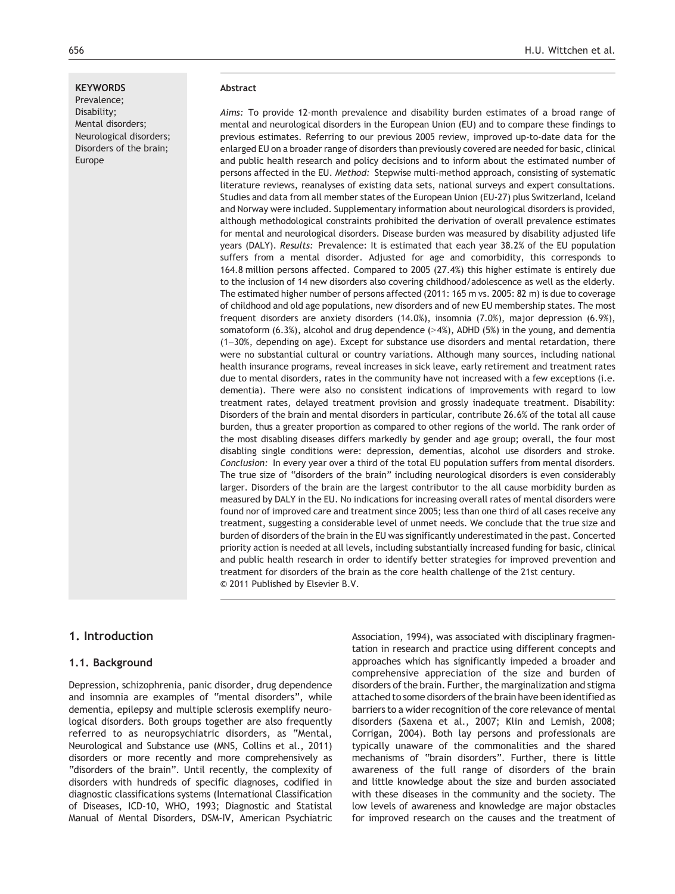**KEYWORDS**
Prevalence;
Disability;
Mental disorders;
Neurological disorders;
Disorders of the brain;
Europe

**Abstract**

*Aims:* To provide 12-month prevalence and disability burden estimates of a broad range of mental and neurological disorders in the European Union (EU) and to compare these findings to previous estimates. Referring to our previous 2005 review, improved up-to-date data for the enlarged EU on a broader range of disorders than previously covered are needed for basic, clinical and public health research and policy decisions and to inform about the estimated number of persons affected in the EU. *Method:* Stepwise multi-method approach, consisting of systematic literature reviews, reanalyses of existing data sets, national surveys and expert consultations. Studies and data from all member states of the European Union (EU-27) plus Switzerland, Iceland and Norway were included. Supplementary information about neurological disorders is provided, although methodological constraints prohibited the derivation of overall prevalence estimates for mental and neurological disorders. Disease burden was measured by disability adjusted life years (DALY). *Results:* Prevalence: It is estimated that each year 38.2% of the EU population suffers from a mental disorder. Adjusted for age and comorbidity, this corresponds to 164.8 million persons affected. Compared to 2005 (27.4%) this higher estimate is entirely due to the inclusion of 14 new disorders also covering childhood/adolescence as well as the elderly. The estimated higher number of persons affected (2011: 165 m vs. 2005: 82 m) is due to coverage of childhood and old age populations, new disorders and of new EU membership states. The most frequent disorders are anxiety disorders (14.0%), insomnia (7.0%), major depression (6.9%), somatoform (6.3%), alcohol and drug dependence (>4%), ADHD (5%) in the young, and dementia (1–30%, depending on age). Except for substance use disorders and mental retardation, there were no substantial cultural or country variations. Although many sources, including national health insurance programs, reveal increases in sick leave, early retirement and treatment rates due to mental disorders, rates in the community have not increased with a few exceptions (i.e. dementia). There were also no consistent indications of improvements with regard to low treatment rates, delayed treatment provision and grossly inadequate treatment. Disability: Disorders of the brain and mental disorders in particular, contribute 26.6% of the total all cause burden, thus a greater proportion as compared to other regions of the world. The rank order of the most disabling diseases differs markedly by gender and age group; overall, the four most disabling single conditions were: depression, dementias, alcohol use disorders and stroke. *Conclusion:* In every year over a third of the total EU population suffers from mental disorders. The true size of "disorders of the brain" including neurological disorders is even considerably larger. Disorders of the brain are the largest contributor to the all cause morbidity burden as measured by DALY in the EU. No indications for increasing overall rates of mental disorders were found nor of improved care and treatment since 2005; less than one third of all cases receive any treatment, suggesting a considerable level of unmet needs. We conclude that the true size and burden of disorders of the brain in the EU was significantly underestimated in the past. Concerted priority action is needed at all levels, including substantially increased funding for basic, clinical and public health research in order to identify better strategies for improved prevention and treatment for disorders of the brain as the core health challenge of the 21st century.
© 2011 Published by Elsevier B.V.

## 1. Introduction

### 1.1. Background

Depression, schizophrenia, panic disorder, drug dependence and insomnia are examples of "mental disorders", while dementia, epilepsy and multiple sclerosis exemplify neurological disorders. Both groups together are also frequently referred to as neuropsychiatric disorders, as "Mental, Neurological and Substance use (MNS, Collins et al., 2011) disorders or more recently and more comprehensively as "disorders of the brain". Until recently, the complexity of disorders with hundreds of specific diagnoses, codified in diagnostic classifications systems (International Classification of Diseases, ICD-10, WHO, 1993; Diagnostic and Statistal Manual of Mental Disorders, DSM-IV, American Psychiatric Association, 1994), was associated with disciplinary fragmentation in research and practice using different concepts and approaches which has significantly impeded a broader and comprehensive appreciation of the size and burden of disorders of the brain. Further, the marginalization and stigma attached to some disorders of the brain have been identified as barriers to a wider recognition of the core relevance of mental disorders (Saxena et al., 2007; Klin and Lemish, 2008; Corrigan, 2004). Both lay persons and professionals are typically unaware of the commonalities and the shared mechanisms of "brain disorders". Further, there is little awareness of the full range of disorders of the brain and little knowledge about the size and burden associated with these diseases in the community and the society. The low levels of awareness and knowledge are major obstacles for improved research on the causes and the treatment of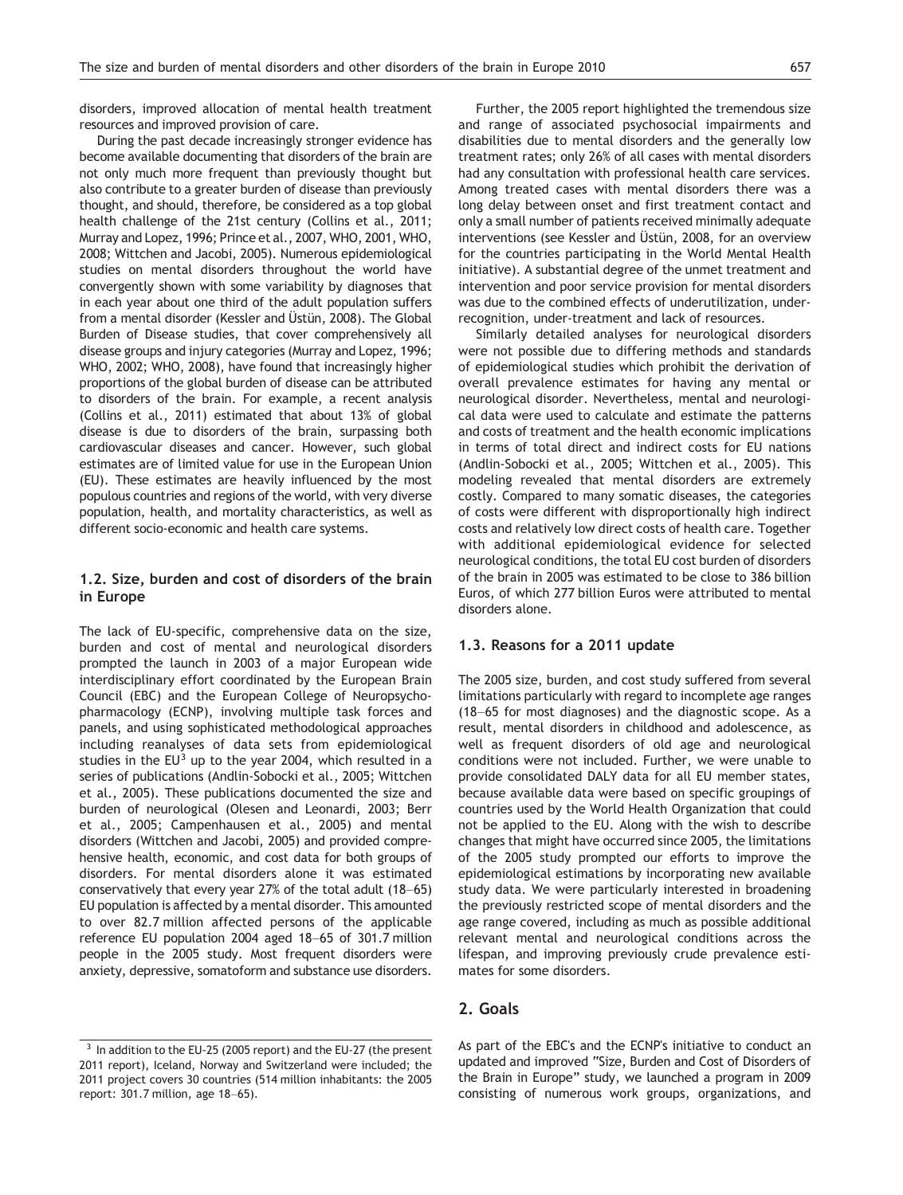disorders, improved allocation of mental health treatment resources and improved provision of care.

During the past decade increasingly stronger evidence has become available documenting that disorders of the brain are not only much more frequent than previously thought but also contribute to a greater burden of disease than previously thought, and should, therefore, be considered as a top global health challenge of the 21st century (Collins et al., 2011; Murray and Lopez, 1996; Prince et al., 2007, WHO, 2001, WHO, 2008; Wittchen and Jacobi, 2005). Numerous epidemiological studies on mental disorders throughout the world have convergently shown with some variability by diagnoses that in each year about one third of the adult population suffers from a mental disorder (Kessler and Üstün, 2008). The Global Burden of Disease studies, that cover comprehensively all disease groups and injury categories (Murray and Lopez, 1996; WHO, 2002; WHO, 2008), have found that increasingly higher proportions of the global burden of disease can be attributed to disorders of the brain. For example, a recent analysis (Collins et al., 2011) estimated that about 13% of global disease is due to disorders of the brain, surpassing both cardiovascular diseases and cancer. However, such global estimates are of limited value for use in the European Union (EU). These estimates are heavily influenced by the most populous countries and regions of the world, with very diverse population, health, and mortality characteristics, as well as different socio-economic and health care systems.

### 1.2. Size, burden and cost of disorders of the brain in Europe

The lack of EU-specific, comprehensive data on the size, burden and cost of mental and neurological disorders prompted the launch in 2003 of a major European wide interdisciplinary effort coordinated by the European Brain Council (EBC) and the European College of Neuropsychopharmacology (ECNP), involving multiple task forces and panels, and using sophisticated methodological approaches including reanalyses of data sets from epidemiological studies in the EU[3] up to the year 2004, which resulted in a series of publications (Andlin-Sobocki et al., 2005; Wittchen et al., 2005). These publications documented the size and burden of neurological (Olesen and Leonardi, 2003; Berr et al., 2005; Campenhausen et al., 2005) and mental disorders (Wittchen and Jacobi, 2005) and provided comprehensive health, economic, and cost data for both groups of disorders. For mental disorders alone it was estimated conservatively that every year 27% of the total adult (18–65) EU population is affected by a mental disorder. This amounted to over 82.7 million affected persons of the applicable reference EU population 2004 aged 18–65 of 301.7 million people in the 2005 study. Most frequent disorders were anxiety, depressive, somatoform and substance use disorders.

Further, the 2005 report highlighted the tremendous size and range of associated psychosocial impairments and disabilities due to mental disorders and the generally low treatment rates; only 26% of all cases with mental disorders had any consultation with professional health care services. Among treated cases with mental disorders there was a long delay between onset and first treatment contact and only a small number of patients received minimally adequate interventions (see Kessler and Üstün, 2008, for an overview for the countries participating in the World Mental Health initiative). A substantial degree of the unmet treatment and intervention and poor service provision for mental disorders was due to the combined effects of underutilization, under-recognition, under-treatment and lack of resources.

Similarly detailed analyses for neurological disorders were not possible due to differing methods and standards of epidemiological studies which prohibit the derivation of overall prevalence estimates for having any mental or neurological disorder. Nevertheless, mental and neurological data were used to calculate and estimate the patterns and costs of treatment and the health economic implications in terms of total direct and indirect costs for EU nations (Andlin-Sobocki et al., 2005; Wittchen et al., 2005). This modeling revealed that mental disorders are extremely costly. Compared to many somatic diseases, the categories of costs were different with disproportionally high indirect costs and relatively low direct costs of health care. Together with additional epidemiological evidence for selected neurological conditions, the total EU cost burden of disorders of the brain in 2005 was estimated to be close to 386 billion Euros, of which 277 billion Euros were attributed to mental disorders alone.

### 1.3. Reasons for a 2011 update

The 2005 size, burden, and cost study suffered from several limitations particularly with regard to incomplete age ranges (18–65 for most diagnoses) and the diagnostic scope. As a result, mental disorders in childhood and adolescence, as well as frequent disorders of old age and neurological conditions were not included. Further, we were unable to provide consolidated DALY data for all EU member states, because available data were based on specific groupings of countries used by the World Health Organization that could not be applied to the EU. Along with the wish to describe changes that might have occurred since 2005, the limitations of the 2005 study prompted our efforts to improve the epidemiological estimations by incorporating new available study data. We were particularly interested in broadening the previously restricted scope of mental disorders and the age range covered, including as much as possible additional relevant mental and neurological conditions across the lifespan, and improving previously crude prevalence estimates for some disorders.

## 2. Goals

As part of the EBC's and the ECNP's initiative to conduct an updated and improved "Size, Burden and Cost of Disorders of the Brain in Europe" study, we launched a program in 2009 consisting of numerous work groups, organizations, and

[3] In addition to the EU-25 (2005 report) and the EU-27 (the present 2011 report), Iceland, Norway and Switzerland were included; the 2011 project covers 30 countries (514 million inhabitants: the 2005 report: 301.7 million, age 18–65).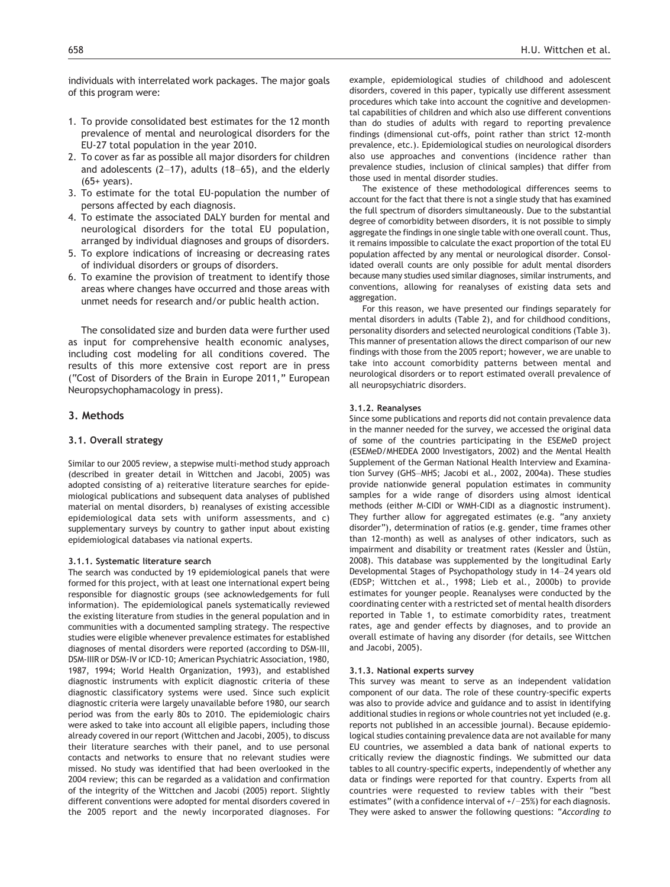individuals with interrelated work packages. The major goals of this program were:

1. To provide consolidated best estimates for the 12 month prevalence of mental and neurological disorders for the EU-27 total population in the year 2010.
2. To cover as far as possible all major disorders for children and adolescents (2–17), adults (18–65), and the elderly (65+ years).
3. To estimate for the total EU-population the number of persons affected by each diagnosis.
4. To estimate the associated DALY burden for mental and neurological disorders for the total EU population, arranged by individual diagnoses and groups of disorders.
5. To explore indications of increasing or decreasing rates of individual disorders or groups of disorders.
6. To examine the provision of treatment to identify those areas where changes have occurred and those areas with unmet needs for research and/or public health action.

The consolidated size and burden data were further used as input for comprehensive health economic analyses, including cost modeling for all conditions covered. The results of this more extensive cost report are in press ("Cost of Disorders of the Brain in Europe 2011," European Neuropsychophamacology in press).

## 3. Methods

### 3.1. Overall strategy

Similar to our 2005 review, a stepwise multi-method study approach (described in greater detail in Wittchen and Jacobi, 2005) was adopted consisting of a) reiterative literature searches for epidemiological publications and subsequent data analyses of published material on mental disorders, b) reanalyses of existing accessible epidemiological data sets with uniform assessments, and c) supplementary surveys by country to gather input about existing epidemiological databases via national experts.

#### 3.1.1. Systematic literature search

The search was conducted by 19 epidemiological panels that were formed for this project, with at least one international expert being responsible for diagnostic groups (see acknowledgements for full information). The epidemiological panels systematically reviewed the existing literature from studies in the general population and in communities with a documented sampling strategy. The respective studies were eligible whenever prevalence estimates for established diagnoses of mental disorders were reported (according to DSM-III, DSM-IIIR or DSM-IV or ICD-10; American Psychiatric Association, 1980, 1987, 1994; World Health Organization, 1993), and established diagnostic instruments with explicit diagnostic criteria of these diagnostic classificatory systems were used. Since such explicit diagnostic criteria were largely unavailable before 1980, our search period was from the early 80s to 2010. The epidemiologic chairs were asked to take into account all eligible papers, including those already covered in our report (Wittchen and Jacobi, 2005), to discuss their literature searches with their panel, and to use personal contacts and networks to ensure that no relevant studies were missed. No study was identified that had been overlooked in the 2004 review; this can be regarded as a validation and confirmation of the integrity of the Wittchen and Jacobi (2005) report. Slightly different conventions were adopted for mental disorders covered in the 2005 report and the newly incorporated diagnoses. For example, epidemiological studies of childhood and adolescent disorders, covered in this paper, typically use different assessment procedures which take into account the cognitive and developmental capabilities of children and which also use different conventions than do studies of adults with regard to reporting prevalence findings (dimensional cut-offs, point rather than strict 12-month prevalence, etc.). Epidemiological studies on neurological disorders also use approaches and conventions (incidence rather than prevalence studies, inclusion of clinical samples) that differ from those used in mental disorder studies.

The existence of these methodological differences seems to account for the fact that there is not a single study that has examined the full spectrum of disorders simultaneously. Due to the substantial degree of comorbidity between disorders, it is not possible to simply aggregate the findings in one single table with one overall count. Thus, it remains impossible to calculate the exact proportion of the total EU population affected by any mental or neurological disorder. Consolidated overall counts are only possible for adult mental disorders because many studies used similar diagnoses, similar instruments, and conventions, allowing for reanalyses of existing data sets and aggregation.

For this reason, we have presented our findings separately for mental disorders in adults (Table 2), and for childhood conditions, personality disorders and selected neurological conditions (Table 3). This manner of presentation allows the direct comparison of our new findings with those from the 2005 report; however, we are unable to take into account comorbidity patterns between mental and neurological disorders or to report estimated overall prevalence of all neuropsychiatric disorders.

#### 3.1.2. Reanalyses

Since some publications and reports did not contain prevalence data in the manner needed for the survey, we accessed the original data of some of the countries participating in the ESEMeD project (ESEMeD/MHEDEA 2000 Investigators, 2002) and the Mental Health Supplement of the German National Health Interview and Examination Survey (GHS–MHS; Jacobi et al., 2002, 2004a). These studies provide nationwide general population estimates in community samples for a wide range of disorders using almost identical methods (either M-CIDI or WMH-CIDI as a diagnostic instrument). They further allow for aggregated estimates (e.g. "any anxiety disorder"), determination of ratios (e.g. gender, time frames other than 12-month) as well as analyses of other indicators, such as impairment and disability or treatment rates (Kessler and Üstün, 2008). This database was supplemented by the longitudinal Early Developmental Stages of Psychopathology study in 14–24 years old (EDSP; Wittchen et al., 1998; Lieb et al., 2000b) to provide estimates for younger people. Reanalyses were conducted by the coordinating center with a restricted set of mental health disorders reported in Table 1, to estimate comorbidity rates, treatment rates, age and gender effects by diagnoses, and to provide an overall estimate of having any disorder (for details, see Wittchen and Jacobi, 2005).

#### 3.1.3. National experts survey

This survey was meant to serve as an independent validation component of our data. The role of these country-specific experts was also to provide advice and guidance and to assist in identifying additional studies in regions or whole countries not yet included (e.g. reports not published in an accessible journal). Because epidemiological studies containing prevalence data are not available for many EU countries, we assembled a data bank of national experts to critically review the diagnostic findings. We submitted our data tables to all country-specific experts, independently of whether any data or findings were reported for that country. Experts from all countries were requested to review tables with their "best estimates" (with a confidence interval of +/−25%) for each diagnosis. They were asked to answer the following questions: "*According to*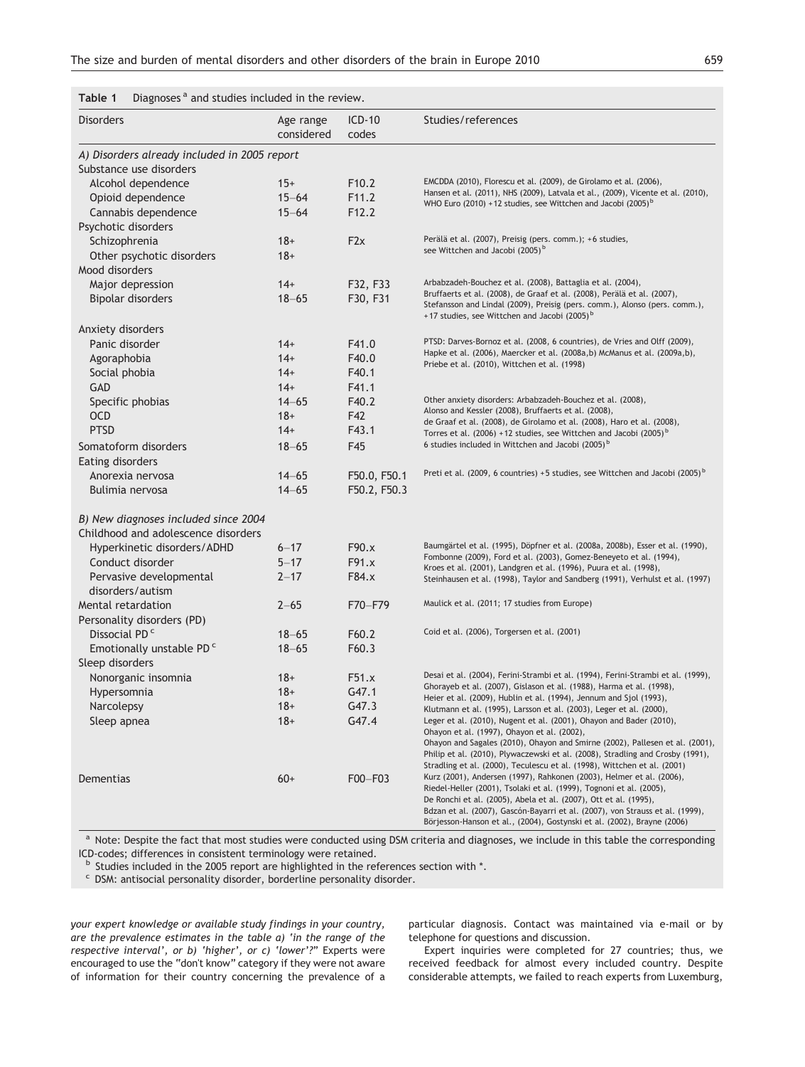**Table 1** Diagnoses [a] and studies included in the review.

| Disorders | Age range considered | ICD-10 codes | Studies/references |
|---|---|---|---|
| *A) Disorders already included in 2005 report* | | | |
| Substance use disorders | | | |
| Alcohol dependence | 15+ | F10.2 | EMCDDA (2010), Florescu et al. (2009), de Girolamo et al. (2006), Hansen et al. (2011), NHS (2009), Latvala et al., (2009), Vicente et al. (2010), WHO Euro (2010) +12 studies, see Wittchen and Jacobi (2005) [b] |
| Opioid dependence | 15–64 | F11.2 | |
| Cannabis dependence | 15–64 | F12.2 | |
| Psychotic disorders | | | |
| Schizophrenia | 18+ | F2x | Perälä et al. (2007), Preisig (pers. comm.); +6 studies, see Wittchen and Jacobi (2005) [b] |
| Other psychotic disorders | 18+ | | |
| Mood disorders | | | |
| Major depression | 14+ | F32, F33 | Arbabzadeh-Bouchez et al. (2008), Battaglia et al. (2004), Bruffaerts et al. (2008), de Graaf et al. (2008), Perälä et al. (2007), Stefansson and Lindal (2009), Preisig (pers. comm.), Alonso (pers. comm.), +17 studies, see Wittchen and Jacobi (2005) [b] |
| Bipolar disorders | 18–65 | F30, F31 | |
| Anxiety disorders | | | |
| Panic disorder | 14+ | F41.0 | PTSD: Darves-Bornoz et al. (2008, 6 countries), de Vries and Olff (2009), Hapke et al. (2006), Maercker et al. (2008a,b) McManus et al. (2009a,b), Priebe et al. (2010), Wittchen et al. (1998) |
| Agoraphobia | 14+ | F40.0 | |
| Social phobia | 14+ | F40.1 | |
| GAD | 14+ | F41.1 | |
| Specific phobias | 14–65 | F40.2 | Other anxiety disorders: Arbabzadeh-Bouchez et al. (2008), Alonso and Kessler (2008), Bruffaerts et al. (2008), de Graaf et al. (2008), de Girolamo et al. (2008), Haro et al. (2008), Torres et al. (2006) +12 studies, see Wittchen and Jacobi (2005) [b] |
| OCD | 18+ | F42 | |
| PTSD | 14+ | F43.1 | |
| Somatoform disorders | 18–65 | F45 | 6 studies included in Wittchen and Jacobi (2005) [b] |
| Eating disorders | | | |
| Anorexia nervosa | 14–65 | F50.0, F50.1 | Preti et al. (2009, 6 countries) +5 studies, see Wittchen and Jacobi (2005) [b] |
| Bulimia nervosa | 14–65 | F50.2, F50.3 | |
| *B) New diagnoses included since 2004* | | | |
| Childhood and adolescence disorders | | | |
| Hyperkinetic disorders/ADHD | 6–17 | F90.x | Baumgärtel et al. (1995), Döpfner et al. (2008a, 2008b), Esser et al. (1990), Fombonne (2009), Ford et al. (2003), Gomez-Beneyeto et al. (1994), Kroes et al. (2001), Landgren et al. (1996), Puura et al. (1998), Steinhausen et al. (1998), Taylor and Sandberg (1991), Verhulst et al. (1997) |
| Conduct disorder | 5–17 | F91.x | |
| Pervasive developmental disorders/autism | 2–17 | F84.x | |
| Mental retardation | 2–65 | F70–F79 | Maulick et al. (2011; 17 studies from Europe) |
| Personality disorders (PD) | | | |
| Dissocial PD [c] | 18–65 | F60.2 | Coid et al. (2006), Torgersen et al. (2001) |
| Emotionally unstable PD [c] | 18–65 | F60.3 | |
| Sleep disorders | | | |
| Nonorganic insomnia | 18+ | F51.x | Desai et al. (2004), Ferini-Strambi et al. (1994), Ferini-Strambi et al. (1999), Ghorayeb et al. (2007), Gislason et al. (1988), Harma et al. (1998), Heier et al. (2009), Hublin et al. (1994), Jennum and Sjol (1993), Klutmann et al. (1995), Larsson et al. (2003), Leger et al. (2000), Leger et al. (2010), Nugent et al. (2001), Ohayon and Bader (2010), Ohayon et al. (1997), Ohayon et al. (2002), Ohayon and Sagales (2010), Ohayon and Smirne (2002), Pallesen et al. (2001), Philip et al. (2010), Plywaczewski et al. (2008), Stradling and Crosby (1991), Stradling et al. (2000), Teculescu et al. (1998), Wittchen et al. (2001) |
| Hypersomnia | 18+ | G47.1 | |
| Narcolepsy | 18+ | G47.3 | |
| Sleep apnea | 18+ | G47.4 | |
| Dementias | 60+ | F00–F03 | Kurz (2001), Andersen (1997), Rahkonen (2003), Helmer et al. (2006), Riedel-Heller (2001), Tsolaki et al. (1999), Tognoni et al. (2005), De Ronchi et al. (2005), Abela et al. (2007), Ott et al. (1995), Bdzan et al. (2007), Gascón-Bayarri et al. (2007), von Strauss et al. (1999), Börjesson-Hanson et al., (2004), Gostynski et al. (2002), Brayne (2006) |

[a] Note: Despite the fact that most studies were conducted using DSM criteria and diagnoses, we include in this table the corresponding ICD-codes; differences in consistent terminology were retained.

[b] Studies included in the 2005 report are highlighted in the references section with *.

[c] DSM: antisocial personality disorder, borderline personality disorder.

*your expert knowledge or available study findings in your country, are the prevalence estimates in the table a) 'in the range of the respective interval', or b) 'higher', or c) 'lower'?"* Experts were encouraged to use the "don't know" category if they were not aware of information for their country concerning the prevalence of a particular diagnosis. Contact was maintained via e-mail or by telephone for questions and discussion.

Expert inquiries were completed for 27 countries; thus, we received feedback for almost every included country. Despite considerable attempts, we failed to reach experts from Luxemburg,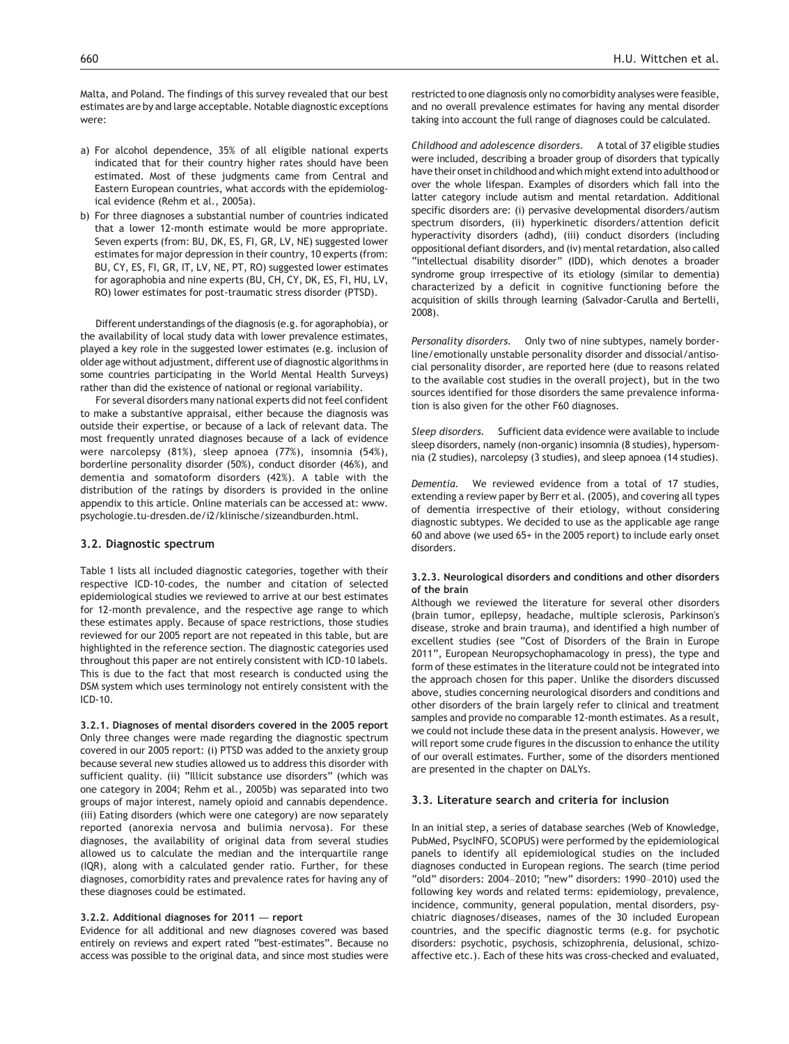Malta, and Poland. The findings of this survey revealed that our best estimates are by and large acceptable. Notable diagnostic exceptions were:

a) For alcohol dependence, 35% of all eligible national experts indicated that for their country higher rates should have been estimated. Most of these judgments came from Central and Eastern European countries, what accords with the epidemiological evidence (Rehm et al., 2005a).
b) For three diagnoses a substantial number of countries indicated that a lower 12-month estimate would be more appropriate. Seven experts (from: BU, DK, ES, FI, GR, LV, NE) suggested lower estimates for major depression in their country, 10 experts (from: BU, CY, ES, FI, GR, IT, LV, NE, PT, RO) suggested lower estimates for agoraphobia and nine experts (BU, CH, CY, DK, ES, FI, HU, LV, RO) lower estimates for post-traumatic stress disorder (PTSD).

Different understandings of the diagnosis (e.g. for agoraphobia), or the availability of local study data with lower prevalence estimates, played a key role in the suggested lower estimates (e.g. inclusion of older age without adjustment, different use of diagnostic algorithms in some countries participating in the World Mental Health Surveys) rather than did the existence of national or regional variability.

For several disorders many national experts did not feel confident to make a substantive appraisal, either because the diagnosis was outside their expertise, or because of a lack of relevant data. The most frequently unrated diagnoses because of a lack of evidence were narcolepsy (81%), sleep apnoea (77%), insomnia (54%), borderline personality disorder (50%), conduct disorder (46%), and dementia and somatoform disorders (42%). A table with the distribution of the ratings by disorders is provided in the online appendix to this article. Online materials can be accessed at: www.psychologie.tu-dresden.de/i2/klinische/sizeandburden.html.

### 3.2. Diagnostic spectrum

Table 1 lists all included diagnostic categories, together with their respective ICD-10-codes, the number and citation of selected epidemiological studies we reviewed to arrive at our best estimates for 12-month prevalence, and the respective age range to which these estimates apply. Because of space restrictions, those studies reviewed for our 2005 report are not repeated in this table, but are highlighted in the reference section. The diagnostic categories used throughout this paper are not entirely consistent with ICD-10 labels. This is due to the fact that most research is conducted using the DSM system which uses terminology not entirely consistent with the ICD-10.

#### 3.2.1. Diagnoses of mental disorders covered in the 2005 report

Only three changes were made regarding the diagnostic spectrum covered in our 2005 report: (i) PTSD was added to the anxiety group because several new studies allowed us to address this disorder with sufficient quality. (ii) "Illicit substance use disorders" (which was one category in 2004; Rehm et al., 2005b) was separated into two groups of major interest, namely opioid and cannabis dependence. (iii) Eating disorders (which were one category) are now separately reported (anorexia nervosa and bulimia nervosa). For these diagnoses, the availability of original data from several studies allowed us to calculate the median and the interquartile range (IQR), along with a calculated gender ratio. Further, for these diagnoses, comorbidity rates and prevalence rates for having any of these diagnoses could be estimated.

#### 3.2.2. Additional diagnoses for 2011 — report

Evidence for all additional and new diagnoses covered was based entirely on reviews and expert rated "best-estimates". Because no access was possible to the original data, and since most studies were restricted to one diagnosis only no comorbidity analyses were feasible, and no overall prevalence estimates for having any mental disorder taking into account the full range of diagnoses could be calculated.

*Childhood and adolescence disorders.* A total of 37 eligible studies were included, describing a broader group of disorders that typically have their onset in childhood and which might extend into adulthood or over the whole lifespan. Examples of disorders which fall into the latter category include autism and mental retardation. Additional specific disorders are: (i) pervasive developmental disorders/autism spectrum disorders, (ii) hyperkinetic disorders/attention deficit hyperactivity disorders (adhd), (iii) conduct disorders (including oppositional defiant disorders, and (iv) mental retardation, also called "intellectual disability disorder" (IDD), which denotes a broader syndrome group irrespective of its etiology (similar to dementia) characterized by a deficit in cognitive functioning before the acquisition of skills through learning (Salvador-Carulla and Bertelli, 2008).

*Personality disorders.* Only two of nine subtypes, namely borderline/emotionally unstable personality disorder and dissocial/antisocial personality disorder, are reported here (due to reasons related to the available cost studies in the overall project), but in the two sources identified for those disorders the same prevalence information is also given for the other F60 diagnoses.

*Sleep disorders.* Sufficient data evidence were available to include sleep disorders, namely (non-organic) insomnia (8 studies), hypersomnia (2 studies), narcolepsy (3 studies), and sleep apnoea (14 studies).

*Dementia.* We reviewed evidence from a total of 17 studies, extending a review paper by Berr et al. (2005), and covering all types of dementia irrespective of their etiology, without considering diagnostic subtypes. We decided to use as the applicable age range 60 and above (we used 65+ in the 2005 report) to include early onset disorders.

#### 3.2.3. Neurological disorders and conditions and other disorders of the brain

Although we reviewed the literature for several other disorders (brain tumor, epilepsy, headache, multiple sclerosis, Parkinson's disease, stroke and brain trauma), and identified a high number of excellent studies (see "Cost of Disorders of the Brain in Europe 2011", European Neuropsychophamacology in press), the type and form of these estimates in the literature could not be integrated into the approach chosen for this paper. Unlike the disorders discussed above, studies concerning neurological disorders and conditions and other disorders of the brain largely refer to clinical and treatment samples and provide no comparable 12-month estimates. As a result, we could not include these data in the present analysis. However, we will report some crude figures in the discussion to enhance the utility of our overall estimates. Further, some of the disorders mentioned are presented in the chapter on DALYs.

### 3.3. Literature search and criteria for inclusion

In an initial step, a series of database searches (Web of Knowledge, PubMed, PsycINFO, SCOPUS) were performed by the epidemiological panels to identify all epidemiological studies on the included diagnoses conducted in European regions. The search (time period "old" disorders: 2004–2010; "new" disorders: 1990–2010) used the following key words and related terms: epidemiology, prevalence, incidence, community, general population, mental disorders, psychiatric diagnoses/diseases, names of the 30 included European countries, and the specific diagnostic terms (e.g. for psychotic disorders: psychotic, psychosis, schizophrenia, delusional, schizoaffective etc.). Each of these hits was cross-checked and evaluated,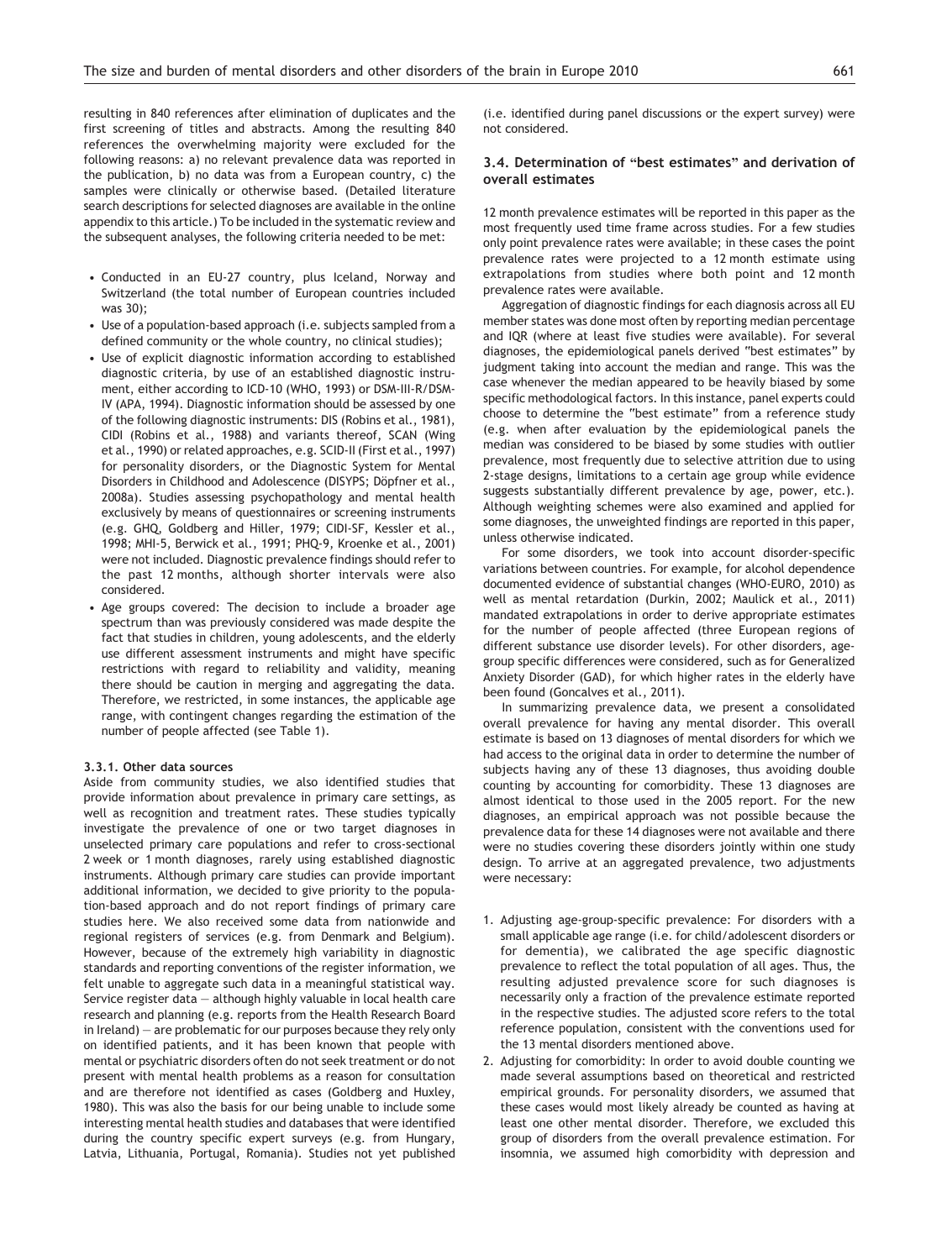resulting in 840 references after elimination of duplicates and the first screening of titles and abstracts. Among the resulting 840 references the overwhelming majority were excluded for the following reasons: a) no relevant prevalence data was reported in the publication, b) no data was from a European country, c) the samples were clinically or otherwise based. (Detailed literature search descriptions for selected diagnoses are available in the online appendix to this article.) To be included in the systematic review and the subsequent analyses, the following criteria needed to be met:

- Conducted in an EU-27 country, plus Iceland, Norway and Switzerland (the total number of European countries included was 30);
- Use of a population-based approach (i.e. subjects sampled from a defined community or the whole country, no clinical studies);
- Use of explicit diagnostic information according to established diagnostic criteria, by use of an established diagnostic instrument, either according to ICD-10 (WHO, 1993) or DSM-III-R/DSM-IV (APA, 1994). Diagnostic information should be assessed by one of the following diagnostic instruments: DIS (Robins et al., 1981), CIDI (Robins et al., 1988) and variants thereof, SCAN (Wing et al., 1990) or related approaches, e.g. SCID-II (First et al., 1997) for personality disorders, or the Diagnostic System for Mental Disorders in Childhood and Adolescence (DISYPS; Döpfner et al., 2008a). Studies assessing psychopathology and mental health exclusively by means of questionnaires or screening instruments (e.g. GHQ, Goldberg and Hiller, 1979; CIDI-SF, Kessler et al., 1998; MHI-5, Berwick et al., 1991; PHQ-9, Kroenke et al., 2001) were not included. Diagnostic prevalence findings should refer to the past 12 months, although shorter intervals were also considered.
- Age groups covered: The decision to include a broader age spectrum than was previously considered was made despite the fact that studies in children, young adolescents, and the elderly use different assessment instruments and might have specific restrictions with regard to reliability and validity, meaning there should be caution in merging and aggregating the data. Therefore, we restricted, in some instances, the applicable age range, with contingent changes regarding the estimation of the number of people affected (see Table 1).

#### 3.3.1. Other data sources

Aside from community studies, we also identified studies that provide information about prevalence in primary care settings, as well as recognition and treatment rates. These studies typically investigate the prevalence of one or two target diagnoses in unselected primary care populations and refer to cross-sectional 2 week or 1 month diagnoses, rarely using established diagnostic instruments. Although primary care studies can provide important additional information, we decided to give priority to the population-based approach and do not report findings of primary care studies here. We also received some data from nationwide and regional registers of services (e.g. from Denmark and Belgium). However, because of the extremely high variability in diagnostic standards and reporting conventions of the register information, we felt unable to aggregate such data in a meaningful statistical way. Service register data — although highly valuable in local health care research and planning (e.g. reports from the Health Research Board in Ireland) — are problematic for our purposes because they rely only on identified patients, and it has been known that people with mental or psychiatric disorders often do not seek treatment or do not present with mental health problems as a reason for consultation and are therefore not identified as cases (Goldberg and Huxley, 1980). This was also the basis for our being unable to include some interesting mental health studies and databases that were identified during the country specific expert surveys (e.g. from Hungary, Latvia, Lithuania, Portugal, Romania). Studies not yet published (i.e. identified during panel discussions or the expert survey) were not considered.

### 3.4. Determination of "best estimates" and derivation of overall estimates

12 month prevalence estimates will be reported in this paper as the most frequently used time frame across studies. For a few studies only point prevalence rates were available; in these cases the point prevalence rates were projected to a 12 month estimate using extrapolations from studies where both point and 12 month prevalence rates were available.

Aggregation of diagnostic findings for each diagnosis across all EU member states was done most often by reporting median percentage and IQR (where at least five studies were available). For several diagnoses, the epidemiological panels derived "best estimates" by judgment taking into account the median and range. This was the case whenever the median appeared to be heavily biased by some specific methodological factors. In this instance, panel experts could choose to determine the "best estimate" from a reference study (e.g. when after evaluation by the epidemiological panels the median was considered to be biased by some studies with outlier prevalence, most frequently due to selective attrition due to using 2-stage designs, limitations to a certain age group while evidence suggests substantially different prevalence by age, power, etc.). Although weighting schemes were also examined and applied for some diagnoses, the unweighted findings are reported in this paper, unless otherwise indicated.

For some disorders, we took into account disorder-specific variations between countries. For example, for alcohol dependence documented evidence of substantial changes (WHO-EURO, 2010) as well as mental retardation (Durkin, 2002; Maulick et al., 2011) mandated extrapolations in order to derive appropriate estimates for the number of people affected (three European regions of different substance use disorder levels). For other disorders, age-group specific differences were considered, such as for Generalized Anxiety Disorder (GAD), for which higher rates in the elderly have been found (Goncalves et al., 2011).

In summarizing prevalence data, we present a consolidated overall prevalence for having any mental disorder. This overall estimate is based on 13 diagnoses of mental disorders for which we had access to the original data in order to determine the number of subjects having any of these 13 diagnoses, thus avoiding double counting by accounting for comorbidity. These 13 diagnoses are almost identical to those used in the 2005 report. For the new diagnoses, an empirical approach was not possible because the prevalence data for these 14 diagnoses were not available and there were no studies covering these disorders jointly within one study design. To arrive at an aggregated prevalence, two adjustments were necessary:

1. Adjusting age-group-specific prevalence: For disorders with a small applicable age range (i.e. for child/adolescent disorders or for dementia), we calibrated the age specific diagnostic prevalence to reflect the total population of all ages. Thus, the resulting adjusted prevalence score for such diagnoses is necessarily only a fraction of the prevalence estimate reported in the respective studies. The adjusted score refers to the total reference population, consistent with the conventions used for the 13 mental disorders mentioned above.
2. Adjusting for comorbidity: In order to avoid double counting we made several assumptions based on theoretical and restricted empirical grounds. For personality disorders, we assumed that these cases would most likely already be counted as having at least one other mental disorder. Therefore, we excluded this group of disorders from the overall prevalence estimation. For insomnia, we assumed high comorbidity with depression and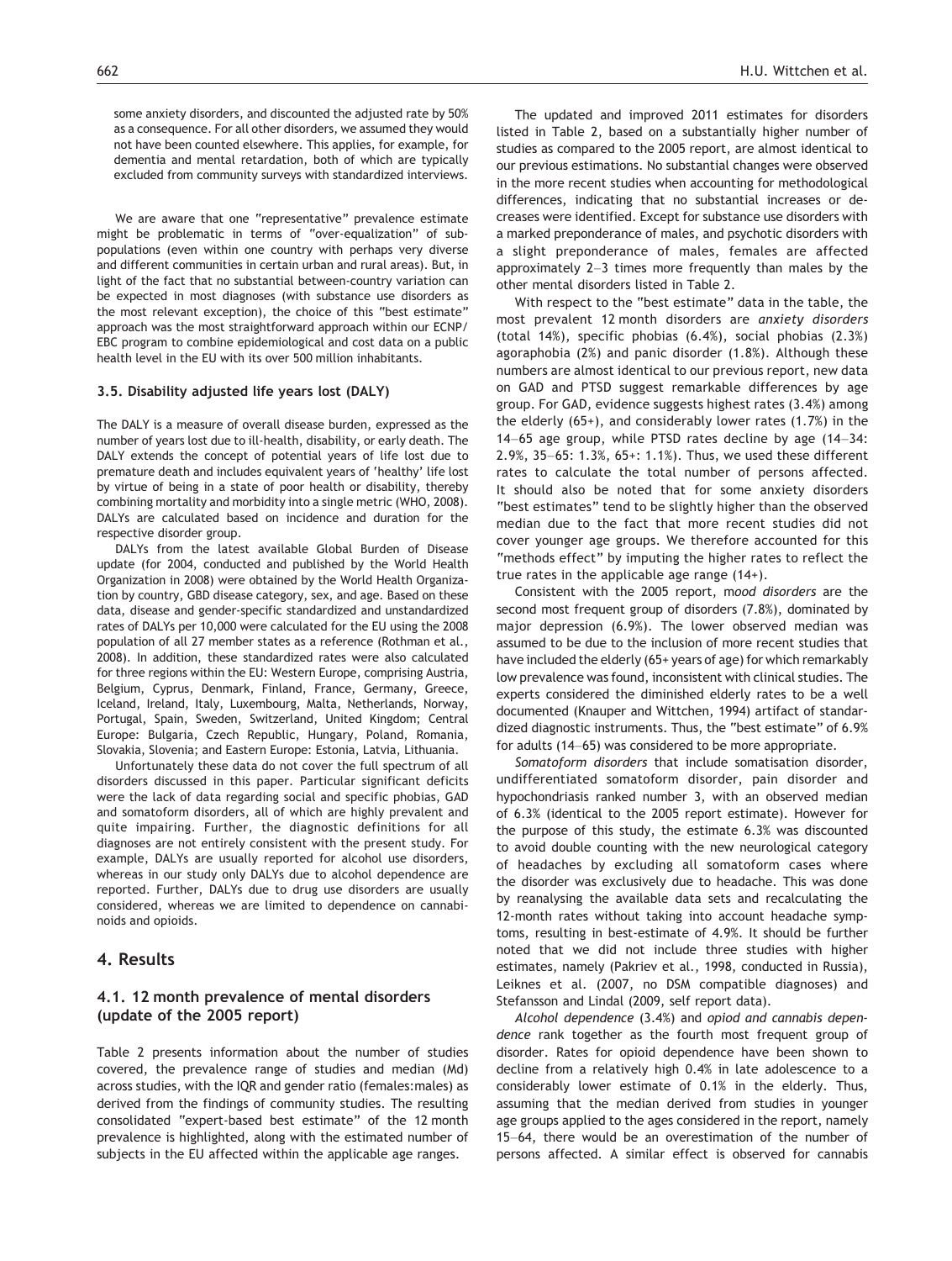some anxiety disorders, and discounted the adjusted rate by 50% as a consequence. For all other disorders, we assumed they would not have been counted elsewhere. This applies, for example, for dementia and mental retardation, both of which are typically excluded from community surveys with standardized interviews.

We are aware that one "representative" prevalence estimate might be problematic in terms of "over-equalization" of subpopulations (even within one country with perhaps very diverse and different communities in certain urban and rural areas). But, in light of the fact that no substantial between-country variation can be expected in most diagnoses (with substance use disorders as the most relevant exception), the choice of this "best estimate" approach was the most straightforward approach within our ECNP/EBC program to combine epidemiological and cost data on a public health level in the EU with its over 500 million inhabitants.

### 3.5. Disability adjusted life years lost (DALY)

The DALY is a measure of overall disease burden, expressed as the number of years lost due to ill-health, disability, or early death. The DALY extends the concept of potential years of life lost due to premature death and includes equivalent years of 'healthy' life lost by virtue of being in a state of poor health or disability, thereby combining mortality and morbidity into a single metric (WHO, 2008). DALYs are calculated based on incidence and duration for the respective disorder group.

DALYs from the latest available Global Burden of Disease update (for 2004, conducted and published by the World Health Organization in 2008) were obtained by the World Health Organization by country, GBD disease category, sex, and age. Based on these data, disease and gender-specific standardized and unstandardized rates of DALYs per 10,000 were calculated for the EU using the 2008 population of all 27 member states as a reference (Rothman et al., 2008). In addition, these standardized rates were also calculated for three regions within the EU: Western Europe, comprising Austria, Belgium, Cyprus, Denmark, Finland, France, Germany, Greece, Iceland, Ireland, Italy, Luxembourg, Malta, Netherlands, Norway, Portugal, Spain, Sweden, Switzerland, United Kingdom; Central Europe: Bulgaria, Czech Republic, Hungary, Poland, Romania, Slovakia, Slovenia; and Eastern Europe: Estonia, Latvia, Lithuania.

Unfortunately these data do not cover the full spectrum of all disorders discussed in this paper. Particular significant deficits were the lack of data regarding social and specific phobias, GAD and somatoform disorders, all of which are highly prevalent and quite impairing. Further, the diagnostic definitions for all diagnoses are not entirely consistent with the present study. For example, DALYs are usually reported for alcohol use disorders, whereas in our study only DALYs due to alcohol dependence are reported. Further, DALYs due to drug use disorders are usually considered, whereas we are limited to dependence on cannabinoids and opioids.

## 4. Results

### 4.1. 12 month prevalence of mental disorders (update of the 2005 report)

Table 2 presents information about the number of studies covered, the prevalence range of studies and median (Md) across studies, with the IQR and gender ratio (females:males) as derived from the findings of community studies. The resulting consolidated "expert-based best estimate" of the 12 month prevalence is highlighted, along with the estimated number of subjects in the EU affected within the applicable age ranges.

The updated and improved 2011 estimates for disorders listed in Table 2, based on a substantially higher number of studies as compared to the 2005 report, are almost identical to our previous estimations. No substantial changes were observed in the more recent studies when accounting for methodological differences, indicating that no substantial increases or decreases were identified. Except for substance use disorders with a marked preponderance of males, and psychotic disorders with a slight preponderance of males, females are affected approximately 2–3 times more frequently than males by the other mental disorders listed in Table 2.

With respect to the "best estimate" data in the table, the most prevalent 12 month disorders are *anxiety disorders* (total 14%), specific phobias (6.4%), social phobias (2.3%) agoraphobia (2%) and panic disorder (1.8%). Although these numbers are almost identical to our previous report, new data on GAD and PTSD suggest remarkable differences by age group. For GAD, evidence suggests highest rates (3.4%) among the elderly (65+), and considerably lower rates (1.7%) in the 14–65 age group, while PTSD rates decline by age (14–34: 2.9%, 35–65: 1.3%, 65+: 1.1%). Thus, we used these different rates to calculate the total number of persons affected. It should also be noted that for some anxiety disorders "best estimates" tend to be slightly higher than the observed median due to the fact that more recent studies did not cover younger age groups. We therefore accounted for this "methods effect" by imputing the higher rates to reflect the true rates in the applicable age range (14+).

Consistent with the 2005 report, m*ood disorders* are the second most frequent group of disorders (7.8%), dominated by major depression (6.9%). The lower observed median was assumed to be due to the inclusion of more recent studies that have included the elderly (65+ years of age) for which remarkably low prevalence was found, inconsistent with clinical studies. The experts considered the diminished elderly rates to be a well documented (Knauper and Wittchen, 1994) artifact of standardized diagnostic instruments. Thus, the "best estimate" of 6.9% for adults (14–65) was considered to be more appropriate.

*Somatoform disorders* that include somatisation disorder, undifferentiated somatoform disorder, pain disorder and hypochondriasis ranked number 3, with an observed median of 6.3% (identical to the 2005 report estimate). However for the purpose of this study, the estimate 6.3% was discounted to avoid double counting with the new neurological category of headaches by excluding all somatoform cases where the disorder was exclusively due to headache. This was done by reanalysing the available data sets and recalculating the 12-month rates without taking into account headache symptoms, resulting in best-estimate of 4.9%. It should be further noted that we did not include three studies with higher estimates, namely (Pakriev et al., 1998, conducted in Russia), Leiknes et al. (2007, no DSM compatible diagnoses) and Stefansson and Lindal (2009, self report data).

*Alcohol dependence* (3.4%) and *opiod and cannabis dependence* rank together as the fourth most frequent group of disorder. Rates for opioid dependence have been shown to decline from a relatively high 0.4% in late adolescence to a considerably lower estimate of 0.1% in the elderly. Thus, assuming that the median derived from studies in younger age groups applied to the ages considered in the report, namely 15–64, there would be an overestimation of the number of persons affected. A similar effect is observed for cannabis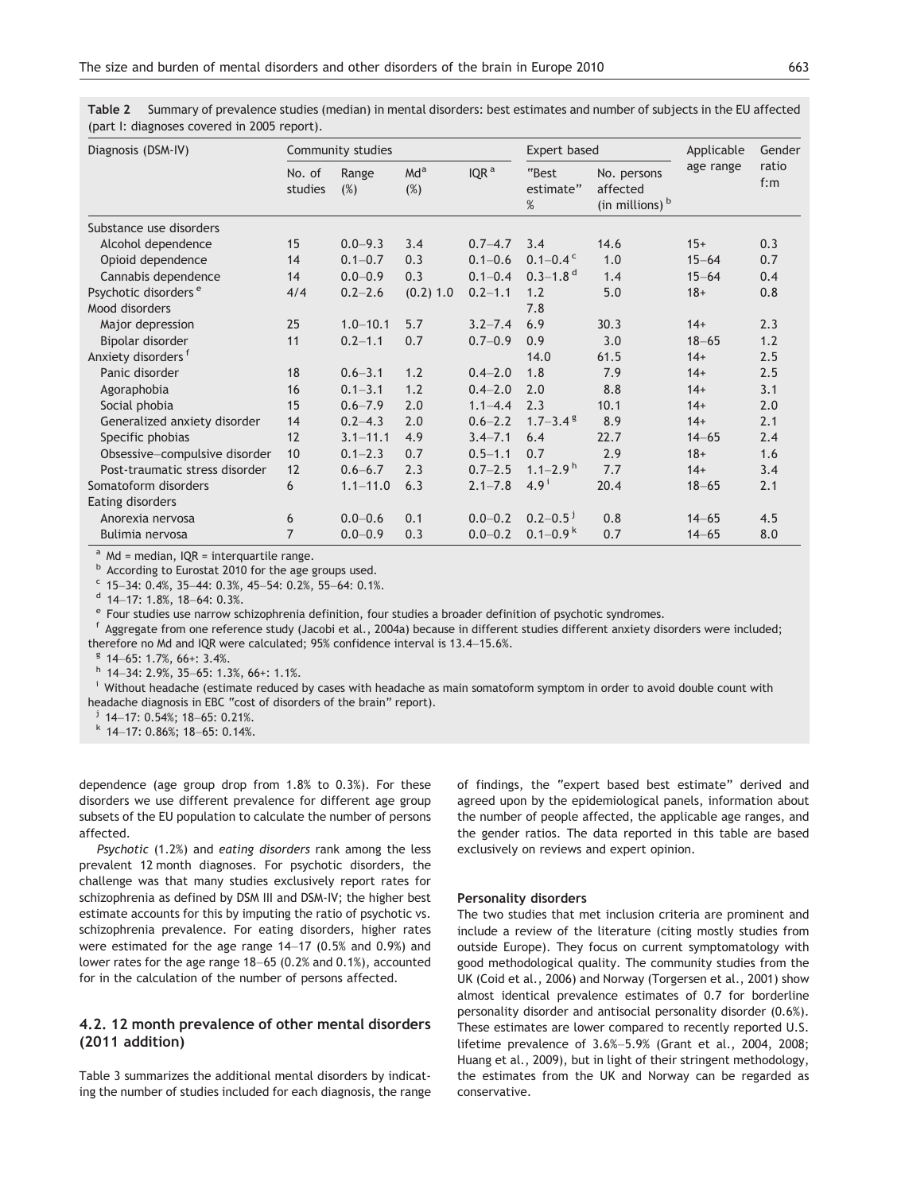**Table 2** Summary of prevalence studies (median) in mental disorders: best estimates and number of subjects in the EU affected (part I: diagnoses covered in 2005 report).

| Diagnosis (DSM-IV) | Community studies | | | | Expert based | | Applicable age range | Gender ratio f:m |
|---|---|---|---|---|---|---|---|---|
| | No. of studies | Range (%) | Md[a] (%) | IQR[a] | "Best estimate" % | No. persons affected (in millions)[b] | | |
| Substance use disorders | | | | | | | | |
| Alcohol dependence | 15 | 0.0–9.3 | 3.4 | 0.7–4.7 | 3.4 | 14.6 | 15+ | 0.3 |
| Opioid dependence | 14 | 0.1–0.7 | 0.3 | 0.1–0.6 | 0.1–0.4[c] | 1.0 | 15–64 | 0.7 |
| Cannabis dependence | 14 | 0.0–0.9 | 0.3 | 0.1–0.4 | 0.3–1.8[d] | 1.4 | 15–64 | 0.4 |
| Psychotic disorders[e] | 4/4 | 0.2–2.6 | (0.2) 1.0 | 0.2–1.1 | 1.2 | 5.0 | 18+ | 0.8 |
| Mood disorders | | | | | 7.8 | | | |
| Major depression | 25 | 1.0–10.1 | 5.7 | 3.2–7.4 | 6.9 | 30.3 | 14+ | 2.3 |
| Bipolar disorder | 11 | 0.2–1.1 | 0.7 | 0.7–0.9 | 0.9 | 3.0 | 18–65 | 1.2 |
| Anxiety disorders[f] | | | | | 14.0 | 61.5 | 14+ | 2.5 |
| Panic disorder | 18 | 0.6–3.1 | 1.2 | 0.4–2.0 | 1.8 | 7.9 | 14+ | 2.5 |
| Agoraphobia | 16 | 0.1–3.1 | 1.2 | 0.4–2.0 | 2.0 | 8.8 | 14+ | 3.1 |
| Social phobia | 15 | 0.6–7.9 | 2.0 | 1.1–4.4 | 2.3 | 10.1 | 14+ | 2.0 |
| Generalized anxiety disorder | 14 | 0.2–4.3 | 2.0 | 0.6–2.2 | 1.7–3.4[g] | 8.9 | 14+ | 2.1 |
| Specific phobias | 12 | 3.1–11.1 | 4.9 | 3.4–7.1 | 6.4 | 22.7 | 14–65 | 2.4 |
| Obsessive–compulsive disorder | 10 | 0.1–2.3 | 0.7 | 0.5–1.1 | 0.7 | 2.9 | 18+ | 1.6 |
| Post-traumatic stress disorder | 12 | 0.6–6.7 | 2.3 | 0.7–2.5 | 1.1–2.9[h] | 7.7 | 14+ | 3.4 |
| Somatoform disorders | 6 | 1.1–11.0 | 6.3 | 2.1–7.8 | 4.9[i] | 20.4 | 18–65 | 2.1 |
| Eating disorders | | | | | | | | |
| Anorexia nervosa | 6 | 0.0–0.6 | 0.1 | 0.0–0.2 | 0.2–0.5[j] | 0.8 | 14–65 | 4.5 |
| Bulimia nervosa | 7 | 0.0–0.9 | 0.3 | 0.0–0.2 | 0.1–0.9[k] | 0.7 | 14–65 | 8.0 |

[a] Md = median, IQR = interquartile range.
[b] According to Eurostat 2010 for the age groups used.
[c] 15–34: 0.4%, 35–44: 0.3%, 45–54: 0.2%, 55–64: 0.1%.
[d] 14–17: 1.8%, 18–64: 0.3%.
[e] Four studies use narrow schizophrenia definition, four studies a broader definition of psychotic syndromes.
[f] Aggregate from one reference study (Jacobi et al., 2004a) because in different studies different anxiety disorders were included; therefore no Md and IQR were calculated; 95% confidence interval is 13.4–15.6%.
[g] 14–65: 1.7%, 66+: 3.4%.
[h] 14–34: 2.9%, 35–65: 1.3%, 66+: 1.1%.
[i] Without headache (estimate reduced by cases with headache as main somatoform symptom in order to avoid double count with headache diagnosis in EBC "cost of disorders of the brain" report).
[j] 14–17: 0.54%; 18–65: 0.21%.
[k] 14–17: 0.86%; 18–65: 0.14%.

dependence (age group drop from 1.8% to 0.3%). For these disorders we use different prevalence for different age group subsets of the EU population to calculate the number of persons affected.

*Psychotic* (1.2%) and *eating disorders* rank among the less prevalent 12 month diagnoses. For psychotic disorders, the challenge was that many studies exclusively report rates for schizophrenia as defined by DSM III and DSM-IV; the higher best estimate accounts for this by imputing the ratio of psychotic vs. schizophrenia prevalence. For eating disorders, higher rates were estimated for the age range 14–17 (0.5% and 0.9%) and lower rates for the age range 18–65 (0.2% and 0.1%), accounted for in the calculation of the number of persons affected.

## 4.2. 12 month prevalence of other mental disorders (2011 addition)

Table 3 summarizes the additional mental disorders by indicating the number of studies included for each diagnosis, the range of findings, the "expert based best estimate" derived and agreed upon by the epidemiological panels, information about the number of people affected, the applicable age ranges, and the gender ratios. The data reported in this table are based exclusively on reviews and expert opinion.

#### Personality disorders

The two studies that met inclusion criteria are prominent and include a review of the literature (citing mostly studies from outside Europe). They focus on current symptomatology with good methodological quality. The community studies from the UK (Coid et al., 2006) and Norway (Torgersen et al., 2001) show almost identical prevalence estimates of 0.7 for borderline personality disorder and antisocial personality disorder (0.6%). These estimates are lower compared to recently reported U.S. lifetime prevalence of 3.6%–5.9% (Grant et al., 2004, 2008; Huang et al., 2009), but in light of their stringent methodology, the estimates from the UK and Norway can be regarded as conservative.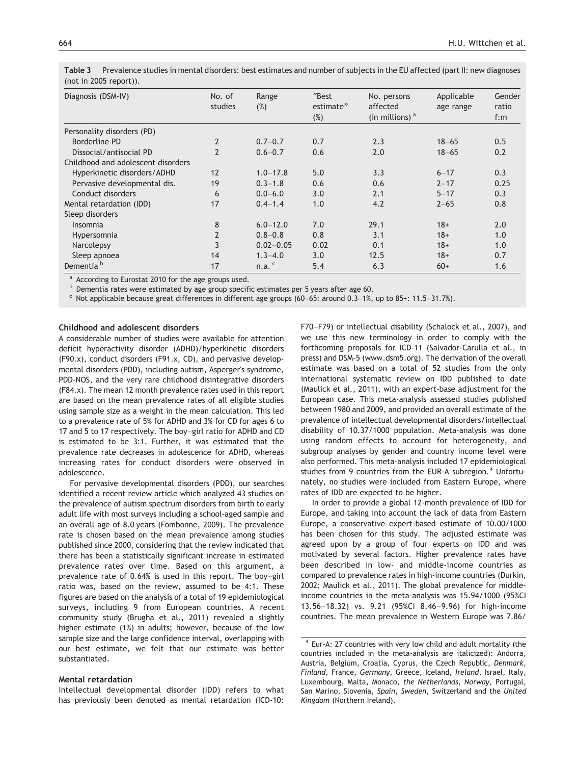**Table 3** Prevalence studies in mental disorders: best estimates and number of subjects in the EU affected (part II: new diagnoses (not in 2005 report)).

| Diagnosis (DSM-IV) | No. of studies | Range (%) | "Best estimate" (%) | No. persons affected (in millions) [a] | Applicable age range | Gender ratio f:m |
|---|---|---|---|---|---|---|
| Personality disorders (PD) | | | | | | |
| Borderline PD | 2 | 0.7–0.7 | 0.7 | 2.3 | 18–65 | 0.5 |
| Dissocial/antisocial PD | 2 | 0.6–0.7 | 0.6 | 2.0 | 18–65 | 0.2 |
| Childhood and adolescent disorders | | | | | | |
| Hyperkinetic disorders/ADHD | 12 | 1.0–17.8 | 5.0 | 3.3 | 6–17 | 0.3 |
| Pervasive developmental dis. | 19 | 0.3–1.8 | 0.6 | 0.6 | 2–17 | 0.25 |
| Conduct disorders | 6 | 0.0–6.0 | 3.0 | 2.1 | 5–17 | 0.3 |
| Mental retardation (IDD) | 17 | 0.4–1.4 | 1.0 | 4.2 | 2–65 | 0.8 |
| Sleep disorders | | | | | | |
| Insomnia | 8 | 6.0–12.0 | 7.0 | 29.1 | 18+ | 2.0 |
| Hypersomnia | 2 | 0.8–0.8 | 0.8 | 3.1 | 18+ | 1.0 |
| Narcolepsy | 3 | 0.02–0.05 | 0.02 | 0.1 | 18+ | 1.0 |
| Sleep apnoea | 14 | 1.3–4.0 | 3.0 | 12.5 | 18+ | 0.7 |
| Dementia [b] | 17 | n.a. [c] | 5.4 | 6.3 | 60+ | 1.6 |

[a] According to Eurostat 2010 for the age groups used.
[b] Dementia rates were estimated by age group specific estimates per 5 years after age 60.
[c] Not applicable because great differences in different age groups (60–65: around 0.3–1%, up to 85+: 11.5–31.7%).

### Childhood and adolescent disorders

A considerable number of studies were available for attention deficit hyperactivity disorder (ADHD)/hyperkinetic disorders (F90.x), conduct disorders (F91.x, CD), and pervasive developmental disorders (PDD), including autism, Asperger's syndrome, PDD-NOS, and the very rare childhood disintegrative disorders (F84.x). The mean 12 month prevalence rates used in this report are based on the mean prevalence rates of all eligible studies using sample size as a weight in the mean calculation. This led to a prevalence rate of 5% for ADHD and 3% for CD for ages 6 to 17 and 5 to 17 respectively. The boy–girl ratio for ADHD and CD is estimated to be 3:1. Further, it was estimated that the prevalence rate decreases in adolescence for ADHD, whereas increasing rates for conduct disorders were observed in adolescence.

For pervasive developmental disorders (PDD), our searches identified a recent review article which analyzed 43 studies on the prevalence of autism spectrum disorders from birth to early adult life with most surveys including a school-aged sample and an overall age of 8.0 years (Fombonne, 2009). The prevalence rate is chosen based on the mean prevalence among studies published since 2000, considering that the review indicated that there has been a statistically significant increase in estimated prevalence rates over time. Based on this argument, a prevalence rate of 0.64% is used in this report. The boy–girl ratio was, based on the review, assumed to be 4:1. These figures are based on the analysis of a total of 19 epidemiological surveys, including 9 from European countries. A recent community study (Brugha et al., 2011) revealed a slightly higher estimate (1%) in adults; however, because of the low sample size and the large confidence interval, overlapping with our best estimate, we felt that our estimate was better substantiated.

### Mental retardation

Intellectual developmental disorder (IDD) refers to what has previously been denoted as mental retardation (ICD-10: F70–F79) or intellectual disability (Schalock et al., 2007), and we use this new terminology in order to comply with the forthcoming proposals for ICD-11 (Salvador-Carulla et al., in press) and DSM-5 (www.dsm5.org). The derivation of the overall estimate was based on a total of 52 studies from the only international systematic review on IDD published to date (Maulick et al., 2011), with an expert-base adjustment for the European case. This meta-analysis assessed studies published between 1980 and 2009, and provided an overall estimate of the prevalence of intellectual developmental disorders/intellectual disability of 10.37/1000 population. Meta-analysis was done using random effects to account for heterogeneity, and subgroup analyses by gender and country income level were also performed. This meta-analysis included 17 epidemiological studies from 9 countries from the EUR-A subregion.[4] Unfortunately, no studies were included from Eastern Europe, where rates of IDD are expected to be higher.

In order to provide a global 12-month prevalence of IDD for Europe, and taking into account the lack of data from Eastern Europe, a conservative expert-based estimate of 10.00/1000 has been chosen for this study. The adjusted estimate was agreed upon by a group of four experts on IDD and was motivated by several factors. Higher prevalence rates have been described in low- and middle-income countries as compared to prevalence rates in high-income countries (Durkin, 2002; Maulick et al., 2011). The global prevalence for middle-income countries in the meta-analysis was 15.94/1000 (95%CI 13.56–18.32) vs. 9.21 (95%CI 8.46–9.96) for high-income countries. The mean prevalence in Western Europe was 7.86/

[4] Eur-A: 27 countries with very low child and adult mortality (the countries included in the meta-analysis are italicized): Andorra, Austria, Belgium, Croatia, Cyprus, the Czech Republic, *Denmark*, *Finland*, France, *Germany*, Greece, Iceland, *Ireland*, Israel, Italy, Luxembourg, Malta, Monaco, *the Netherlands*, *Norway*, Portugal, San Marino, Slovenia, *Spain*, *Sweden*, Switzerland and the *United Kingdom* (Northern Ireland).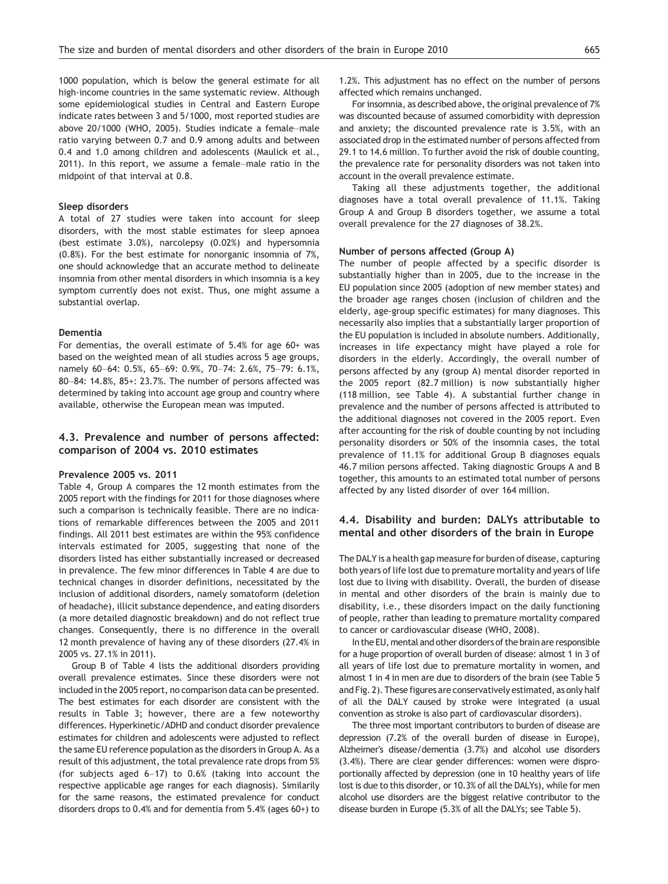1000 population, which is below the general estimate for all high-income countries in the same systematic review. Although some epidemiological studies in Central and Eastern Europe indicate rates between 3 and 5/1000, most reported studies are above 20/1000 (WHO, 2005). Studies indicate a female–male ratio varying between 0.7 and 0.9 among adults and between 0.4 and 1.0 among children and adolescents (Maulick et al., 2011). In this report, we assume a female–male ratio in the midpoint of that interval at 0.8.

#### Sleep disorders

A total of 27 studies were taken into account for sleep disorders, with the most stable estimates for sleep apnoea (best estimate 3.0%), narcolepsy (0.02%) and hypersomnia (0.8%). For the best estimate for nonorganic insomnia of 7%, one should acknowledge that an accurate method to delineate insomnia from other mental disorders in which insomnia is a key symptom currently does not exist. Thus, one might assume a substantial overlap.

#### Dementia

For dementias, the overall estimate of 5.4% for age 60+ was based on the weighted mean of all studies across 5 age groups, namely 60–64: 0.5%, 65–69: 0.9%, 70–74: 2.6%, 75–79: 6.1%, 80–84: 14.8%, 85+: 23.7%. The number of persons affected was determined by taking into account age group and country where available, otherwise the European mean was imputed.

## 4.3. Prevalence and number of persons affected: comparison of 2004 vs. 2010 estimates

#### Prevalence 2005 vs. 2011

Table 4, Group A compares the 12 month estimates from the 2005 report with the findings for 2011 for those diagnoses where such a comparison is technically feasible. There are no indications of remarkable differences between the 2005 and 2011 findings. All 2011 best estimates are within the 95% confidence intervals estimated for 2005, suggesting that none of the disorders listed has either substantially increased or decreased in prevalence. The few minor differences in Table 4 are due to technical changes in disorder definitions, necessitated by the inclusion of additional disorders, namely somatoform (deletion of headache), illicit substance dependence, and eating disorders (a more detailed diagnostic breakdown) and do not reflect true changes. Consequently, there is no difference in the overall 12 month prevalence of having any of these disorders (27.4% in 2005 vs. 27.1% in 2011).

Group B of Table 4 lists the additional disorders providing overall prevalence estimates. Since these disorders were not included in the 2005 report, no comparison data can be presented. The best estimates for each disorder are consistent with the results in Table 3; however, there are a few noteworthy differences. Hyperkinetic/ADHD and conduct disorder prevalence estimates for children and adolescents were adjusted to reflect the same EU reference population as the disorders in Group A. As a result of this adjustment, the total prevalence rate drops from 5% (for subjects aged 6–17) to 0.6% (taking into account the respective applicable age ranges for each diagnosis). Similarly for the same reasons, the estimated prevalence for conduct disorders drops to 0.4% and for dementia from 5.4% (ages 60+) to 1.2%. This adjustment has no effect on the number of persons affected which remains unchanged.

For insomnia, as described above, the original prevalence of 7% was discounted because of assumed comorbidity with depression and anxiety; the discounted prevalence rate is 3.5%, with an associated drop in the estimated number of persons affected from 29.1 to 14.6 million. To further avoid the risk of double counting, the prevalence rate for personality disorders was not taken into account in the overall prevalence estimate.

Taking all these adjustments together, the additional diagnoses have a total overall prevalence of 11.1%. Taking Group A and Group B disorders together, we assume a total overall prevalence for the 27 diagnoses of 38.2%.

#### Number of persons affected (Group A)

The number of people affected by a specific disorder is substantially higher than in 2005, due to the increase in the EU population since 2005 (adoption of new member states) and the broader age ranges chosen (inclusion of children and the elderly, age-group specific estimates) for many diagnoses. This necessarily also implies that a substantially larger proportion of the EU population is included in absolute numbers. Additionally, increases in life expectancy might have played a role for disorders in the elderly. Accordingly, the overall number of persons affected by any (group A) mental disorder reported in the 2005 report (82.7 million) is now substantially higher (118 million, see Table 4). A substantial further change in prevalence and the number of persons affected is attributed to the additional diagnoses not covered in the 2005 report. Even after accounting for the risk of double counting by not including personality disorders or 50% of the insomnia cases, the total prevalence of 11.1% for additional Group B diagnoses equals 46.7 milion persons affected. Taking diagnostic Groups A and B together, this amounts to an estimated total number of persons affected by any listed disorder of over 164 million.

## 4.4. Disability and burden: DALYs attributable to mental and other disorders of the brain in Europe

The DALY is a health gap measure for burden of disease, capturing both years of life lost due to premature mortality and years of life lost due to living with disability. Overall, the burden of disease in mental and other disorders of the brain is mainly due to disability, i.e., these disorders impact on the daily functioning of people, rather than leading to premature mortality compared to cancer or cardiovascular disease (WHO, 2008).

In the EU, mental and other disorders of the brain are responsible for a huge proportion of overall burden of disease: almost 1 in 3 of all years of life lost due to premature mortality in women, and almost 1 in 4 in men are due to disorders of the brain (see Table 5 and Fig. 2). These figures are conservatively estimated, as only half of all the DALY caused by stroke were integrated (a usual convention as stroke is also part of cardiovascular disorders).

The three most important contributors to burden of disease are depression (7.2% of the overall burden of disease in Europe), Alzheimer's disease/dementia (3.7%) and alcohol use disorders (3.4%). There are clear gender differences: women were disproportionally affected by depression (one in 10 healthy years of life lost is due to this disorder, or 10.3% of all the DALYs), while for men alcohol use disorders are the biggest relative contributor to the disease burden in Europe (5.3% of all the DALYs; see Table 5).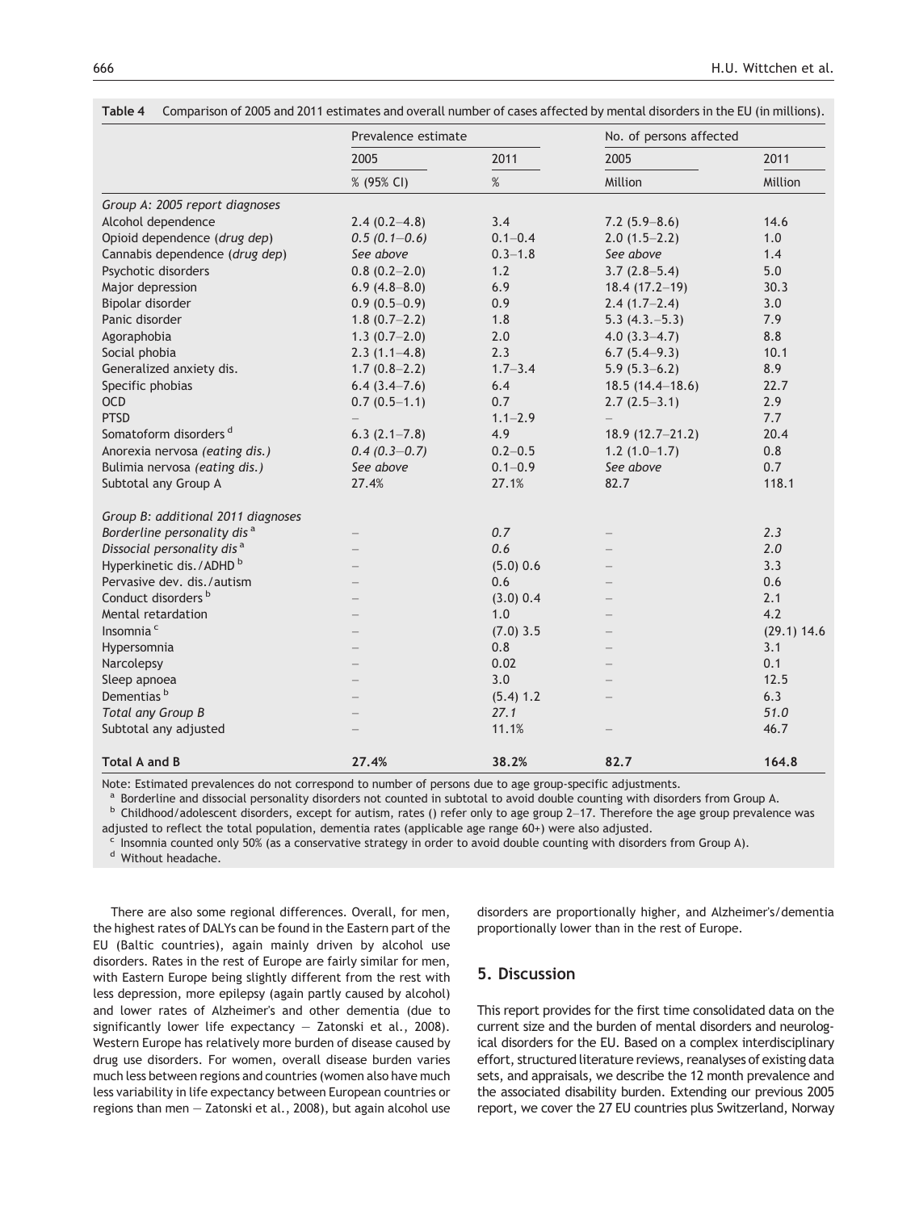**Table 4** Comparison of 2005 and 2011 estimates and overall number of cases affected by mental disorders in the EU (in millions).

| | Prevalence estimate | | No. of persons affected | |
|---|---|---|---|---|
| | 2005 | 2011 | 2005 | 2011 |
| | % (95% CI) | % | Million | Million |
| *Group A: 2005 report diagnoses* | | | | |
| Alcohol dependence | 2.4 (0.2–4.8) | 3.4 | 7.2 (5.9–8.6) | 14.6 |
| Opioid dependence *(drug dep)* | *0.5 (0.1–0.6)* | 0.1–0.4 | 2.0 (1.5–2.2) | 1.0 |
| Cannabis dependence *(drug dep)* | *See above* | 0.3–1.8 | *See above* | 1.4 |
| Psychotic disorders | 0.8 (0.2–2.0) | 1.2 | 3.7 (2.8–5.4) | 5.0 |
| Major depression | 6.9 (4.8–8.0) | 6.9 | 18.4 (17.2–19) | 30.3 |
| Bipolar disorder | 0.9 (0.5–0.9) | 0.9 | 2.4 (1.7–2.4) | 3.0 |
| Panic disorder | 1.8 (0.7–2.2) | 1.8 | 5.3 (4.3.–5.3) | 7.9 |
| Agoraphobia | 1.3 (0.7–2.0) | 2.0 | 4.0 (3.3–4.7) | 8.8 |
| Social phobia | 2.3 (1.1–4.8) | 2.3 | 6.7 (5.4–9.3) | 10.1 |
| Generalized anxiety dis. | 1.7 (0.8–2.2) | 1.7–3.4 | 5.9 (5.3–6.2) | 8.9 |
| Specific phobias | 6.4 (3.4–7.6) | 6.4 | 18.5 (14.4–18.6) | 22.7 |
| OCD | 0.7 (0.5–1.1) | 0.7 | 2.7 (2.5–3.1) | 2.9 |
| PTSD | – | 1.1–2.9 | – | 7.7 |
| Somatoform disorders [d] | 6.3 (2.1–7.8) | 4.9 | 18.9 (12.7–21.2) | 20.4 |
| Anorexia nervosa *(eating dis.)* | *0.4 (0.3–0.7)* | 0.2–0.5 | 1.2 (1.0–1.7) | 0.8 |
| Bulimia nervosa *(eating dis.)* | *See above* | 0.1–0.9 | *See above* | 0.7 |
| Subtotal any Group A | 27.4% | 27.1% | 82.7 | 118.1 |
| *Group B: additional 2011 diagnoses* | | | | |
| *Borderline personality dis* [a] | – | *0.7* | – | *2.3* |
| *Dissocial personality dis* [a] | – | *0.6* | – | *2.0* |
| Hyperkinetic dis./ADHD [b] | – | (5.0) 0.6 | – | 3.3 |
| Pervasive dev. dis./autism | – | 0.6 | – | 0.6 |
| Conduct disorders [b] | – | (3.0) 0.4 | – | 2.1 |
| Mental retardation | – | 1.0 | – | 4.2 |
| Insomnia [c] | – | (7.0) 3.5 | – | (29.1) 14.6 |
| Hypersomnia | – | 0.8 | – | 3.1 |
| Narcolepsy | – | 0.02 | – | 0.1 |
| Sleep apnoea | – | 3.0 | – | 12.5 |
| Dementias [b] | – | (5.4) 1.2 | – | 6.3 |
| *Total any Group B* | – | *27.1* | | *51.0* |
| Subtotal any adjusted | – | 11.1% | – | 46.7 |
| **Total A and B** | **27.4%** | **38.2%** | **82.7** | **164.8** |

Note: Estimated prevalences do not correspond to number of persons due to age group-specific adjustments.

[a] Borderline and dissocial personality disorders not counted in subtotal to avoid double counting with disorders from Group A.

[b] Childhood/adolescent disorders, except for autism, rates () refer only to age group 2–17. Therefore the age group prevalence was adjusted to reflect the total population, dementia rates (applicable age range 60+) were also adjusted.

[c] Insomnia counted only 50% (as a conservative strategy in order to avoid double counting with disorders from Group A).

[d] Without headache.

There are also some regional differences. Overall, for men, the highest rates of DALYs can be found in the Eastern part of the EU (Baltic countries), again mainly driven by alcohol use disorders. Rates in the rest of Europe are fairly similar for men, with Eastern Europe being slightly different from the rest with less depression, more epilepsy (again partly caused by alcohol) and lower rates of Alzheimer's and other dementia (due to significantly lower life expectancy — Zatonski et al., 2008). Western Europe has relatively more burden of disease caused by drug use disorders. For women, overall disease burden varies much less between regions and countries (women also have much less variability in life expectancy between European countries or regions than men — Zatonski et al., 2008), but again alcohol use disorders are proportionally higher, and Alzheimer's/dementia proportionally lower than in the rest of Europe.

## 5. Discussion

This report provides for the first time consolidated data on the current size and the burden of mental disorders and neurological disorders for the EU. Based on a complex interdisciplinary effort, structured literature reviews, reanalyses of existing data sets, and appraisals, we describe the 12 month prevalence and the associated disability burden. Extending our previous 2005 report, we cover the 27 EU countries plus Switzerland, Norway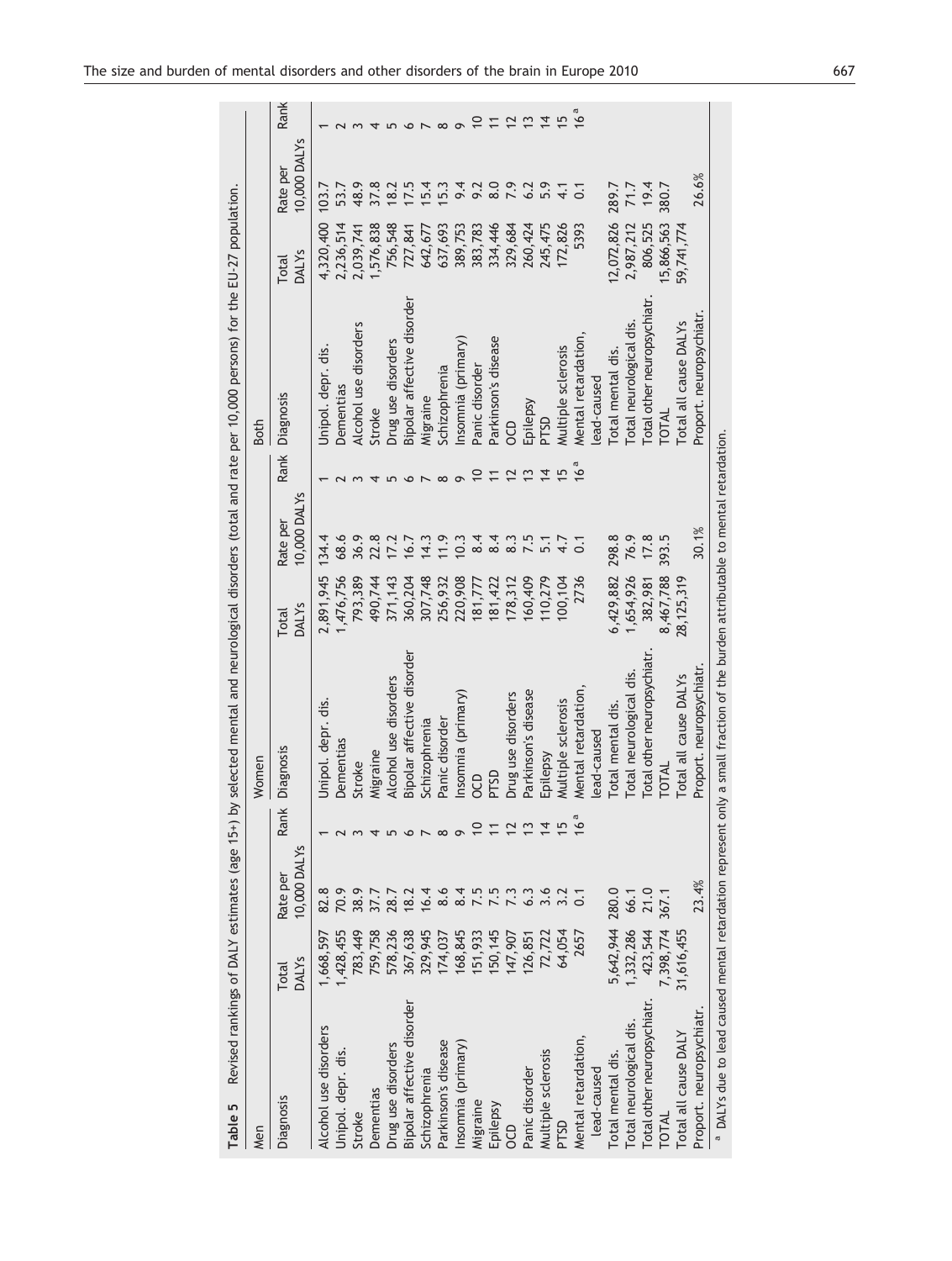**Table 5** Revised rankings of DALY estimates (age 15+) by selected mental and neurological disorders (total and rate per 10,000 persons) for the EU-27 population.

| Men | | | | Women | | | | Both | | | |
|---|---|---|---|---|---|---|---|---|---|---|---|
| Diagnosis | Total DALYs | Rate per 10,000 DALYs | Rank | Diagnosis | Total DALYs | Rate per 10,000 DALYs | Rank | Diagnosis | Total DALYs | Rate per 10,000 DALYs | Rank |
| Alcohol use disorders | 1,668,597 | 82.8 | 1 | Unipol. depr. dis. | 2,891,945 | 134.4 | 1 | Unipol. depr. dis. | 4,320,400 | 103.7 | 1 |
| Unipol. depr. dis. | 1,428,455 | 70.9 | 2 | Dementias | 1,476,756 | 68.6 | 2 | Dementias | 2,236,514 | 53.7 | 2 |
| Stroke | 783,449 | 38.9 | 3 | Stroke | 793,389 | 36.9 | 3 | Alcohol use disorders | 2,039,741 | 48.9 | 3 |
| Dementias | 759,758 | 37.7 | 4 | Migraine | 490,744 | 22.8 | 4 | Stroke | 1,576,838 | 37.8 | 4 |
| Drug use disorders | 578,236 | 28.7 | 5 | Alcohol use disorders | 371,143 | 17.2 | 5 | Drug use disorders | 756,548 | 18.2 | 5 |
| Bipolar affective disorder | 367,638 | 18.2 | 6 | Bipolar affective disorder | 360,204 | 16.7 | 6 | Bipolar affective disorder | 727,841 | 17.5 | 6 |
| Schizophrenia | 329,945 | 16.4 | 7 | Schizophrenia | 307,748 | 14.3 | 7 | Migraine | 642,677 | 15.4 | 7 |
| Parkinson's disease | 174,037 | 8.6 | 8 | Panic disorder | 256,932 | 11.9 | 8 | Schizophrenia | 637,693 | 15.3 | 8 |
| Insomnia (primary) | 168,845 | 8.4 | 9 | Insomnia (primary) | 220,908 | 10.3 | 9 | Insomnia (primary) | 389,753 | 9.4 | 9 |
| Migraine | 151,933 | 7.5 | 10 | OCD | 181,777 | 8.4 | 10 | Panic disorder | 383,783 | 9.2 | 10 |
| Epilepsy | 150,145 | 7.5 | 11 | PTSD | 181,422 | 8.4 | 11 | Parkinson's disease | 334,446 | 8.0 | 11 |
| OCD | 147,907 | 7.3 | 12 | Drug use disorders | 178,312 | 8.3 | 12 | OCD | 329,684 | 7.9 | 12 |
| Panic disorder | 126,851 | 6.3 | 13 | Parkinson's disease | 160,409 | 7.5 | 13 | Epilepsy | 260,424 | 6.2 | 13 |
| Multiple sclerosis | 72,722 | 3.6 | 14 | Epilepsy | 110,279 | 5.1 | 14 | PTSD | 245,475 | 5.9 | 14 |
| PTSD | 64,054 | 3.2 | 15 | Multiple sclerosis | 100,104 | 4.7 | 15 | Multiple sclerosis | 172,826 | 4.1 | 15 |
| Mental retardation, lead-caused | 2657 | 0.1 | 16[a] | Mental retardation, lead-caused | 2736 | 0.1 | 16[a] | Mental retardation, lead-caused | 5393 | 0.1 | 16[a] |
| Total mental dis. | 5,642,944 | 280.0 | | Total mental dis. | 6,429,882 | 298.8 | | Total mental dis. | 12,072,826 | 289.7 | |
| Total neurological dis. | 1,332,286 | 66.1 | | Total neurological dis. | 1,654,926 | 76.9 | | Total neurological dis. | 2,987,212 | 71.7 | |
| Total other neuropsychiatr. | 423,544 | 21.0 | | Total other neuropsychiatr. | 382,981 | 17.8 | | Total other neuropsychiatr. | 806,525 | 19.4 | |
| TOTAL | 7,398,774 | 367.1 | | TOTAL | 8,467,788 | 393.5 | | TOTAL | 15,866,563 | 380.7 | |
| Total all cause DALY | 31,616,455 | | | Total all cause DALYs | 28,125,319 | | | Total all cause DALYs | 59,741,774 | | |
| Proport. neuropsychiatr. | | 23.4% | | Proport. neuropsychiatr. | | 30.1% | | Proport. neuropsychiatr. | | 26.6% | |

[a] DALYs due to lead caused mental retardation represent only a small fraction of the burden attributable to mental retardation.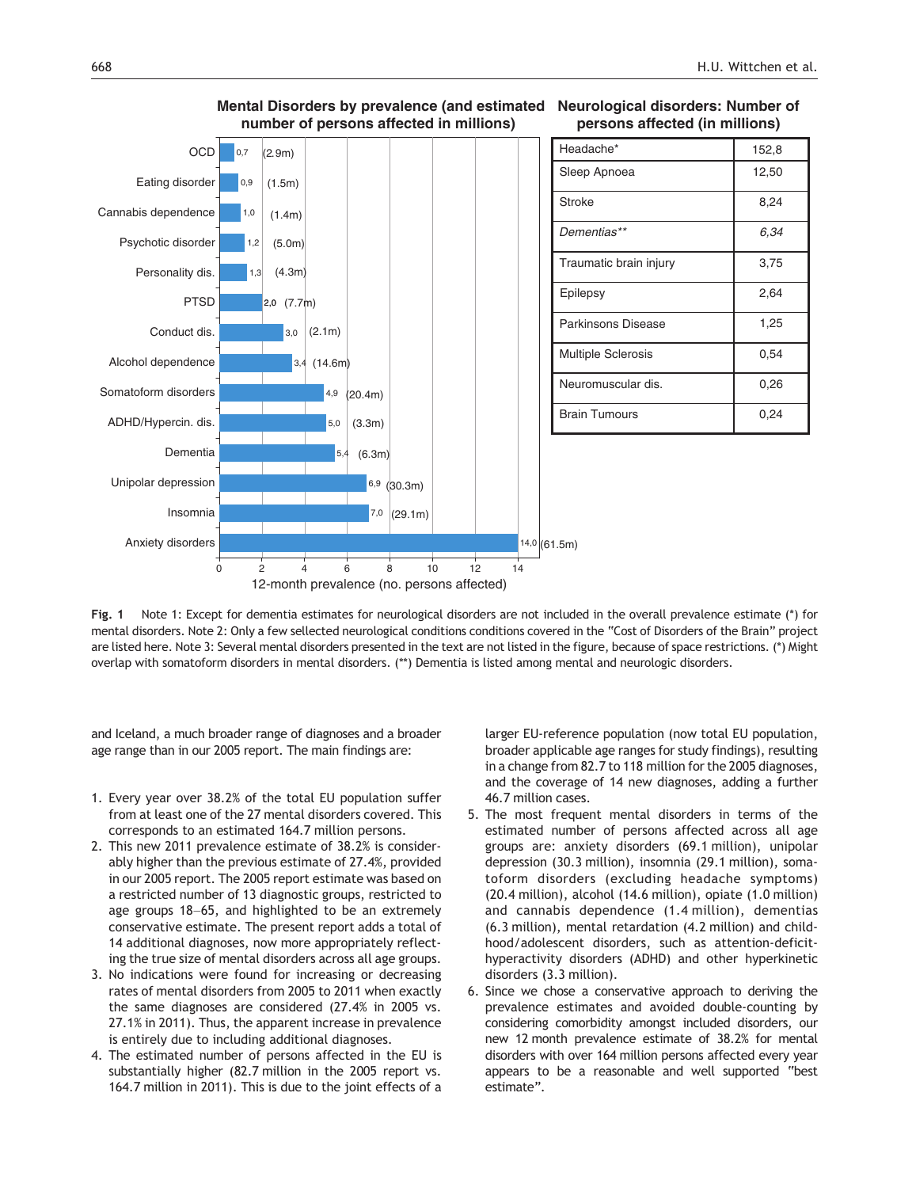**Mental Disorders by prevalence (and estimated number of persons affected in millions)**

| Disorder | 12-month prevalence (%) | Persons affected |
|---|---|---|
| OCD | 0,7 | (2.9m) |
| Eating disorder | 0,9 | (1.5m) |
| Cannabis dependence | 1,0 | (1.4m) |
| Psychotic disorder | 1,2 | (5.0m) |
| Personality dis. | 1,3 | (4.3m) |
| PTSD | 2,0 | (7.7m) |
| Conduct dis. | 3,0 | (2.1m) |
| Alcohol dependence | 3,4 | (14.6m) |
| Somatoform disorders | 4,9 | (20.4m) |
| ADHD/Hypercin. dis. | 5,0 | (3.3m) |
| Dementia | 5,4 | (6.3m) |
| Unipolar depression | 6,9 | (30.3m) |
| Insomnia | 7,0 | (29.1m) |
| Anxiety disorders | 14,0 | (61.5m) |

12-month prevalence (no. persons affected)

**Neurological disorders: Number of persons affected (in millions)**

| Disorder | Persons affected (millions) |
|---|---|
| Headache* | 152,8 |
| Sleep Apnoea | 12,50 |
| Stroke | 8,24 |
| *Dementias*** | *6,34* |
| Traumatic brain injury | 3,75 |
| Epilepsy | 2,64 |
| Parkinsons Disease | 1,25 |
| Multiple Sclerosis | 0,54 |
| Neuromuscular dis. | 0,26 |
| Brain Tumours | 0,24 |

**Fig. 1** Note 1: Except for dementia estimates for neurological disorders are not included in the overall prevalence estimate (*) for mental disorders. Note 2: Only a few sellected neurological conditions conditions covered in the "Cost of Disorders of the Brain" project are listed here. Note 3: Several mental disorders presented in the text are not listed in the figure, because of space restrictions. (*) Might overlap with somatoform disorders in mental disorders. (**) Dementia is listed among mental and neurologic disorders.

and Iceland, a much broader range of diagnoses and a broader age range than in our 2005 report. The main findings are:

1. Every year over 38.2% of the total EU population suffer from at least one of the 27 mental disorders covered. This corresponds to an estimated 164.7 million persons.
2. This new 2011 prevalence estimate of 38.2% is considerably higher than the previous estimate of 27.4%, provided in our 2005 report. The 2005 report estimate was based on a restricted number of 13 diagnostic groups, restricted to age groups 18–65, and highlighted to be an extremely conservative estimate. The present report adds a total of 14 additional diagnoses, now more appropriately reflecting the true size of mental disorders across all age groups.
3. No indications were found for increasing or decreasing rates of mental disorders from 2005 to 2011 when exactly the same diagnoses are considered (27.4% in 2005 vs. 27.1% in 2011). Thus, the apparent increase in prevalence is entirely due to including additional diagnoses.
4. The estimated number of persons affected in the EU is substantially higher (82.7 million in the 2005 report vs. 164.7 million in 2011). This is due to the joint effects of a larger EU-reference population (now total EU population, broader applicable age ranges for study findings), resulting in a change from 82.7 to 118 million for the 2005 diagnoses, and the coverage of 14 new diagnoses, adding a further 46.7 million cases.
5. The most frequent mental disorders in terms of the estimated number of persons affected across all age groups are: anxiety disorders (69.1 million), unipolar depression (30.3 million), insomnia (29.1 million), somatoform disorders (excluding headache symptoms) (20.4 million), alcohol (14.6 million), opiate (1.0 million) and cannabis dependence (1.4 million), dementias (6.3 million), mental retardation (4.2 million) and childhood/adolescent disorders, such as attention-deficit-hyperactivity disorders (ADHD) and other hyperkinetic disorders (3.3 million).
6. Since we chose a conservative approach to deriving the prevalence estimates and avoided double-counting by considering comorbidity amongst included disorders, our new 12 month prevalence estimate of 38.2% for mental disorders with over 164 million persons affected every year appears to be a reasonable and well supported "best estimate".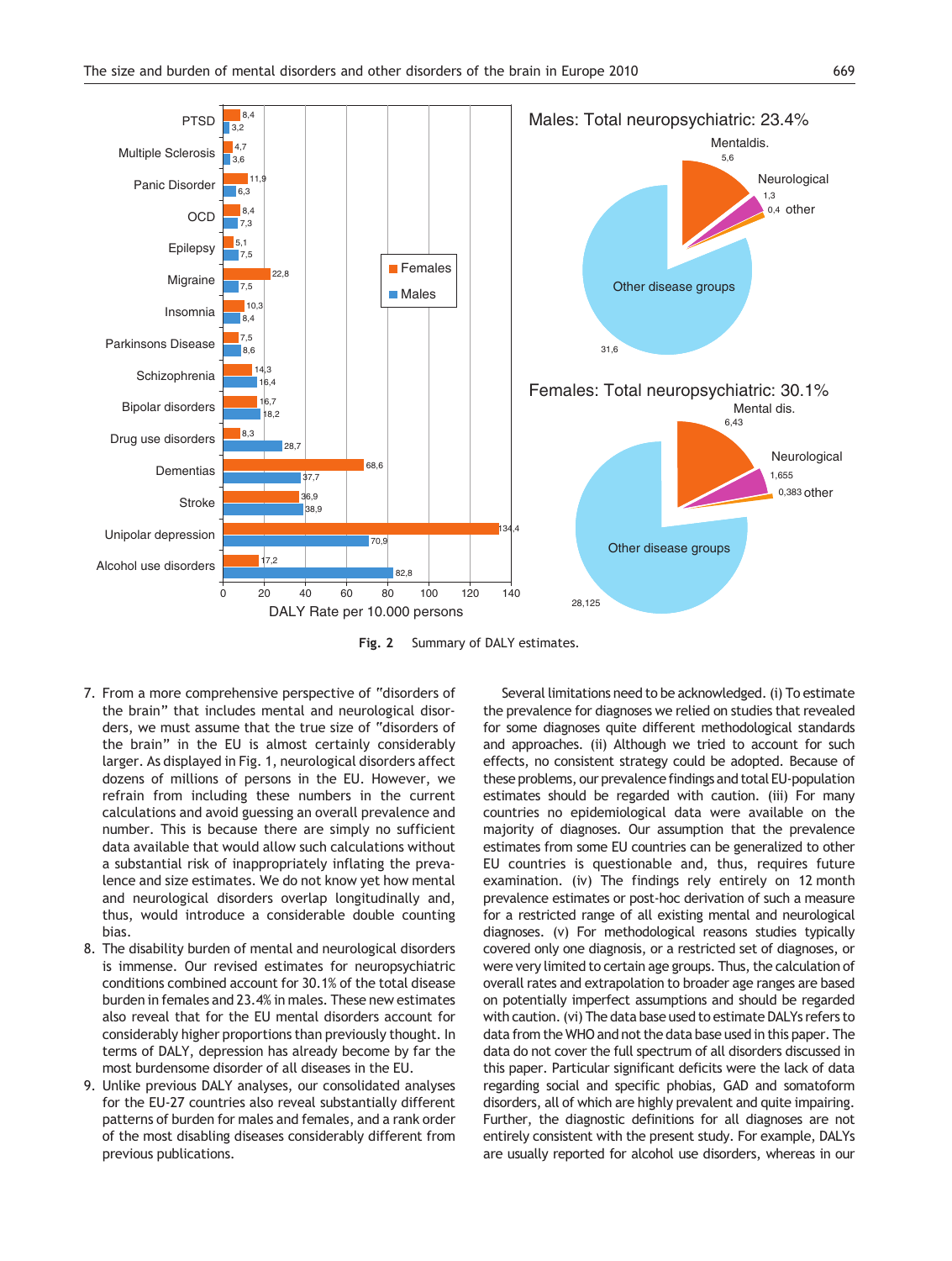PTSD
8,4
3,2
Multiple Sclerosis
4,7
3,6
Panic Disorder
11,9
6,3
OCD
8,4
7,3
Epilepsy
5,1
7,5
Migraine
22,8
7,5
Insomnia
10,3
8,4
Parkinsons Disease
7,5
8,6
Schizophrenia
14,3
16,4
Bipolar disorders
16,7
18,2
Drug use disorders
8,3
28,7
Dementias
68,6
37,7
Stroke
36,9
38,9
Unipolar depression
134,4
70,9
Alcohol use disorders
17,2
82,8

Females
Males

0 20 40 60 80 100 120 140
DALY Rate per 10.000 persons

Males: Total neuropsychiatric: 23.4%
Mentaldis.
5,6
Neurological
1,3
0,4 other
Other disease groups
31,6

Females: Total neuropsychiatric: 30.1%
Mental dis.
6,43
Neurological
1,655
0,383 other
Other disease groups
28,125

**Fig. 2** Summary of DALY estimates.

7. From a more comprehensive perspective of "disorders of the brain" that includes mental and neurological disorders, we must assume that the true size of "disorders of the brain" in the EU is almost certainly considerably larger. As displayed in Fig. 1, neurological disorders affect dozens of millions of persons in the EU. However, we refrain from including these numbers in the current calculations and avoid guessing an overall prevalence and number. This is because there are simply no sufficient data available that would allow such calculations without a substantial risk of inappropriately inflating the prevalence and size estimates. We do not know yet how mental and neurological disorders overlap longitudinally and, thus, would introduce a considerable double counting bias.
8. The disability burden of mental and neurological disorders is immense. Our revised estimates for neuropsychiatric conditions combined account for 30.1% of the total disease burden in females and 23.4% in males. These new estimates also reveal that for the EU mental disorders account for considerably higher proportions than previously thought. In terms of DALY, depression has already become by far the most burdensome disorder of all diseases in the EU.
9. Unlike previous DALY analyses, our consolidated analyses for the EU-27 countries also reveal substantially different patterns of burden for males and females, and a rank order of the most disabling diseases considerably different from previous publications.

Several limitations need to be acknowledged. (i) To estimate the prevalence for diagnoses we relied on studies that revealed for some diagnoses quite different methodological standards and approaches. (ii) Although we tried to account for such effects, no consistent strategy could be adopted. Because of these problems, our prevalence findings and total EU-population estimates should be regarded with caution. (iii) For many countries no epidemiological data were available on the majority of diagnoses. Our assumption that the prevalence estimates from some EU countries can be generalized to other EU countries is questionable and, thus, requires future examination. (iv) The findings rely entirely on 12 month prevalence estimates or post-hoc derivation of such a measure for a restricted range of all existing mental and neurological diagnoses. (v) For methodological reasons studies typically covered only one diagnosis, or a restricted set of diagnoses, or were very limited to certain age groups. Thus, the calculation of overall rates and extrapolation to broader age ranges are based on potentially imperfect assumptions and should be regarded with caution. (vi) The data base used to estimate DALYs refers to data from the WHO and not the data base used in this paper. The data do not cover the full spectrum of all disorders discussed in this paper. Particular significant deficits were the lack of data regarding social and specific phobias, GAD and somatoform disorders, all of which are highly prevalent and quite impairing. Further, the diagnostic definitions for all diagnoses are not entirely consistent with the present study. For example, DALYs are usually reported for alcohol use disorders, whereas in our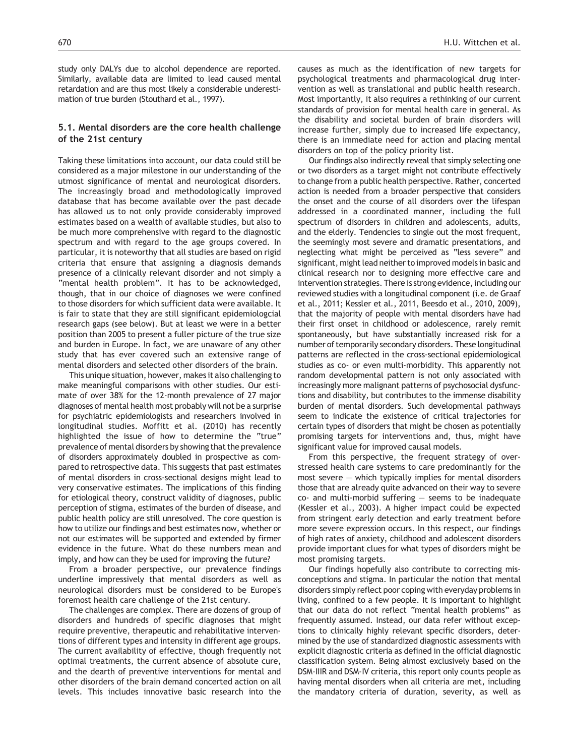study only DALYs due to alcohol dependence are reported. Similarly, available data are limited to lead caused mental retardation and are thus most likely a considerable underestimation of true burden (Stouthard et al., 1997).

### 5.1. Mental disorders are the core health challenge of the 21st century

Taking these limitations into account, our data could still be considered as a major milestone in our understanding of the utmost significance of mental and neurological disorders. The increasingly broad and methodologically improved database that has become available over the past decade has allowed us to not only provide considerably improved estimates based on a wealth of available studies, but also to be much more comprehensive with regard to the diagnostic spectrum and with regard to the age groups covered. In particular, it is noteworthy that all studies are based on rigid criteria that ensure that assigning a diagnosis demands presence of a clinically relevant disorder and not simply a "mental health problem". It has to be acknowledged, though, that in our choice of diagnoses we were confined to those disorders for which sufficient data were available. It is fair to state that they are still significant epidemiologcial research gaps (see below). But at least we were in a better position than 2005 to present a fuller picture of the true size and burden in Europe. In fact, we are unaware of any other study that has ever covered such an extensive range of mental disorders and selected other disorders of the brain.

This unique situation, however, makes it also challenging to make meaningful comparisons with other studies. Our estimate of over 38% for the 12-month prevalence of 27 major diagnoses of mental health most probably will not be a surprise for psychiatric epidemiologists and researchers involved in longitudinal studies. Moffitt et al. (2010) has recently highlighted the issue of how to determine the "true" prevalence of mental disorders by showing that the prevalence of disorders approximately doubled in prospective as compared to retrospective data. This suggests that past estimates of mental disorders in cross-sectional designs might lead to very conservative estimates. The implications of this finding for etiological theory, construct validity of diagnoses, public perception of stigma, estimates of the burden of disease, and public health policy are still unresolved. The core question is how to utilize our findings and best estimates now, whether or not our estimates will be supported and extended by firmer evidence in the future. What do these numbers mean and imply, and how can they be used for improving the future?

From a broader perspective, our prevalence findings underline impressively that mental disorders as well as neurological disorders must be considered to be Europe's foremost health care challenge of the 21st century.

The challenges are complex. There are dozens of group of disorders and hundreds of specific diagnoses that might require preventive, therapeutic and rehabilitative interventions of different types and intensity in different age groups. The current availability of effective, though frequently not optimal treatments, the current absence of absolute cure, and the dearth of preventive interventions for mental and other disorders of the brain demand concerted action on all levels. This includes innovative basic research into the causes as much as the identification of new targets for psychological treatments and pharmacological drug intervention as well as translational and public health research. Most importantly, it also requires a rethinking of our current standards of provision for mental health care in general. As the disability and societal burden of brain disorders will increase further, simply due to increased life expectancy, there is an immediate need for action and placing mental disorders on top of the policy priority list.

Our findings also indirectly reveal that simply selecting one or two disorders as a target might not contribute effectively to change from a public health perspective. Rather, concerted action is needed from a broader perspective that considers the onset and the course of all disorders over the lifespan addressed in a coordinated manner, including the full spectrum of disorders in children and adolescents, adults, and the elderly. Tendencies to single out the most frequent, the seemingly most severe and dramatic presentations, and neglecting what might be perceived as "less severe" and significant, might lead neither to improved models in basic and clinical research nor to designing more effective care and intervention strategies. There is strong evidence, including our reviewed studies with a longitudinal component (i.e. de Graaf et al., 2011; Kessler et al., 2011, Beesdo et al., 2010, 2009), that the majority of people with mental disorders have had their first onset in childhood or adolescence, rarely remit spontaneously, but have substantially increased risk for a number of temporarily secondary disorders. These longitudinal patterns are reflected in the cross-sectional epidemiological studies as co- or even multi-morbidity. This apparently not random developmental pattern is not only associated with increasingly more malignant patterns of psychosocial dysfunctions and disability, but contributes to the immense disability burden of mental disorders. Such developmental pathways seem to indicate the existence of critical trajectories for certain types of disorders that might be chosen as potentially promising targets for interventions and, thus, might have significant value for improved causal models.

From this perspective, the frequent strategy of overstressed health care systems to care predominantly for the most severe — which typically implies for mental disorders those that are already quite advanced on their way to severe co- and multi-morbid suffering — seems to be inadequate (Kessler et al., 2003). A higher impact could be expected from stringent early detection and early treatment before more severe expression occurs. In this respect, our findings of high rates of anxiety, childhood and adolescent disorders provide important clues for what types of disorders might be most promising targets.

Our findings hopefully also contribute to correcting misconceptions and stigma. In particular the notion that mental disorders simply reflect poor coping with everyday problems in living, confined to a few people. It is important to highlight that our data do not reflect "mental health problems" as frequently assumed. Instead, our data refer without exceptions to clinically highly relevant specific disorders, determined by the use of standardized diagnostic assessments with explicit diagnostic criteria as defined in the official diagnostic classification system. Being almost exclusively based on the DSM-IIIR and DSM-IV criteria, this report only counts people as having mental disorders when all criteria are met, including the mandatory criteria of duration, severity, as well as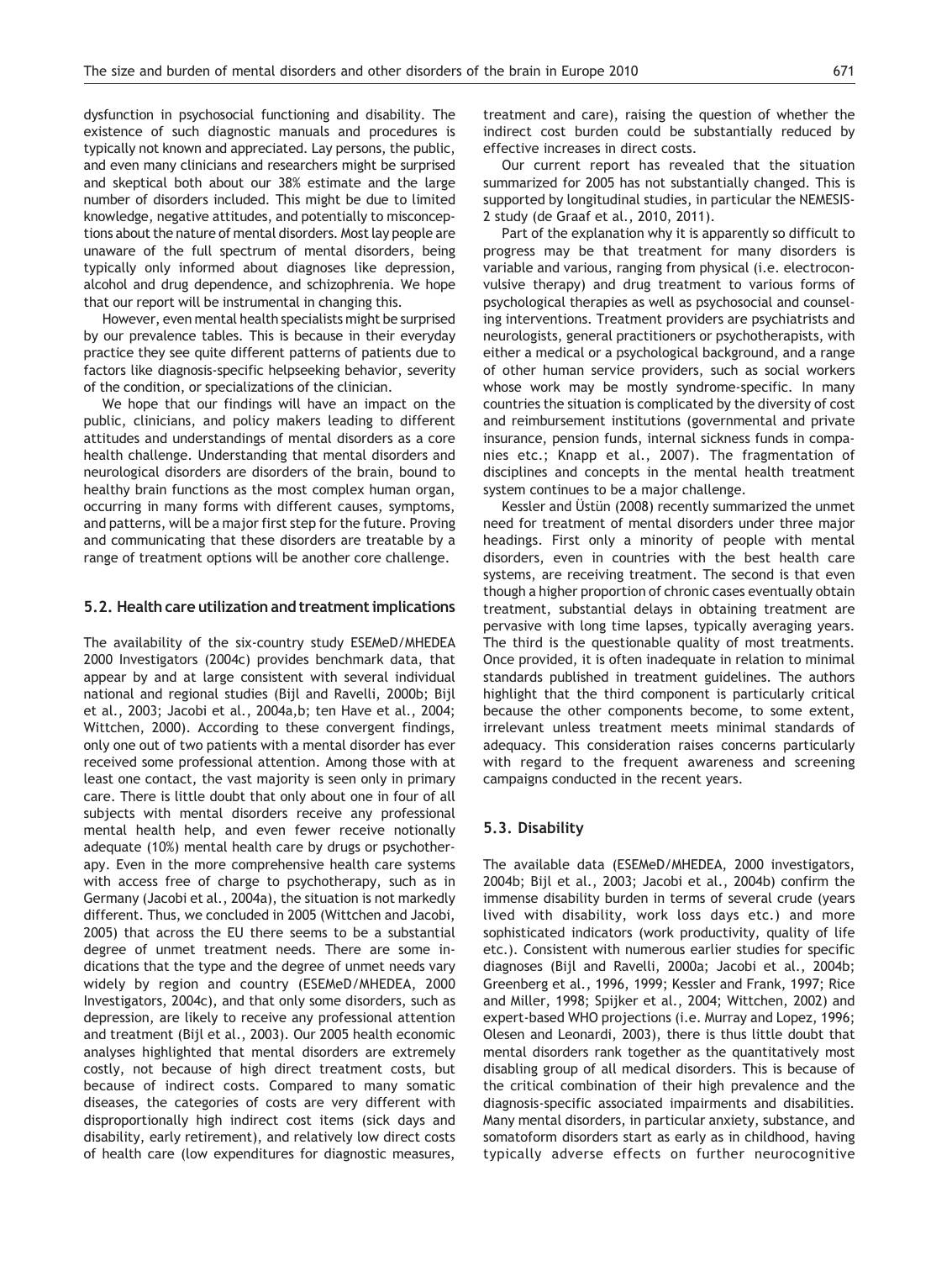dysfunction in psychosocial functioning and disability. The existence of such diagnostic manuals and procedures is typically not known and appreciated. Lay persons, the public, and even many clinicians and researchers might be surprised and skeptical both about our 38% estimate and the large number of disorders included. This might be due to limited knowledge, negative attitudes, and potentially to misconceptions about the nature of mental disorders. Most lay people are unaware of the full spectrum of mental disorders, being typically only informed about diagnoses like depression, alcohol and drug dependence, and schizophrenia. We hope that our report will be instrumental in changing this.

However, even mental health specialists might be surprised by our prevalence tables. This is because in their everyday practice they see quite different patterns of patients due to factors like diagnosis-specific helpseeking behavior, severity of the condition, or specializations of the clinician.

We hope that our findings will have an impact on the public, clinicians, and policy makers leading to different attitudes and understandings of mental disorders as a core health challenge. Understanding that mental disorders and neurological disorders are disorders of the brain, bound to healthy brain functions as the most complex human organ, occurring in many forms with different causes, symptoms, and patterns, will be a major first step for the future. Proving and communicating that these disorders are treatable by a range of treatment options will be another core challenge.

## 5.2. Health care utilization and treatment implications

The availability of the six-country study ESEMeD/MHEDEA 2000 Investigators (2004c) provides benchmark data, that appear by and at large consistent with several individual national and regional studies (Bijl and Ravelli, 2000b; Bijl et al., 2003; Jacobi et al., 2004a,b; ten Have et al., 2004; Wittchen, 2000). According to these convergent findings, only one out of two patients with a mental disorder has ever received some professional attention. Among those with at least one contact, the vast majority is seen only in primary care. There is little doubt that only about one in four of all subjects with mental disorders receive any professional mental health help, and even fewer receive notionally adequate (10%) mental health care by drugs or psychotherapy. Even in the more comprehensive health care systems with access free of charge to psychotherapy, such as in Germany (Jacobi et al., 2004a), the situation is not markedly different. Thus, we concluded in 2005 (Wittchen and Jacobi, 2005) that across the EU there seems to be a substantial degree of unmet treatment needs. There are some indications that the type and the degree of unmet needs vary widely by region and country (ESEMeD/MHEDEA, 2000 Investigators, 2004c), and that only some disorders, such as depression, are likely to receive any professional attention and treatment (Bijl et al., 2003). Our 2005 health economic analyses highlighted that mental disorders are extremely costly, not because of high direct treatment costs, but because of indirect costs. Compared to many somatic diseases, the categories of costs are very different with disproportionally high indirect cost items (sick days and disability, early retirement), and relatively low direct costs of health care (low expenditures for diagnostic measures, treatment and care), raising the question of whether the indirect cost burden could be substantially reduced by effective increases in direct costs.

Our current report has revealed that the situation summarized for 2005 has not substantially changed. This is supported by longitudinal studies, in particular the NEMESIS-2 study (de Graaf et al., 2010, 2011).

Part of the explanation why it is apparently so difficult to progress may be that treatment for many disorders is variable and various, ranging from physical (i.e. electroconvulsive therapy) and drug treatment to various forms of psychological therapies as well as psychosocial and counseling interventions. Treatment providers are psychiatrists and neurologists, general practitioners or psychotherapists, with either a medical or a psychological background, and a range of other human service providers, such as social workers whose work may be mostly syndrome-specific. In many countries the situation is complicated by the diversity of cost and reimbursement institutions (governmental and private insurance, pension funds, internal sickness funds in companies etc.; Knapp et al., 2007). The fragmentation of disciplines and concepts in the mental health treatment system continues to be a major challenge.

Kessler and Üstün (2008) recently summarized the unmet need for treatment of mental disorders under three major headings. First only a minority of people with mental disorders, even in countries with the best health care systems, are receiving treatment. The second is that even though a higher proportion of chronic cases eventually obtain treatment, substantial delays in obtaining treatment are pervasive with long time lapses, typically averaging years. The third is the questionable quality of most treatments. Once provided, it is often inadequate in relation to minimal standards published in treatment guidelines. The authors highlight that the third component is particularly critical because the other components become, to some extent, irrelevant unless treatment meets minimal standards of adequacy. This consideration raises concerns particularly with regard to the frequent awareness and screening campaigns conducted in the recent years.

## 5.3. Disability

The available data (ESEMeD/MHEDEA, 2000 investigators, 2004b; Bijl et al., 2003; Jacobi et al., 2004b) confirm the immense disability burden in terms of several crude (years lived with disability, work loss days etc.) and more sophisticated indicators (work productivity, quality of life etc.). Consistent with numerous earlier studies for specific diagnoses (Bijl and Ravelli, 2000a; Jacobi et al., 2004b; Greenberg et al., 1996, 1999; Kessler and Frank, 1997; Rice and Miller, 1998; Spijker et al., 2004; Wittchen, 2002) and expert-based WHO projections (i.e. Murray and Lopez, 1996; Olesen and Leonardi, 2003), there is thus little doubt that mental disorders rank together as the quantitatively most disabling group of all medical disorders. This is because of the critical combination of their high prevalence and the diagnosis-specific associated impairments and disabilities. Many mental disorders, in particular anxiety, substance, and somatoform disorders start as early as in childhood, having typically adverse effects on further neurocognitive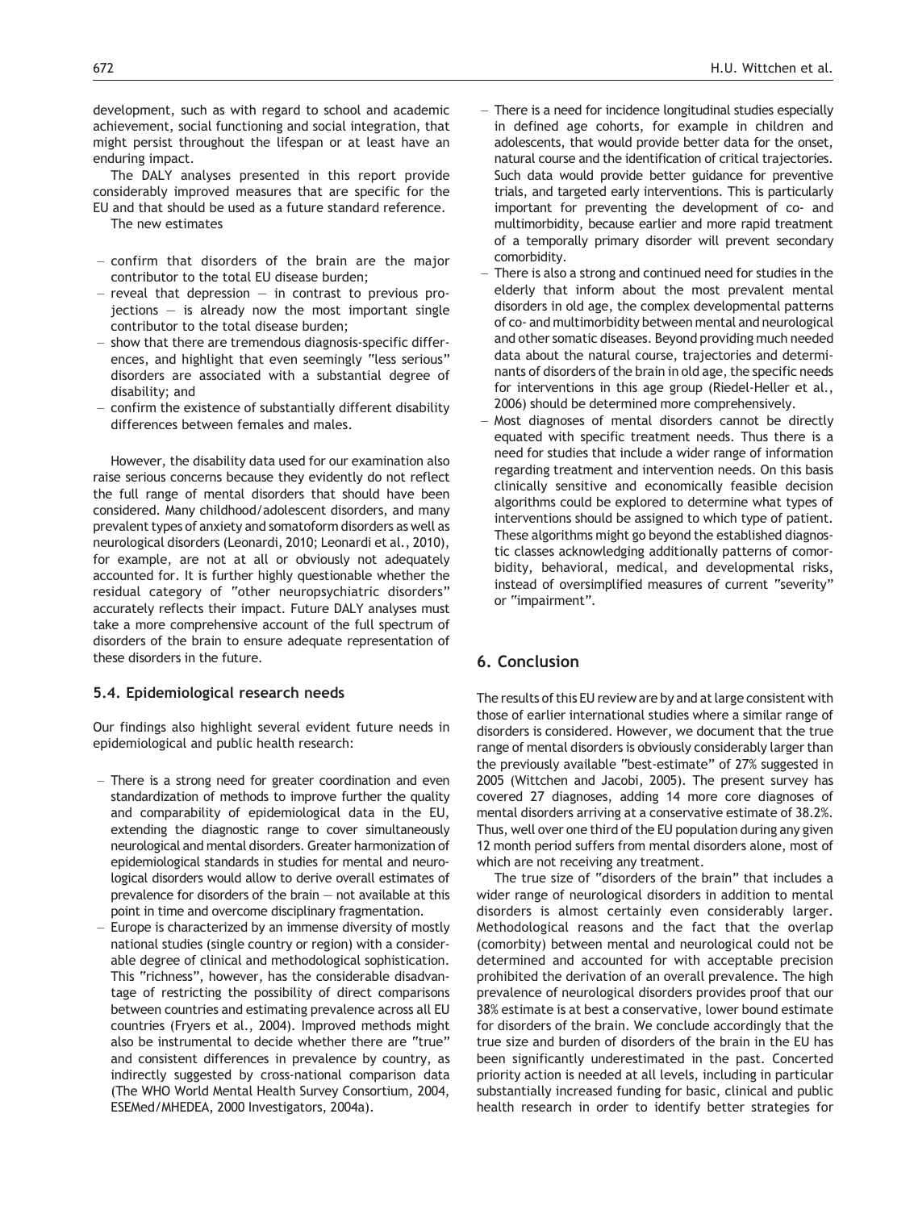development, such as with regard to school and academic achievement, social functioning and social integration, that might persist throughout the lifespan or at least have an enduring impact.

The DALY analyses presented in this report provide considerably improved measures that are specific for the EU and that should be used as a future standard reference.

The new estimates

- confirm that disorders of the brain are the major contributor to the total EU disease burden;
- reveal that depression — in contrast to previous projections — is already now the most important single contributor to the total disease burden;
- show that there are tremendous diagnosis-specific differences, and highlight that even seemingly "less serious" disorders are associated with a substantial degree of disability; and
- confirm the existence of substantially different disability differences between females and males.

However, the disability data used for our examination also raise serious concerns because they evidently do not reflect the full range of mental disorders that should have been considered. Many childhood/adolescent disorders, and many prevalent types of anxiety and somatoform disorders as well as neurological disorders (Leonardi, 2010; Leonardi et al., 2010), for example, are not at all or obviously not adequately accounted for. It is further highly questionable whether the residual category of "other neuropsychiatric disorders" accurately reflects their impact. Future DALY analyses must take a more comprehensive account of the full spectrum of disorders of the brain to ensure adequate representation of these disorders in the future.

### 5.4. Epidemiological research needs

Our findings also highlight several evident future needs in epidemiological and public health research:

- There is a strong need for greater coordination and even standardization of methods to improve further the quality and comparability of epidemiological data in the EU, extending the diagnostic range to cover simultaneously neurological and mental disorders. Greater harmonization of epidemiological standards in studies for mental and neurological disorders would allow to derive overall estimates of prevalence for disorders of the brain — not available at this point in time and overcome disciplinary fragmentation.
- Europe is characterized by an immense diversity of mostly national studies (single country or region) with a considerable degree of clinical and methodological sophistication. This "richness", however, has the considerable disadvantage of restricting the possibility of direct comparisons between countries and estimating prevalence across all EU countries (Fryers et al., 2004). Improved methods might also be instrumental to decide whether there are "true" and consistent differences in prevalence by country, as indirectly suggested by cross-national comparison data (The WHO World Mental Health Survey Consortium, 2004, ESEMed/MHEDEA, 2000 Investigators, 2004a).
- There is a need for incidence longitudinal studies especially in defined age cohorts, for example in children and adolescents, that would provide better data for the onset, natural course and the identification of critical trajectories. Such data would provide better guidance for preventive trials, and targeted early interventions. This is particularly important for preventing the development of co- and multimorbidity, because earlier and more rapid treatment of a temporally primary disorder will prevent secondary comorbidity.
- There is also a strong and continued need for studies in the elderly that inform about the most prevalent mental disorders in old age, the complex developmental patterns of co- and multimorbidity between mental and neurological and other somatic diseases. Beyond providing much needed data about the natural course, trajectories and determinants of disorders of the brain in old age, the specific needs for interventions in this age group (Riedel-Heller et al., 2006) should be determined more comprehensively.
- Most diagnoses of mental disorders cannot be directly equated with specific treatment needs. Thus there is a need for studies that include a wider range of information regarding treatment and intervention needs. On this basis clinically sensitive and economically feasible decision algorithms could be explored to determine what types of interventions should be assigned to which type of patient. These algorithms might go beyond the established diagnostic classes acknowledging additionally patterns of comorbidity, behavioral, medical, and developmental risks, instead of oversimplified measures of current "severity" or "impairment".

## 6. Conclusion

The results of this EU review are by and at large consistent with those of earlier international studies where a similar range of disorders is considered. However, we document that the true range of mental disorders is obviously considerably larger than the previously available "best-estimate" of 27% suggested in 2005 (Wittchen and Jacobi, 2005). The present survey has covered 27 diagnoses, adding 14 more core diagnoses of mental disorders arriving at a conservative estimate of 38.2%. Thus, well over one third of the EU population during any given 12 month period suffers from mental disorders alone, most of which are not receiving any treatment.

The true size of "disorders of the brain" that includes a wider range of neurological disorders in addition to mental disorders is almost certainly even considerably larger. Methodological reasons and the fact that the overlap (comorbity) between mental and neurological could not be determined and accounted for with acceptable precision prohibited the derivation of an overall prevalence. The high prevalence of neurological disorders provides proof that our 38% estimate is at best a conservative, lower bound estimate for disorders of the brain. We conclude accordingly that the true size and burden of disorders of the brain in the EU has been significantly underestimated in the past. Concerted priority action is needed at all levels, including in particular substantially increased funding for basic, clinical and public health research in order to identify better strategies for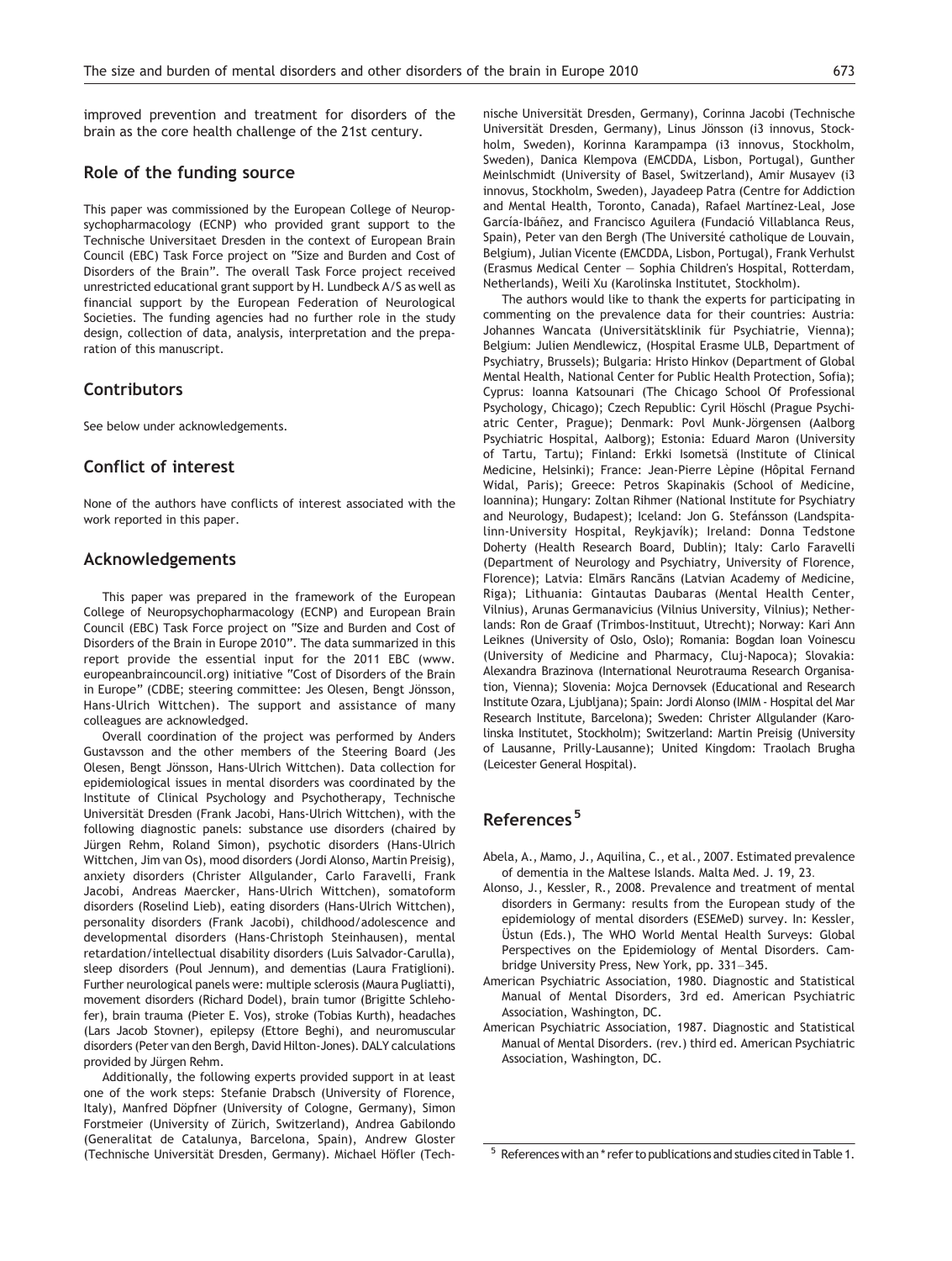improved prevention and treatment for disorders of the brain as the core health challenge of the 21st century.

## Role of the funding source

This paper was commissioned by the European College of Neuropsychopharmacology (ECNP) who provided grant support to the Technische Universitaet Dresden in the context of European Brain Council (EBC) Task Force project on "Size and Burden and Cost of Disorders of the Brain". The overall Task Force project received unrestricted educational grant support by H. Lundbeck A/S as well as financial support by the European Federation of Neurological Societies. The funding agencies had no further role in the study design, collection of data, analysis, interpretation and the preparation of this manuscript.

## Contributors

See below under acknowledgements.

## Conflict of interest

None of the authors have conflicts of interest associated with the work reported in this paper.

## Acknowledgements

This paper was prepared in the framework of the European College of Neuropsychopharmacology (ECNP) and European Brain Council (EBC) Task Force project on "Size and Burden and Cost of Disorders of the Brain in Europe 2010". The data summarized in this report provide the essential input for the 2011 EBC (www.europeanbraincouncil.org) initiative "Cost of Disorders of the Brain in Europe" (CDBE; steering committee: Jes Olesen, Bengt Jönsson, Hans-Ulrich Wittchen). The support and assistance of many colleagues are acknowledged.

Overall coordination of the project was performed by Anders Gustavsson and the other members of the Steering Board (Jes Olesen, Bengt Jönsson, Hans-Ulrich Wittchen). Data collection for epidemiological issues in mental disorders was coordinated by the Institute of Clinical Psychology and Psychotherapy, Technische Universität Dresden (Frank Jacobi, Hans-Ulrich Wittchen), with the following diagnostic panels: substance use disorders (chaired by Jürgen Rehm, Roland Simon), psychotic disorders (Hans-Ulrich Wittchen, Jim van Os), mood disorders (Jordi Alonso, Martin Preisig), anxiety disorders (Christer Allgulander, Carlo Faravelli, Frank Jacobi, Andreas Maercker, Hans-Ulrich Wittchen), somatoform disorders (Roselind Lieb), eating disorders (Hans-Ulrich Wittchen), personality disorders (Frank Jacobi), childhood/adolescence and developmental disorders (Hans-Christoph Steinhausen), mental retardation/intellectual disability disorders (Luis Salvador-Carulla), sleep disorders (Poul Jennum), and dementias (Laura Fratiglioni). Further neurological panels were: multiple sclerosis (Maura Pugliatti), movement disorders (Richard Dodel), brain tumor (Brigitte Schlehofer), brain trauma (Pieter E. Vos), stroke (Tobias Kurth), headaches (Lars Jacob Stovner), epilepsy (Ettore Beghi), and neuromuscular disorders (Peter van den Bergh, David Hilton-Jones). DALY calculations provided by Jürgen Rehm.

Additionally, the following experts provided support in at least one of the work steps: Stefanie Drabsch (University of Florence, Italy), Manfred Döpfner (University of Cologne, Germany), Simon Forstmeier (University of Zürich, Switzerland), Andrea Gabilondo (Generalitat de Catalunya, Barcelona, Spain), Andrew Gloster (Technische Universität Dresden, Germany). Michael Höfler (Technische Universität Dresden, Germany), Corinna Jacobi (Technische Universität Dresden, Germany), Linus Jönsson (i3 innovus, Stockholm, Sweden), Korinna Karampampa (i3 innovus, Stockholm, Sweden), Danica Klempova (EMCDDA, Lisbon, Portugal), Gunther Meinlschmidt (University of Basel, Switzerland), Amir Musayev (i3 innovus, Stockholm, Sweden), Jayadeep Patra (Centre for Addiction and Mental Health, Toronto, Canada), Rafael Martínez-Leal, Jose García-Ibáñez, and Francisco Aguilera (Fundació Villablanca Reus, Spain), Peter van den Bergh (The Université catholique de Louvain, Belgium), Julian Vicente (EMCDDA, Lisbon, Portugal), Frank Verhulst (Erasmus Medical Center — Sophia Children's Hospital, Rotterdam, Netherlands), Weili Xu (Karolinska Institutet, Stockholm).

The authors would like to thank the experts for participating in commenting on the prevalence data for their countries: Austria: Johannes Wancata (Universitätsklinik für Psychiatrie, Vienna); Belgium: Julien Mendlewicz, (Hospital Erasme ULB, Department of Psychiatry, Brussels); Bulgaria: Hristo Hinkov (Department of Global Mental Health, National Center for Public Health Protection, Sofia); Cyprus: Ioanna Katsounari (The Chicago School Of Professional Psychology, Chicago); Czech Republic: Cyril Höschl (Prague Psychiatric Center, Prague); Denmark: Povl Munk-Jörgensen (Aalborg Psychiatric Hospital, Aalborg); Estonia: Eduard Maron (University of Tartu, Tartu); Finland: Erkki Isometsä (Institute of Clinical Medicine, Helsinki); France: Jean-Pierre Lèpine (Hôpital Fernand Widal, Paris); Greece: Petros Skapinakis (School of Medicine, Ioannina); Hungary: Zoltan Rihmer (National Institute for Psychiatry and Neurology, Budapest); Iceland: Jon G. Stefánsson (Landspitalinn-University Hospital, Reykjavík); Ireland: Donna Tedstone Doherty (Health Research Board, Dublin); Italy: Carlo Faravelli (Department of Neurology and Psychiatry, University of Florence, Florence); Latvia: Elmārs Rancāns (Latvian Academy of Medicine, Riga); Lithuania: Gintautas Daubaras (Mental Health Center, Vilnius), Arunas Germanavicius (Vilnius University, Vilnius); Netherlands: Ron de Graaf (Trimbos-Instituut, Utrecht); Norway: Kari Ann Leiknes (University of Oslo, Oslo); Romania: Bogdan Ioan Voinescu (University of Medicine and Pharmacy, Cluj-Napoca); Slovakia: Alexandra Brazinova (International Neurotrauma Research Organisation, Vienna); Slovenia: Mojca Dernovsek (Educational and Research Institute Ozara, Ljubljana); Spain: Jordi Alonso (IMIM - Hospital del Mar Research Institute, Barcelona); Sweden: Christer Allgulander (Karolinska Institutet, Stockholm); Switzerland: Martin Preisig (University of Lausanne, Prilly-Lausanne); United Kingdom: Traolach Brugha (Leicester General Hospital).

## References [5]

Abela, A., Mamo, J., Aquilina, C., et al., 2007. Estimated prevalence of dementia in the Maltese Islands. Malta Med. J. 19, 23.

Alonso, J., Kessler, R., 2008. Prevalence and treatment of mental disorders in Germany: results from the European study of the epidemiology of mental disorders (ESEMeD) survey. In: Kessler, Üstun (Eds.), The WHO World Mental Health Surveys: Global Perspectives on the Epidemiology of Mental Disorders. Cambridge University Press, New York, pp. 331–345.

American Psychiatric Association, 1980. Diagnostic and Statistical Manual of Mental Disorders, 3rd ed. American Psychiatric Association, Washington, DC.

American Psychiatric Association, 1987. Diagnostic and Statistical Manual of Mental Disorders. (rev.) third ed. American Psychiatric Association, Washington, DC.

[5] References with an * refer to publications and studies cited in Table 1.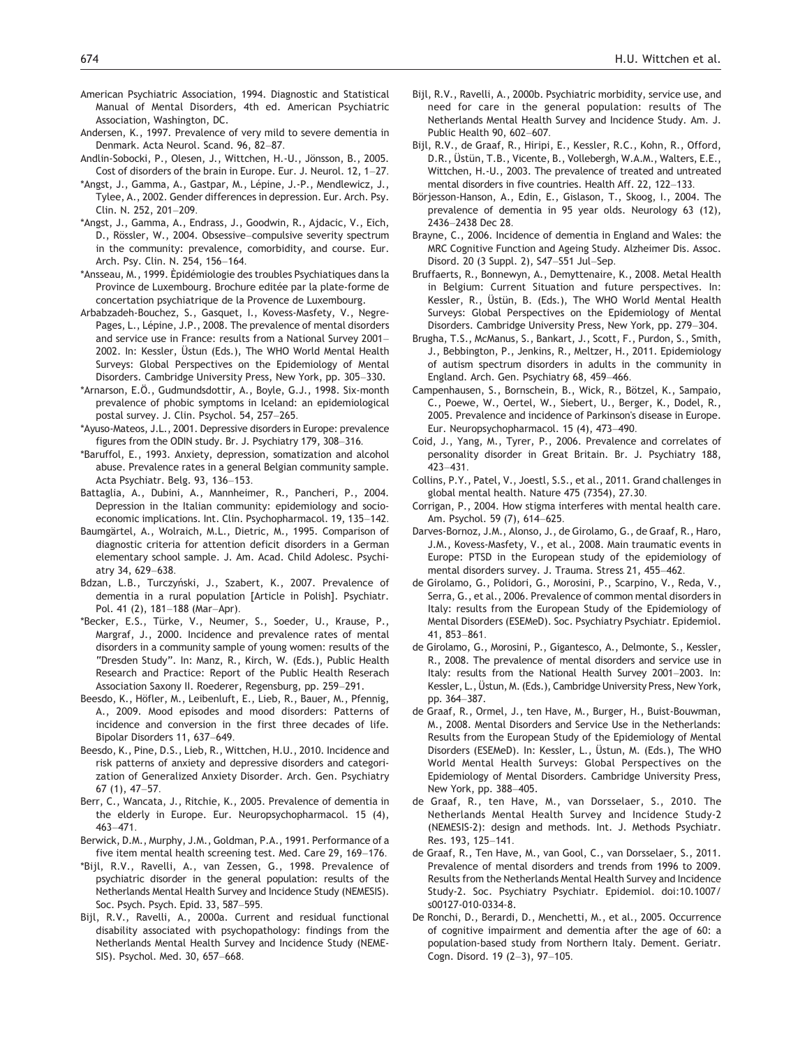American Psychiatric Association, 1994. Diagnostic and Statistical Manual of Mental Disorders, 4th ed. American Psychiatric Association, Washington, DC.

Andersen, K., 1997. Prevalence of very mild to severe dementia in Denmark. Acta Neurol. Scand. 96, 82–87.

Andlin-Sobocki, P., Olesen, J., Wittchen, H.-U., Jönsson, B., 2005. Cost of disorders of the brain in Europe. Eur. J. Neurol. 12, 1–27.

*Angst, J., Gamma, A., Gastpar, M., Lépine, J.-P., Mendlewicz, J., Tylee, A., 2002. Gender differences in depression. Eur. Arch. Psy. Clin. N. 252, 201–209.

*Angst, J., Gamma, A., Endrass, J., Goodwin, R., Ajdacic, V., Eich, D., Rössler, W., 2004. Obsessive–compulsive severity spectrum in the community: prevalence, comorbidity, and course. Eur. Arch. Psy. Clin. N. 254, 156–164.

*Ansseau, M., 1999. Èpidémiologie des troubles Psychiatiques dans la Province de Luxembourg. Brochure editée par la plate-forme de concertation psychiatrique de la Provence de Luxembourg.

Arbabzadeh-Bouchez, S., Gasquet, I., Kovess-Masfety, V., Negre-Pages, L., Lépine, J.P., 2008. The prevalence of mental disorders and service use in France: results from a National Survey 2001–2002. In: Kessler, Üstun (Eds.), The WHO World Mental Health Surveys: Global Perspectives on the Epidemiology of Mental Disorders. Cambridge University Press, New York, pp. 305–330.

*Arnarson, E.Ö., Gudmundsdottir, A., Boyle, G.J., 1998. Six-month prevalence of phobic symptoms in Iceland: an epidemiological postal survey. J. Clin. Psychol. 54, 257–265.

*Ayuso-Mateos, J.L., 2001. Depressive disorders in Europe: prevalence figures from the ODIN study. Br. J. Psychiatry 179, 308–316.

*Baruffol, E., 1993. Anxiety, depression, somatization and alcohol abuse. Prevalence rates in a general Belgian community sample. Acta Psychiatr. Belg. 93, 136–153.

Battaglia, A., Dubini, A., Mannheimer, R., Pancheri, P., 2004. Depression in the Italian community: epidemiology and socio-economic implications. Int. Clin. Psychopharmacol. 19, 135–142.

Baumgärtel, A., Wolraich, M.L., Dietric, M., 1995. Comparison of diagnostic criteria for attention deficit disorders in a German elementary school sample. J. Am. Acad. Child Adolesc. Psychiatry 34, 629–638.

Bdzan, L.B., Turczyński, J., Szabert, K., 2007. Prevalence of dementia in a rural population [Article in Polish]. Psychiatr. Pol. 41 (2), 181–188 (Mar–Apr).

*Becker, E.S., Türke, V., Neumer, S., Soeder, U., Krause, P., Margraf, J., 2000. Incidence and prevalence rates of mental disorders in a community sample of young women: results of the "Dresden Study". In: Manz, R., Kirch, W. (Eds.), Public Health Research and Practice: Report of the Public Health Reserach Association Saxony II. Roederer, Regensburg, pp. 259–291.

Beesdo, K., Höfler, M., Leibenluft, E., Lieb, R., Bauer, M., Pfennig, A., 2009. Mood episodes and mood disorders: Patterns of incidence and conversion in the first three decades of life. Bipolar Disorders 11, 637–649.

Beesdo, K., Pine, D.S., Lieb, R., Wittchen, H.U., 2010. Incidence and risk patterns of anxiety and depressive disorders and categorization of Generalized Anxiety Disorder. Arch. Gen. Psychiatry 67 (1), 47–57.

Berr, C., Wancata, J., Ritchie, K., 2005. Prevalence of dementia in the elderly in Europe. Eur. Neuropsychopharmacol. 15 (4), 463–471.

Berwick, D.M., Murphy, J.M., Goldman, P.A., 1991. Performance of a five item mental health screening test. Med. Care 29, 169–176.

*Bijl, R.V., Ravelli, A., van Zessen, G., 1998. Prevalence of psychiatric disorder in the general population: results of the Netherlands Mental Health Survey and Incidence Study (NEMESIS). Soc. Psych. Psych. Epid. 33, 587–595.

Bijl, R.V., Ravelli, A., 2000a. Current and residual functional disability associated with psychopathology: findings from the Netherlands Mental Health Survey and Incidence Study (NEMESIS). Psychol. Med. 30, 657–668.

Bijl, R.V., Ravelli, A., 2000b. Psychiatric morbidity, service use, and need for care in the general population: results of The Netherlands Mental Health Survey and Incidence Study. Am. J. Public Health 90, 602–607.

Bijl, R.V., de Graaf, R., Hiripi, E., Kessler, R.C., Kohn, R., Offord, D.R., Üstün, T.B., Vicente, B., Vollebergh, W.A.M., Walters, E.E., Wittchen, H.-U., 2003. The prevalence of treated and untreated mental disorders in five countries. Health Aff. 22, 122–133.

Börjesson-Hanson, A., Edin, E., Gislason, T., Skoog, I., 2004. The prevalence of dementia in 95 year olds. Neurology 63 (12), 2436–2438 Dec 28.

Brayne, C., 2006. Incidence of dementia in England and Wales: the MRC Cognitive Function and Ageing Study. Alzheimer Dis. Assoc. Disord. 20 (3 Suppl. 2), S47–S51 Jul–Sep.

Bruffaerts, R., Bonnewyn, A., Demyttenaire, K., 2008. Metal Health in Belgium: Current Situation and future perspectives. In: Kessler, R., Üstün, B. (Eds.), The WHO World Mental Health Surveys: Global Perspectives on the Epidemiology of Mental Disorders. Cambridge University Press, New York, pp. 279–304.

Brugha, T.S., McManus, S., Bankart, J., Scott, F., Purdon, S., Smith, J., Bebbington, P., Jenkins, R., Meltzer, H., 2011. Epidemiology of autism spectrum disorders in adults in the community in England. Arch. Gen. Psychiatry 68, 459–466.

Campenhausen, S., Bornschein, B., Wick, R., Bötzel, K., Sampaio, C., Poewe, W., Oertel, W., Siebert, U., Berger, K., Dodel, R., 2005. Prevalence and incidence of Parkinson's disease in Europe. Eur. Neuropsychopharmacol. 15 (4), 473–490.

Coid, J., Yang, M., Tyrer, P., 2006. Prevalence and correlates of personality disorder in Great Britain. Br. J. Psychiatry 188, 423–431.

Collins, P.Y., Patel, V., Joestl, S.S., et al., 2011. Grand challenges in global mental health. Nature 475 (7354), 27.30.

Corrigan, P., 2004. How stigma interferes with mental health care. Am. Psychol. 59 (7), 614–625.

Darves-Bornoz, J.M., Alonso, J., de Girolamo, G., de Graaf, R., Haro, J.M., Kovess-Masfety, V., et al., 2008. Main traumatic events in Europe: PTSD in the European study of the epidemiology of mental disorders survey. J. Trauma. Stress 21, 455–462.

de Girolamo, G., Polidori, G., Morosini, P., Scarpino, V., Reda, V., Serra, G., et al., 2006. Prevalence of common mental disorders in Italy: results from the European Study of the Epidemiology of Mental Disorders (ESEMeD). Soc. Psychiatry Psychiatr. Epidemiol. 41, 853–861.

de Girolamo, G., Morosini, P., Gigantesco, A., Delmonte, S., Kessler, R., 2008. The prevalence of mental disorders and service use in Italy: results from the National Health Survey 2001–2003. In: Kessler, L., Üstun, M. (Eds.), Cambridge University Press, New York, pp. 364–387.

de Graaf, R., Ormel, J., ten Have, M., Burger, H., Buist-Bouwman, M., 2008. Mental Disorders and Service Use in the Netherlands: Results from the European Study of the Epidemiology of Mental Disorders (ESEMeD). In: Kessler, L., Üstun, M. (Eds.), The WHO World Mental Health Surveys: Global Perspectives on the Epidemiology of Mental Disorders. Cambridge University Press, New York, pp. 388–405.

de Graaf, R., ten Have, M., van Dorsselaer, S., 2010. The Netherlands Mental Health Survey and Incidence Study-2 (NEMESIS-2): design and methods. Int. J. Methods Psychiatr. Res. 193, 125–141.

de Graaf, R., Ten Have, M., van Gool, C., van Dorsselaer, S., 2011. Prevalence of mental disorders and trends from 1996 to 2009. Results from the Netherlands Mental Health Survey and Incidence Study-2. Soc. Psychiatry Psychiatr. Epidemiol. doi:10.1007/s00127-010-0334-8.

De Ronchi, D., Berardi, D., Menchetti, M., et al., 2005. Occurrence of cognitive impairment and dementia after the age of 60: a population-based study from Northern Italy. Dement. Geriatr. Cogn. Disord. 19 (2–3), 97–105.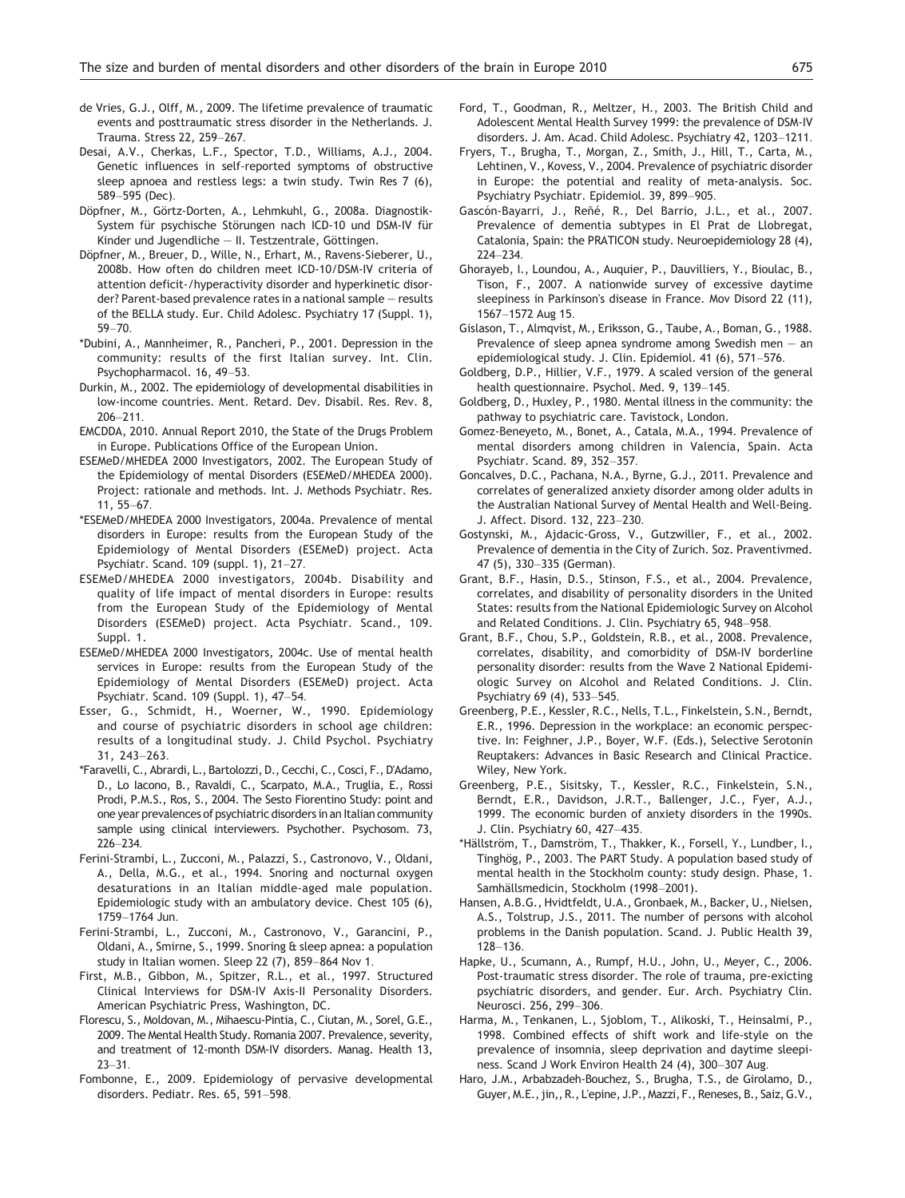de Vries, G.J., Olff, M., 2009. The lifetime prevalence of traumatic events and posttraumatic stress disorder in the Netherlands. J. Trauma. Stress 22, 259–267.

Desai, A.V., Cherkas, L.F., Spector, T.D., Williams, A.J., 2004. Genetic influences in self-reported symptoms of obstructive sleep apnoea and restless legs: a twin study. Twin Res 7 (6), 589–595 (Dec).

Döpfner, M., Görtz-Dorten, A., Lehmkuhl, G., 2008a. Diagnostik-System für psychische Störungen nach ICD-10 und DSM-IV für Kinder und Jugendliche — II. Testzentrale, Göttingen.

Döpfner, M., Breuer, D., Wille, N., Erhart, M., Ravens-Sieberer, U., 2008b. How often do children meet ICD-10/DSM-IV criteria of attention deficit-/hyperactivity disorder and hyperkinetic disorder? Parent-based prevalence rates in a national sample — results of the BELLA study. Eur. Child Adolesc. Psychiatry 17 (Suppl. 1), 59–70.

*Dubini, A., Mannheimer, R., Pancheri, P., 2001. Depression in the community: results of the first Italian survey. Int. Clin. Psychopharmacol. 16, 49–53.

Durkin, M., 2002. The epidemiology of developmental disabilities in low-income countries. Ment. Retard. Dev. Disabil. Res. Rev. 8, 206–211.

EMCDDA, 2010. Annual Report 2010, the State of the Drugs Problem in Europe. Publications Office of the European Union.

ESEMeD/MHEDEA 2000 Investigators, 2002. The European Study of the Epidemiology of mental Disorders (ESEMeD/MHEDEA 2000). Project: rationale and methods. Int. J. Methods Psychiatr. Res. 11, 55–67.

*ESEMeD/MHEDEA 2000 Investigators, 2004a. Prevalence of mental disorders in Europe: results from the European Study of the Epidemiology of Mental Disorders (ESEMeD) project. Acta Psychiatr. Scand. 109 (suppl. 1), 21–27.

ESEMeD/MHEDEA 2000 investigators, 2004b. Disability and quality of life impact of mental disorders in Europe: results from the European Study of the Epidemiology of Mental Disorders (ESEMeD) project. Acta Psychiatr. Scand., 109. Suppl. 1.

ESEMeD/MHEDEA 2000 Investigators, 2004c. Use of mental health services in Europe: results from the European Study of the Epidemiology of Mental Disorders (ESEMeD) project. Acta Psychiatr. Scand. 109 (Suppl. 1), 47–54.

Esser, G., Schmidt, H., Woerner, W., 1990. Epidemiology and course of psychiatric disorders in school age children: results of a longitudinal study. J. Child Psychol. Psychiatry 31, 243–263.

*Faravelli, C., Abrardi, L., Bartolozzi, D., Cecchi, C., Cosci, F., D'Adamo, D., Lo Iacono, B., Ravaldi, C., Scarpato, M.A., Truglia, E., Rossi Prodi, P.M.S., Ros, S., 2004. The Sesto Fiorentino Study: point and one year prevalences of psychiatric disorders in an Italian community sample using clinical interviewers. Psychother. Psychosom. 73, 226–234.

Ferini-Strambi, L., Zucconi, M., Palazzi, S., Castronovo, V., Oldani, A., Della, M.G., et al., 1994. Snoring and nocturnal oxygen desaturations in an Italian middle-aged male population. Epidemiologic study with an ambulatory device. Chest 105 (6), 1759–1764 Jun.

Ferini-Strambi, L., Zucconi, M., Castronovo, V., Garancini, P., Oldani, A., Smirne, S., 1999. Snoring & sleep apnea: a population study in Italian women. Sleep 22 (7), 859–864 Nov 1.

First, M.B., Gibbon, M., Spitzer, R.L., et al., 1997. Structured Clinical Interviews for DSM-IV Axis-II Personality Disorders. American Psychiatric Press, Washington, DC.

Florescu, S., Moldovan, M., Mihaescu-Pintia, C., Ciutan, M., Sorel, G.E., 2009. The Mental Health Study. Romania 2007. Prevalence, severity, and treatment of 12-month DSM-IV disorders. Manag. Health 13, 23–31.

Fombonne, E., 2009. Epidemiology of pervasive developmental disorders. Pediatr. Res. 65, 591–598.

Ford, T., Goodman, R., Meltzer, H., 2003. The British Child and Adolescent Mental Health Survey 1999: the prevalence of DSM-IV disorders. J. Am. Acad. Child Adolesc. Psychiatry 42, 1203–1211.

Fryers, T., Brugha, T., Morgan, Z., Smith, J., Hill, T., Carta, M., Lehtinen, V., Kovess, V., 2004. Prevalence of psychiatric disorder in Europe: the potential and reality of meta-analysis. Soc. Psychiatry Psychiatr. Epidemiol. 39, 899–905.

Gascón-Bayarri, J., Reñé, R., Del Barrio, J.L., et al., 2007. Prevalence of dementia subtypes in El Prat de Llobregat, Catalonia, Spain: the PRATICON study. Neuroepidemiology 28 (4), 224–234.

Ghorayeb, I., Loundou, A., Auquier, P., Dauvilliers, Y., Bioulac, B., Tison, F., 2007. A nationwide survey of excessive daytime sleepiness in Parkinson's disease in France. Mov Disord 22 (11), 1567–1572 Aug 15.

Gislason, T., Almqvist, M., Eriksson, G., Taube, A., Boman, G., 1988. Prevalence of sleep apnea syndrome among Swedish men — an epidemiological study. J. Clin. Epidemiol. 41 (6), 571–576.

Goldberg, D.P., Hillier, V.F., 1979. A scaled version of the general health questionnaire. Psychol. Med. 9, 139–145.

Goldberg, D., Huxley, P., 1980. Mental illness in the community: the pathway to psychiatric care. Tavistock, London.

Gomez-Beneyeto, M., Bonet, A., Catala, M.A., 1994. Prevalence of mental disorders among children in Valencia, Spain. Acta Psychiatr. Scand. 89, 352–357.

Goncalves, D.C., Pachana, N.A., Byrne, G.J., 2011. Prevalence and correlates of generalized anxiety disorder among older adults in the Australian National Survey of Mental Health and Well-Being. J. Affect. Disord. 132, 223–230.

Gostynski, M., Ajdacic-Gross, V., Gutzwiller, F., et al., 2002. Prevalence of dementia in the City of Zurich. Soz. Praventivmed. 47 (5), 330–335 (German).

Grant, B.F., Hasin, D.S., Stinson, F.S., et al., 2004. Prevalence, correlates, and disability of personality disorders in the United States: results from the National Epidemiologic Survey on Alcohol and Related Conditions. J. Clin. Psychiatry 65, 948–958.

Grant, B.F., Chou, S.P., Goldstein, R.B., et al., 2008. Prevalence, correlates, disability, and comorbidity of DSM-IV borderline personality disorder: results from the Wave 2 National Epidemiologic Survey on Alcohol and Related Conditions. J. Clin. Psychiatry 69 (4), 533–545.

Greenberg, P.E., Kessler, R.C., Nells, T.L., Finkelstein, S.N., Berndt, E.R., 1996. Depression in the workplace: an economic perspective. In: Feighner, J.P., Boyer, W.F. (Eds.), Selective Serotonin Reuptakers: Advances in Basic Research and Clinical Practice. Wiley, New York.

Greenberg, P.E., Sisitsky, T., Kessler, R.C., Finkelstein, S.N., Berndt, E.R., Davidson, J.R.T., Ballenger, J.C., Fyer, A.J., 1999. The economic burden of anxiety disorders in the 1990s. J. Clin. Psychiatry 60, 427–435.

*Hällström, T., Damström, T., Thakker, K., Forsell, Y., Lundber, I., Tinghög, P., 2003. The PART Study. A population based study of mental health in the Stockholm county: study design. Phase, 1. Samhällsmedicin, Stockholm (1998–2001).

Hansen, A.B.G., Hvidtfeldt, U.A., Gronbaek, M., Backer, U., Nielsen, A.S., Tolstrup, J.S., 2011. The number of persons with alcohol problems in the Danish population. Scand. J. Public Health 39, 128–136.

Hapke, U., Scumann, A., Rumpf, H.U., John, U., Meyer, C., 2006. Post-traumatic stress disorder. The role of trauma, pre-exicting psychiatric disorders, and gender. Eur. Arch. Psychiatry Clin. Neurosci. 256, 299–306.

Harma, M., Tenkanen, L., Sjoblom, T., Alikoski, T., Heinsalmi, P., 1998. Combined effects of shift work and life-style on the prevalence of insomnia, sleep deprivation and daytime sleepiness. Scand J Work Environ Health 24 (4), 300–307 Aug.

Haro, J.M., Arbabzadeh-Bouchez, S., Brugha, T.S., de Girolamo, D., Guyer, M.E., jin,, R., L'epine, J.P., Mazzi, F., Reneses, B., Saiz, G.V.,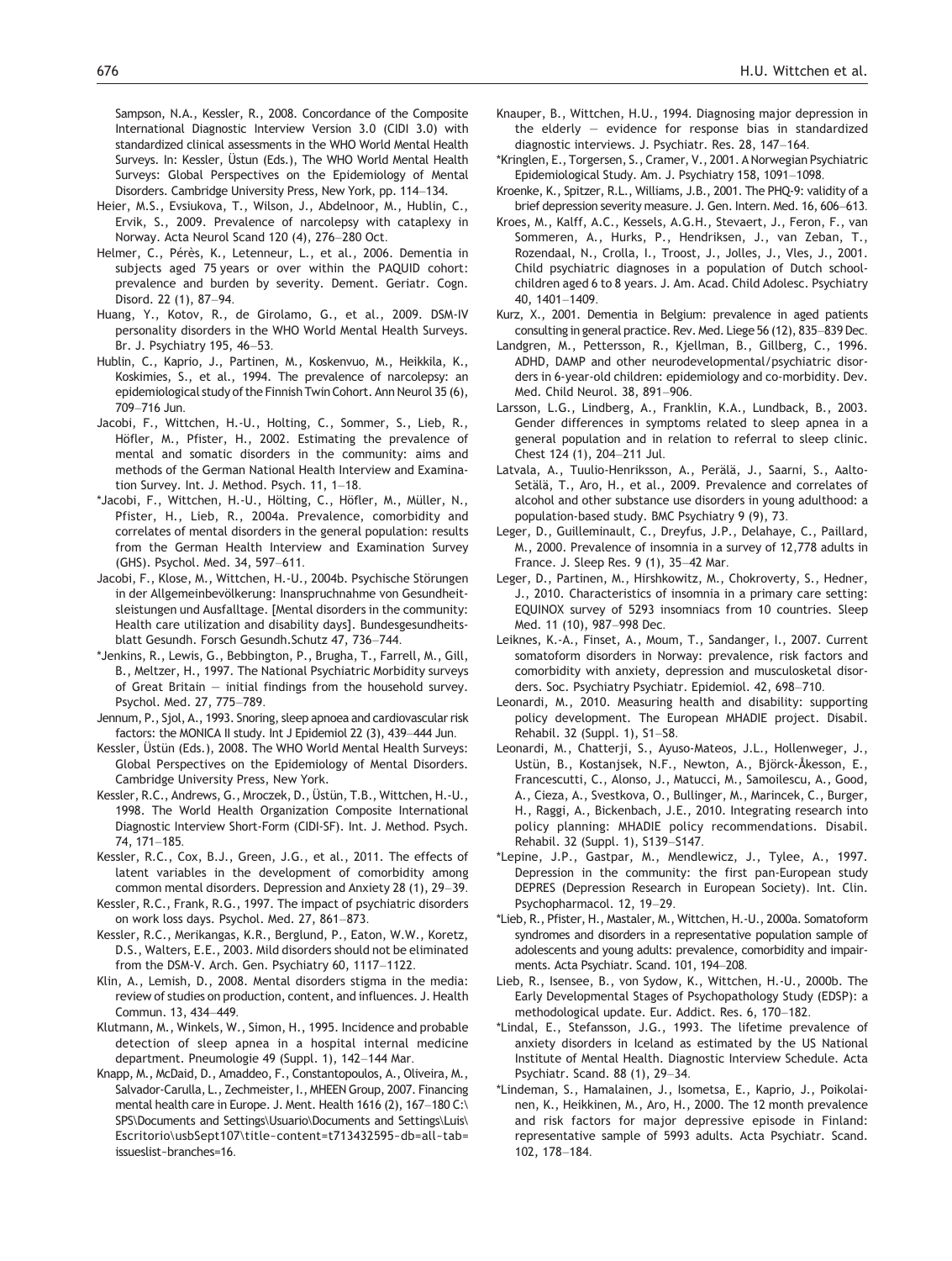Sampson, N.A., Kessler, R., 2008. Concordance of the Composite International Diagnostic Interview Version 3.0 (CIDI 3.0) with standardized clinical assessments in the WHO World Mental Health Surveys. In: Kessler, Üstun (Eds.), The WHO World Mental Health Surveys: Global Perspectives on the Epidemiology of Mental Disorders. Cambridge University Press, New York, pp. 114–134.

Heier, M.S., Evsiukova, T., Wilson, J., Abdelnoor, M., Hublin, C., Ervik, S., 2009. Prevalence of narcolepsy with cataplexy in Norway. Acta Neurol Scand 120 (4), 276–280 Oct.

Helmer, C., Pérès, K., Letenneur, L., et al., 2006. Dementia in subjects aged 75 years or over within the PAQUID cohort: prevalence and burden by severity. Dement. Geriatr. Cogn. Disord. 22 (1), 87–94.

Huang, Y., Kotov, R., de Girolamo, G., et al., 2009. DSM-IV personality disorders in the WHO World Mental Health Surveys. Br. J. Psychiatry 195, 46–53.

Hublin, C., Kaprio, J., Partinen, M., Koskenvuo, M., Heikkila, K., Koskimies, S., et al., 1994. The prevalence of narcolepsy: an epidemiological study of the Finnish Twin Cohort. Ann Neurol 35 (6), 709–716 Jun.

Jacobi, F., Wittchen, H.-U., Holting, C., Sommer, S., Lieb, R., Höfler, M., Pfister, H., 2002. Estimating the prevalence of mental and somatic disorders in the community: aims and methods of the German National Health Interview and Examination Survey. Int. J. Method. Psych. 11, 1–18.

*Jacobi, F., Wittchen, H.-U., Hölting, C., Höfler, M., Müller, N., Pfister, H., Lieb, R., 2004a. Prevalence, comorbidity and correlates of mental disorders in the general population: results from the German Health Interview and Examination Survey (GHS). Psychol. Med. 34, 597–611.

Jacobi, F., Klose, M., Wittchen, H.-U., 2004b. Psychische Störungen in der Allgemeinbevölkerung: Inanspruchnahme von Gesundheitsleistungen und Ausfalltage. [Mental disorders in the community: Health care utilization and disability days]. Bundesgesundheitsblatt Gesundh. Forsch Gesundh.Schutz 47, 736–744.

*Jenkins, R., Lewis, G., Bebbington, P., Brugha, T., Farrell, M., Gill, B., Meltzer, H., 1997. The National Psychiatric Morbidity surveys of Great Britain — initial findings from the household survey. Psychol. Med. 27, 775–789.

Jennum, P., Sjol, A., 1993. Snoring, sleep apnoea and cardiovascular risk factors: the MONICA II study. Int J Epidemiol 22 (3), 439–444 Jun.

Kessler, Üstün (Eds.), 2008. The WHO World Mental Health Surveys: Global Perspectives on the Epidemiology of Mental Disorders. Cambridge University Press, New York.

Kessler, R.C., Andrews, G., Mroczek, D., Üstün, T.B., Wittchen, H.-U., 1998. The World Health Organization Composite International Diagnostic Interview Short-Form (CIDI-SF). Int. J. Method. Psych. 74, 171–185.

Kessler, R.C., Cox, B.J., Green, J.G., et al., 2011. The effects of latent variables in the development of comorbidity among common mental disorders. Depression and Anxiety 28 (1), 29–39.

Kessler, R.C., Frank, R.G., 1997. The impact of psychiatric disorders on work loss days. Psychol. Med. 27, 861–873.

Kessler, R.C., Merikangas, K.R., Berglund, P., Eaton, W.W., Koretz, D.S., Walters, E.E., 2003. Mild disorders should not be eliminated from the DSM-V. Arch. Gen. Psychiatry 60, 1117–1122.

Klin, A., Lemish, D., 2008. Mental disorders stigma in the media: review of studies on production, content, and influences. J. Health Commun. 13, 434–449.

Klutmann, M., Winkels, W., Simon, H., 1995. Incidence and probable detection of sleep apnea in a hospital internal medicine department. Pneumologie 49 (Suppl. 1), 142–144 Mar.

Knapp, M., McDaid, D., Amaddeo, F., Constantopoulos, A., Oliveira, M., Salvador-Carulla, L., Zechmeister, I., MHEEN Group, 2007. Financing mental health care in Europe. J. Ment. Health 1616 (2), 167–180 C:\SPS\Documents and Settings\Usuario\Documents and Settings\Luis\Escritorio\usbSept107\title-content=t713432595~db=all~tab=issueslist~branches=16.

Knauper, B., Wittchen, H.U., 1994. Diagnosing major depression in the elderly — evidence for response bias in standardized diagnostic interviews. J. Psychiatr. Res. 28, 147–164.

*Kringlen, E., Torgersen, S., Cramer, V., 2001. A Norwegian Psychiatric Epidemiological Study. Am. J. Psychiatry 158, 1091–1098.

Kroenke, K., Spitzer, R.L., Williams, J.B., 2001. The PHQ-9: validity of a brief depression severity measure. J. Gen. Intern. Med. 16, 606–613.

Kroes, M., Kalff, A.C., Kessels, A.G.H., Stevaert, J., Feron, F., van Sommeren, A., Hurks, P., Hendriksen, J., van Zeban, T., Rozendaal, N., Crolla, I., Troost, J., Jolles, J., Vles, J., 2001. Child psychiatric diagnoses in a population of Dutch schoolchildren aged 6 to 8 years. J. Am. Acad. Child Adolesc. Psychiatry 40, 1401–1409.

Kurz, X., 2001. Dementia in Belgium: prevalence in aged patients consulting in general practice. Rev. Med. Liege 56 (12), 835–839 Dec.

Landgren, M., Pettersson, R., Kjellman, B., Gillberg, C., 1996. ADHD, DAMP and other neurodevelopmental/psychiatric disorders in 6-year-old children: epidemiology and co-morbidity. Dev. Med. Child Neurol. 38, 891–906.

Larsson, L.G., Lindberg, A., Franklin, K.A., Lundback, B., 2003. Gender differences in symptoms related to sleep apnea in a general population and in relation to referral to sleep clinic. Chest 124 (1), 204–211 Jul.

Latvala, A., Tuulio-Henriksson, A., Perälä, J., Saarni, S., Aalto-Setälä, T., Aro, H., et al., 2009. Prevalence and correlates of alcohol and other substance use disorders in young adulthood: a population-based study. BMC Psychiatry 9 (9), 73.

Leger, D., Guilleminault, C., Dreyfus, J.P., Delahaye, C., Paillard, M., 2000. Prevalence of insomnia in a survey of 12,778 adults in France. J. Sleep Res. 9 (1), 35–42 Mar.

Leger, D., Partinen, M., Hirshkowitz, M., Chokroverty, S., Hedner, J., 2010. Characteristics of insomnia in a primary care setting: EQUINOX survey of 5293 insomniacs from 10 countries. Sleep Med. 11 (10), 987–998 Dec.

Leiknes, K.-A., Finset, A., Moum, T., Sandanger, I., 2007. Current somatoform disorders in Norway: prevalence, risk factors and comorbidity with anxiety, depression and musculosketal disorders. Soc. Psychiatry Psychiatr. Epidemiol. 42, 698–710.

Leonardi, M., 2010. Measuring health and disability: supporting policy development. The European MHADIE project. Disabil. Rehabil. 32 (Suppl. 1), S1–S8.

Leonardi, M., Chatterji, S., Ayuso-Mateos, J.L., Hollenweger, J., Ustün, B., Kostanjsek, N.F., Newton, A., Björck-Åkesson, E., Francescutti, C., Alonso, J., Matucci, M., Samoilescu, A., Good, A., Cieza, A., Svestkova, O., Bullinger, M., Marincek, C., Burger, H., Raggi, A., Bickenbach, J.E., 2010. Integrating research into policy planning: MHADIE policy recommendations. Disabil. Rehabil. 32 (Suppl. 1), S139–S147.

*Lepine, J.P., Gastpar, M., Mendlewicz, J., Tylee, A., 1997. Depression in the community: the first pan-European study DEPRES (Depression Research in European Society). Int. Clin. Psychopharmacol. 12, 19–29.

*Lieb, R., Pfister, H., Mastaler, M., Wittchen, H.-U., 2000a. Somatoform syndromes and disorders in a representative population sample of adolescents and young adults: prevalence, comorbidity and impairments. Acta Psychiatr. Scand. 101, 194–208.

Lieb, R., Isensee, B., von Sydow, K., Wittchen, H.-U., 2000b. The Early Developmental Stages of Psychopathology Study (EDSP): a methodological update. Eur. Addict. Res. 6, 170–182.

*Lindal, E., Stefansson, J.G., 1993. The lifetime prevalence of anxiety disorders in Iceland as estimated by the US National Institute of Mental Health. Diagnostic Interview Schedule. Acta Psychiatr. Scand. 88 (1), 29–34.

*Lindeman, S., Hamalainen, J., Isometsa, E., Kaprio, J., Poikolainen, K., Heikkinen, M., Aro, H., 2000. The 12 month prevalence and risk factors for major depressive episode in Finland: representative sample of 5993 adults. Acta Psychiatr. Scand. 102, 178–184.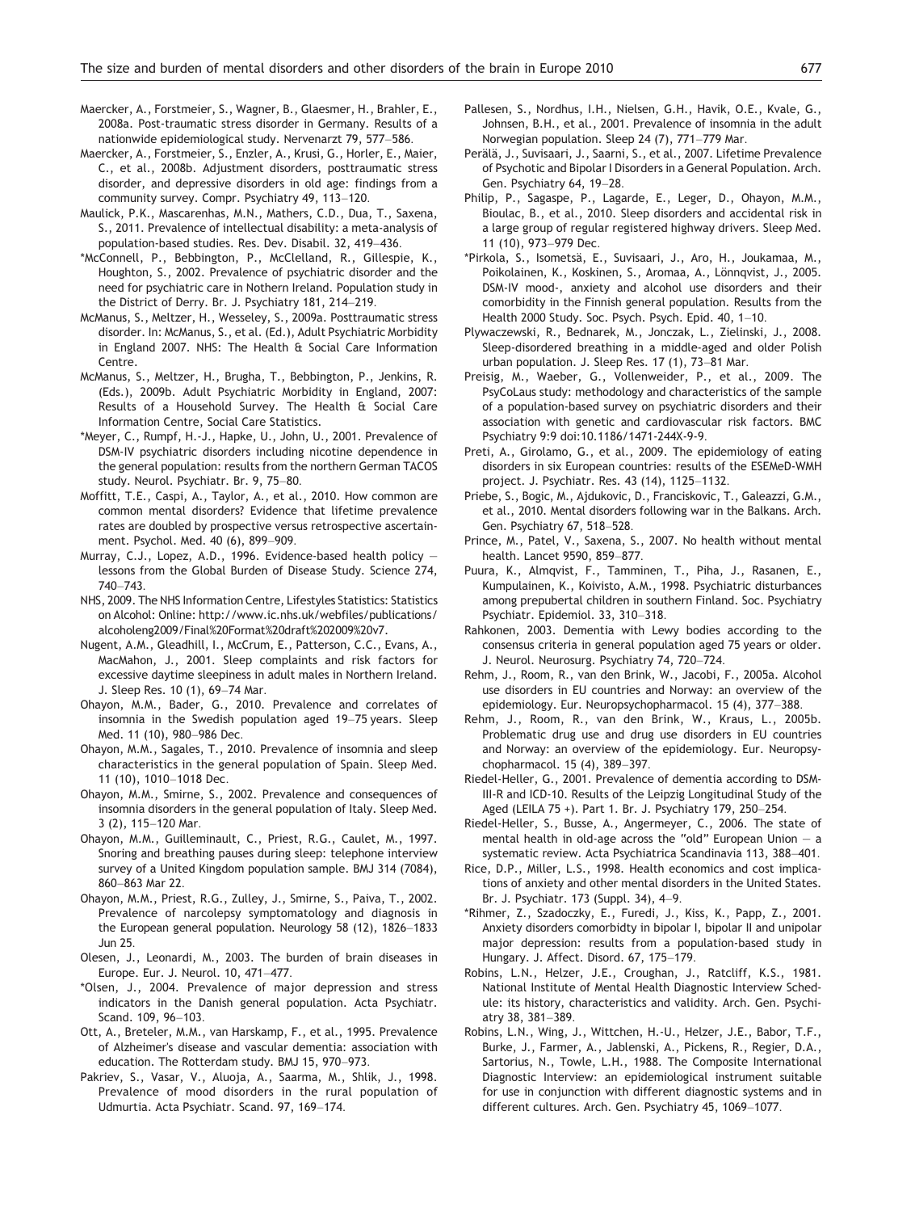Maercker, A., Forstmeier, S., Wagner, B., Glaesmer, H., Brahler, E., 2008a. Post-traumatic stress disorder in Germany. Results of a nationwide epidemiological study. Nervenarzt 79, 577–586.

Maercker, A., Forstmeier, S., Enzler, A., Krusi, G., Horler, E., Maier, C., et al., 2008b. Adjustment disorders, posttraumatic stress disorder, and depressive disorders in old age: findings from a community survey. Compr. Psychiatry 49, 113–120.

Maulick, P.K., Mascarenhas, M.N., Mathers, C.D., Dua, T., Saxena, S., 2011. Prevalence of intellectual disability: a meta-analysis of population-based studies. Res. Dev. Disabil. 32, 419–436.

*McConnell, P., Bebbington, P., McClelland, R., Gillespie, K., Houghton, S., 2002. Prevalence of psychiatric disorder and the need for psychiatric care in Nothern Ireland. Population study in the District of Derry. Br. J. Psychiatry 181, 214–219.

McManus, S., Meltzer, H., Wesseley, S., 2009a. Posttraumatic stress disorder. In: McManus, S., et al. (Ed.), Adult Psychiatric Morbidity in England 2007. NHS: The Health & Social Care Information Centre.

McManus, S., Meltzer, H., Brugha, T., Bebbington, P., Jenkins, R. (Eds.), 2009b. Adult Psychiatric Morbidity in England, 2007: Results of a Household Survey. The Health & Social Care Information Centre, Social Care Statistics.

*Meyer, C., Rumpf, H.-J., Hapke, U., John, U., 2001. Prevalence of DSM-IV psychiatric disorders including nicotine dependence in the general population: results from the northern German TACOS study. Neurol. Psychiatr. Br. 9, 75–80.

Moffitt, T.E., Caspi, A., Taylor, A., et al., 2010. How common are common mental disorders? Evidence that lifetime prevalence rates are doubled by prospective versus retrospective ascertainment. Psychol. Med. 40 (6), 899–909.

Murray, C.J., Lopez, A.D., 1996. Evidence-based health policy — lessons from the Global Burden of Disease Study. Science 274, 740–743.

NHS, 2009. The NHS Information Centre, Lifestyles Statistics: Statistics on Alcohol: Online: http://www.ic.nhs.uk/webfiles/publications/alcoholeng2009/Final%20Format%20draft%202009%20v7.

Nugent, A.M., Gleadhill, I., McCrum, E., Patterson, C.C., Evans, A., MacMahon, J., 2001. Sleep complaints and risk factors for excessive daytime sleepiness in adult males in Northern Ireland. J. Sleep Res. 10 (1), 69–74 Mar.

Ohayon, M.M., Bader, G., 2010. Prevalence and correlates of insomnia in the Swedish population aged 19–75 years. Sleep Med. 11 (10), 980–986 Dec.

Ohayon, M.M., Sagales, T., 2010. Prevalence of insomnia and sleep characteristics in the general population of Spain. Sleep Med. 11 (10), 1010–1018 Dec.

Ohayon, M.M., Smirne, S., 2002. Prevalence and consequences of insomnia disorders in the general population of Italy. Sleep Med. 3 (2), 115–120 Mar.

Ohayon, M.M., Guilleminault, C., Priest, R.G., Caulet, M., 1997. Snoring and breathing pauses during sleep: telephone interview survey of a United Kingdom population sample. BMJ 314 (7084), 860–863 Mar 22.

Ohayon, M.M., Priest, R.G., Zulley, J., Smirne, S., Paiva, T., 2002. Prevalence of narcolepsy symptomatology and diagnosis in the European general population. Neurology 58 (12), 1826–1833 Jun 25.

Olesen, J., Leonardi, M., 2003. The burden of brain diseases in Europe. Eur. J. Neurol. 10, 471–477.

*Olsen, J., 2004. Prevalence of major depression and stress indicators in the Danish general population. Acta Psychiatr. Scand. 109, 96–103.

Ott, A., Breteler, M.M., van Harskamp, F., et al., 1995. Prevalence of Alzheimer's disease and vascular dementia: association with education. The Rotterdam study. BMJ 15, 970–973.

Pakriev, S., Vasar, V., Aluoja, A., Saarma, M., Shlik, J., 1998. Prevalence of mood disorders in the rural population of Udmurtia. Acta Psychiatr. Scand. 97, 169–174.

Pallesen, S., Nordhus, I.H., Nielsen, G.H., Havik, O.E., Kvale, G., Johnsen, B.H., et al., 2001. Prevalence of insomnia in the adult Norwegian population. Sleep 24 (7), 771–779 Mar.

Perälä, J., Suvisaari, J., Saarni, S., et al., 2007. Lifetime Prevalence of Psychotic and Bipolar I Disorders in a General Population. Arch. Gen. Psychiatry 64, 19–28.

Philip, P., Sagaspe, P., Lagarde, E., Leger, D., Ohayon, M.M., Bioulac, B., et al., 2010. Sleep disorders and accidental risk in a large group of regular registered highway drivers. Sleep Med. 11 (10), 973–979 Dec.

*Pirkola, S., Isometsä, E., Suvisaari, J., Aro, H., Joukamaa, M., Poikolainen, K., Koskinen, S., Aromaa, A., Lönnqvist, J., 2005. DSM-IV mood-, anxiety and alcohol use disorders and their comorbidity in the Finnish general population. Results from the Health 2000 Study. Soc. Psych. Psych. Epid. 40, 1–10.

Plywaczewski, R., Bednarek, M., Jonczak, L., Zielinski, J., 2008. Sleep-disordered breathing in a middle-aged and older Polish urban population. J. Sleep Res. 17 (1), 73–81 Mar.

Preisig, M., Waeber, G., Vollenweider, P., et al., 2009. The PsyCoLaus study: methodology and characteristics of the sample of a population-based survey on psychiatric disorders and their association with genetic and cardiovascular risk factors. BMC Psychiatry 9:9 doi:10.1186/1471-244X-9-9.

Preti, A., Girolamo, G., et al., 2009. The epidemiology of eating disorders in six European countries: results of the ESEMeD-WMH project. J. Psychiatr. Res. 43 (14), 1125–1132.

Priebe, S., Bogic, M., Ajdukovic, D., Franciskovic, T., Galeazzi, G.M., et al., 2010. Mental disorders following war in the Balkans. Arch. Gen. Psychiatry 67, 518–528.

Prince, M., Patel, V., Saxena, S., 2007. No health without mental health. Lancet 9590, 859–877.

Puura, K., Almqvist, F., Tamminen, T., Piha, J., Rasanen, E., Kumpulainen, K., Koivisto, A.M., 1998. Psychiatric disturbances among prepubertal children in southern Finland. Soc. Psychiatry Psychiatr. Epidemiol. 33, 310–318.

Rahkonen, 2003. Dementia with Lewy bodies according to the consensus criteria in general population aged 75 years or older. J. Neurol. Neurosurg. Psychiatry 74, 720–724.

Rehm, J., Room, R., van den Brink, W., Jacobi, F., 2005a. Alcohol use disorders in EU countries and Norway: an overview of the epidemiology. Eur. Neuropsychopharmacol. 15 (4), 377–388.

Rehm, J., Room, R., van den Brink, W., Kraus, L., 2005b. Problematic drug use and drug use disorders in EU countries and Norway: an overview of the epidemiology. Eur. Neuropsychopharmacol. 15 (4), 389–397.

Riedel-Heller, G., 2001. Prevalence of dementia according to DSM-III-R and ICD-10. Results of the Leipzig Longitudinal Study of the Aged (LEILA 75 +). Part 1. Br. J. Psychiatry 179, 250–254.

Riedel-Heller, S., Busse, A., Angermeyer, C., 2006. The state of mental health in old-age across the "old" European Union — a systematic review. Acta Psychiatrica Scandinavia 113, 388–401.

Rice, D.P., Miller, L.S., 1998. Health economics and cost implications of anxiety and other mental disorders in the United States. Br. J. Psychiatr. 173 (Suppl. 34), 4–9.

*Rihmer, Z., Szadoczky, E., Furedi, J., Kiss, K., Papp, Z., 2001. Anxiety disorders comorbidty in bipolar I, bipolar II and unipolar major depression: results from a population-based study in Hungary. J. Affect. Disord. 67, 175–179.

Robins, L.N., Helzer, J.E., Croughan, J., Ratcliff, K.S., 1981. National Institute of Mental Health Diagnostic Interview Schedule: its history, characteristics and validity. Arch. Gen. Psychiatry 38, 381–389.

Robins, L.N., Wing, J., Wittchen, H.-U., Helzer, J.E., Babor, T.F., Burke, J., Farmer, A., Jablenski, A., Pickens, R., Regier, D.A., Sartorius, N., Towle, L.H., 1988. The Composite International Diagnostic Interview: an epidemiological instrument suitable for use in conjunction with different diagnostic systems and in different cultures. Arch. Gen. Psychiatry 45, 1069–1077.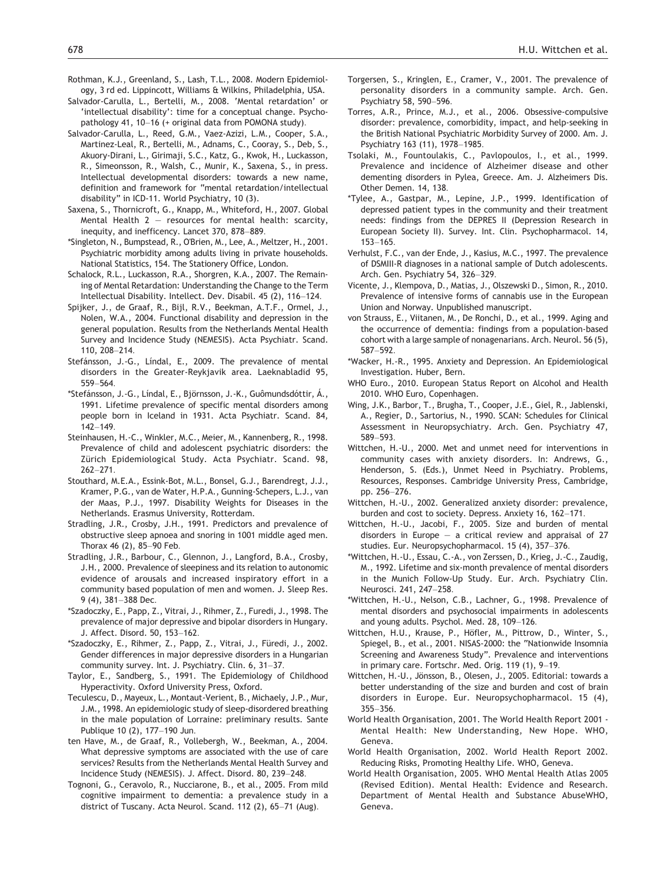Rothman, K.J., Greenland, S., Lash, T.L., 2008. Modern Epidemiology, 3 rd ed. Lippincott, Williams & Wilkins, Philadelphia, USA.

Salvador-Carulla, L., Bertelli, M., 2008. 'Mental retardation' or 'intellectual disability': time for a conceptual change. Psychopathology 41, 10–16 (+ original data from POMONA study).

Salvador-Carulla, L., Reed, G.M., Vaez-Azizi, L.M., Cooper, S.A., Martinez-Leal, R., Bertelli, M., Adnams, C., Cooray, S., Deb, S., Akuory-Dirani, L., Girimaji, S.C., Katz, G., Kwok, H., Luckasson, R., Simeonsson, R., Walsh, C., Munir, K., Saxena, S., in press. Intellectual developmental disorders: towards a new name, definition and framework for "mental retardation/intellectual disability" in ICD-11. World Psychiatry, 10 (3).

Saxena, S., Thornicroft, G., Knapp, M., Whiteford, H., 2007. Global Mental Health 2 — resources for mental health: scarcity, inequity, and inefficency. Lancet 370, 878–889.

*Singleton, N., Bumpstead, R., O'Brien, M., Lee, A., Meltzer, H., 2001. Psychiatric morbidity among adults living in private households. National Statistics, 154. The Stationery Office, London.

Schalock, R.L., Luckasson, R.A., Shorgren, K.A., 2007. The Remaining of Mental Retardation: Understanding the Change to the Term Intellectual Disability. Intellect. Dev. Disabil. 45 (2), 116–124.

Spijker, J., de Graaf, R., Bijl, R.V., Beekman, A.T.F., Ormel, J., Nolen, W.A., 2004. Functional disability and depression in the general population. Results from the Netherlands Mental Health Survey and Incidence Study (NEMESIS). Acta Psychiatr. Scand. 110, 208–214.

Stefánsson, J.-G., Líndal, E., 2009. The prevalence of mental disorders in the Greater-Reykjavik area. Laeknabladid 95, 559–564.

*Stefánsson, J.-G., Líndal, E., Björnsson, J.-K., Guômundsdóttir, Á., 1991. Lifetime prevalence of specific mental disorders among people born in Iceland in 1931. Acta Psychiatr. Scand. 84, 142–149.

Steinhausen, H.-C., Winkler, M.C., Meier, M., Kannenberg, R., 1998. Prevalence of child and adolescent psychiatric disorders: the Zürich Epidemiological Study. Acta Psychiatr. Scand. 98, 262–271.

Stouthard, M.E.A., Essink-Bot, M.L., Bonsel, G.J., Barendregt, J.J., Kramer, P.G., van de Water, H.P.A., Gunning-Schepers, L.J., van der Maas, P.J., 1997. Disability Weights for Diseases in the Netherlands. Erasmus University, Rotterdam.

Stradling, J.R., Crosby, J.H., 1991. Predictors and prevalence of obstructive sleep apnoea and snoring in 1001 middle aged men. Thorax 46 (2), 85–90 Feb.

Stradling, J.R., Barbour, C., Glennon, J., Langford, B.A., Crosby, J.H., 2000. Prevalence of sleepiness and its relation to autonomic evidence of arousals and increased inspiratory effort in a community based population of men and women. J. Sleep Res. 9 (4), 381–388 Dec.

*Szadoczky, E., Papp, Z., Vitrai, J., Rihmer, Z., Furedi, J., 1998. The prevalence of major depressive and bipolar disorders in Hungary. J. Affect. Disord. 50, 153–162.

*Szadoczky, E., Rihmer, Z., Papp, Z., Vitrai, J., Füredi, J., 2002. Gender differences in major depressive disorders in a Hungarian community survey. Int. J. Psychiatry. Clin. 6, 31–37.

Taylor, E., Sandberg, S., 1991. The Epidemiology of Childhood Hyperactivity. Oxford University Press, Oxford.

Teculescu, D., Mayeux, L., Montaut-Verient, B., Michaely, J.P., Mur, J.M., 1998. An epidemiologic study of sleep-disordered breathing in the male population of Lorraine: preliminary results. Sante Publique 10 (2), 177–190 Jun.

ten Have, M., de Graaf, R., Vollebergh, W., Beekman, A., 2004. What depressive symptoms are associated with the use of care services? Results from the Netherlands Mental Health Survey and Incidence Study (NEMESIS). J. Affect. Disord. 80, 239–248.

Tognoni, G., Ceravolo, R., Nucciarone, B., et al., 2005. From mild cognitive impairment to dementia: a prevalence study in a district of Tuscany. Acta Neurol. Scand. 112 (2), 65–71 (Aug).

Torgersen, S., Kringlen, E., Cramer, V., 2001. The prevalence of personality disorders in a community sample. Arch. Gen. Psychiatry 58, 590–596.

Torres, A.R., Prince, M.J., et al., 2006. Obsessive-compulsive disorder: prevalence, comorbidity, impact, and help-seeking in the British National Psychiatric Morbidity Survey of 2000. Am. J. Psychiatry 163 (11), 1978–1985.

Tsolaki, M., Fountoulakis, C., Pavlopoulos, I., et al., 1999. Prevalence and incidence of Alzheimer disease and other dementing disorders in Pylea, Greece. Am. J. Alzheimers Dis. Other Demen. 14, 138.

*Tylee, A., Gastpar, M., Lepine, J.P., 1999. Identification of depressed patient types in the community and their treatment needs: findings from the DEPRES II (Depression Research in European Society II). Survey. Int. Clin. Psychopharmacol. 14, 153–165.

Verhulst, F.C., van der Ende, J., Kasius, M.C., 1997. The prevalence of DSMIII-R diagnoses in a national sample of Dutch adolescents. Arch. Gen. Psychiatry 54, 326–329.

Vicente, J., Klempova, D., Matias, J., Olszewski D., Simon, R., 2010. Prevalence of intensive forms of cannabis use in the European Union and Norway. Unpublished manuscript.

von Strauss, E., Viitanen, M., De Ronchi, D., et al., 1999. Aging and the occurrence of dementia: findings from a population-based cohort with a large sample of nonagenarians. Arch. Neurol. 56 (5), 587–592.

*Wacker, H.-R., 1995. Anxiety and Depression. An Epidemiological Investigation. Huber, Bern.

WHO Euro., 2010. European Status Report on Alcohol and Health 2010. WHO Euro, Copenhagen.

Wing, J.K., Barbor, T., Brugha, T., Cooper, J.E., Giel, R., Jablenski, A., Regier, D., Sartorius, N., 1990. SCAN: Schedules for Clinical Assessment in Neuropsychiatry. Arch. Gen. Psychiatry 47, 589–593.

Wittchen, H.-U., 2000. Met and unmet need for interventions in community cases with anxiety disorders. In: Andrews, G., Henderson, S. (Eds.), Unmet Need in Psychiatry. Problems, Resources, Responses. Cambridge University Press, Cambridge, pp. 256–276.

Wittchen, H.-U., 2002. Generalized anxiety disorder: prevalence, burden and cost to society. Depress. Anxiety 16, 162–171.

Wittchen, H.-U., Jacobi, F., 2005. Size and burden of mental disorders in Europe — a critical review and appraisal of 27 studies. Eur. Neuropsychopharmacol. 15 (4), 357–376.

*Wittchen, H.-U., Essau, C.-A., von Zerssen, D., Krieg, J.-C., Zaudig, M., 1992. Lifetime and six-month prevalence of mental disorders in the Munich Follow-Up Study. Eur. Arch. Psychiatry Clin. Neurosci. 241, 247–258.

*Wittchen, H.-U., Nelson, C.B., Lachner, G., 1998. Prevalence of mental disorders and psychosocial impairments in adolescents and young adults. Psychol. Med. 28, 109–126.

Wittchen, H.U., Krause, P., Höfler, M., Pittrow, D., Winter, S., Spiegel, B., et al., 2001. NISAS-2000: the "Nationwide Insomnia Screening and Awareness Study". Prevalence and interventions in primary care. Fortschr. Med. Orig. 119 (1), 9–19.

Wittchen, H.-U., Jönsson, B., Olesen, J., 2005. Editorial: towards a better understanding of the size and burden and cost of brain disorders in Europe. Eur. Neuropsychopharmacol. 15 (4), 355–356.

World Health Organisation, 2001. The World Health Report 2001 - Mental Health: New Understanding, New Hope. WHO, Geneva.

World Health Organisation, 2002. World Health Report 2002. Reducing Risks, Promoting Healthy Life. WHO, Geneva.

World Health Organisation, 2005. WHO Mental Health Atlas 2005 (Revised Edition). Mental Health: Evidence and Research. Department of Mental Health and Substance AbuseWHO, Geneva.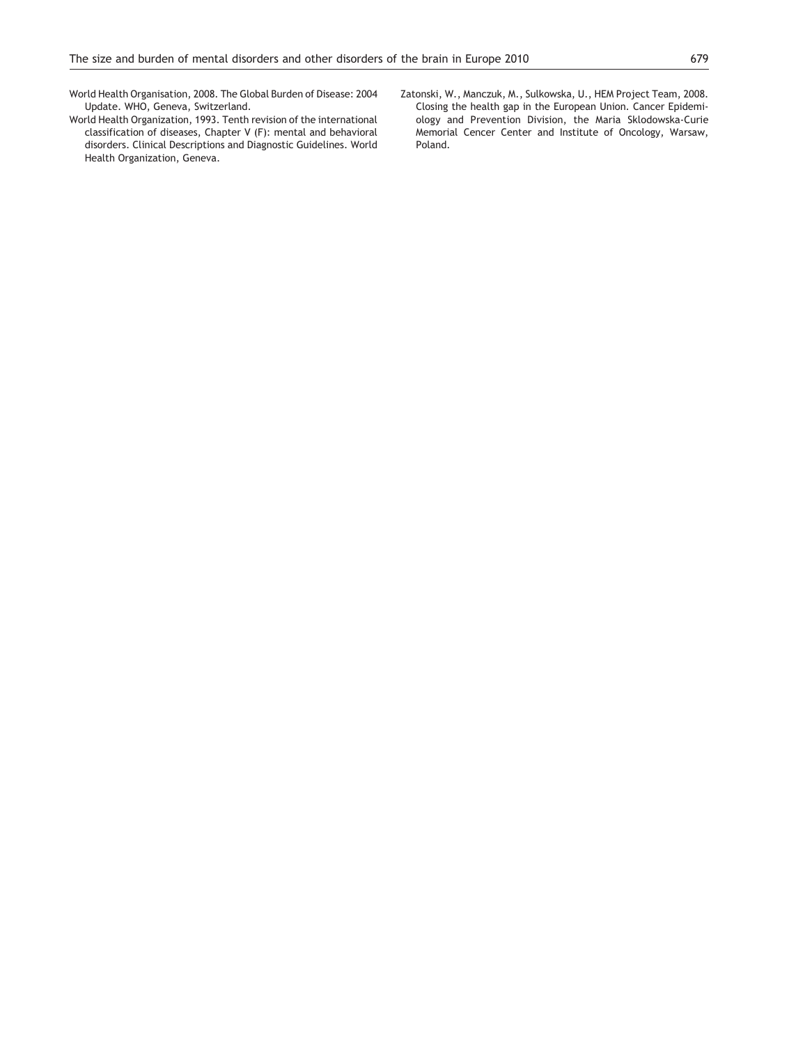World Health Organisation, 2008. The Global Burden of Disease: 2004 Update. WHO, Geneva, Switzerland.

World Health Organization, 1993. Tenth revision of the international classification of diseases, Chapter V (F): mental and behavioral disorders. Clinical Descriptions and Diagnostic Guidelines. World Health Organization, Geneva.

Zatonski, W., Manczuk, M., Sulkowska, U., HEM Project Team, 2008. Closing the health gap in the European Union. Cancer Epidemiology and Prevention Division, the Maria Sklodowska-Curie Memorial Cencer Center and Institute of Oncology, Warsaw, Poland.